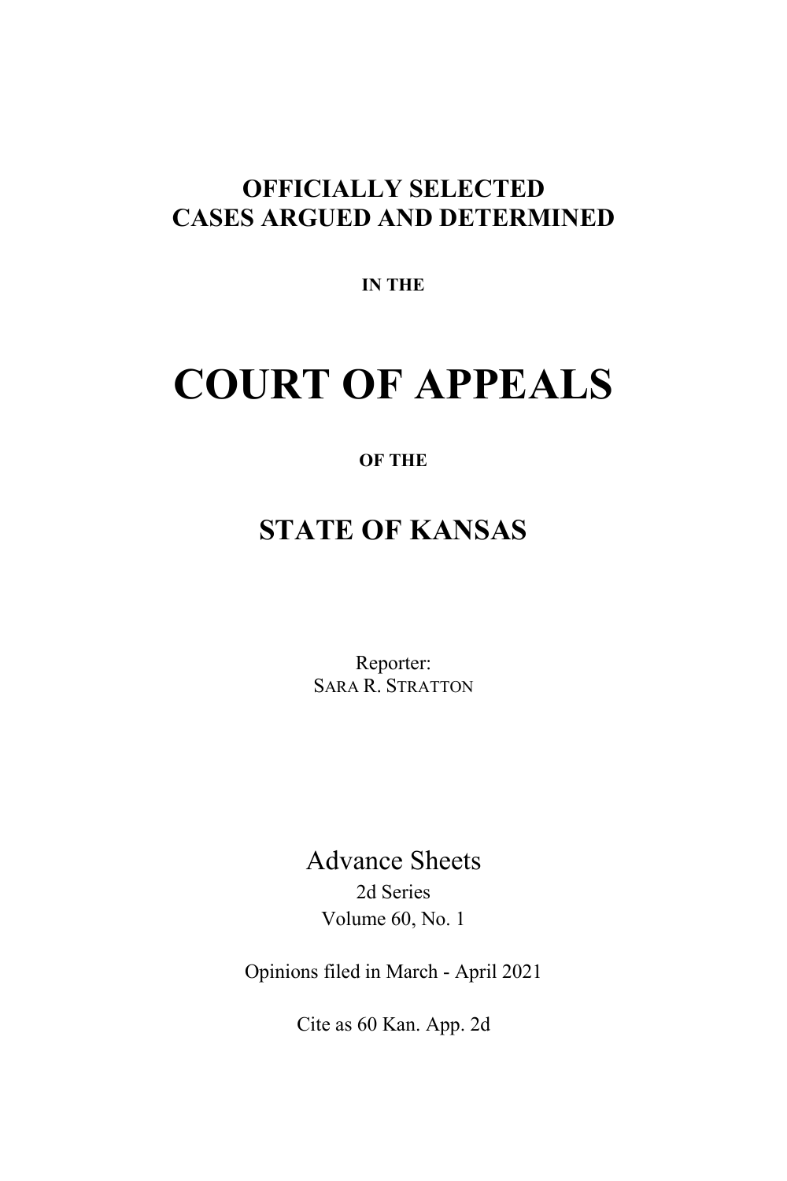# OFFICIALLY SELECTED
# CASES ARGUED AND DETERMINED

**IN THE**

# COURT OF APPEALS

**OF THE**

## STATE OF KANSAS

Reporter:
SARA R. STRATTON

Advance Sheets

2d Series

Volume 60, No. 1

Opinions filed in March - April 2021

Cite as 60 Kan. App. 2d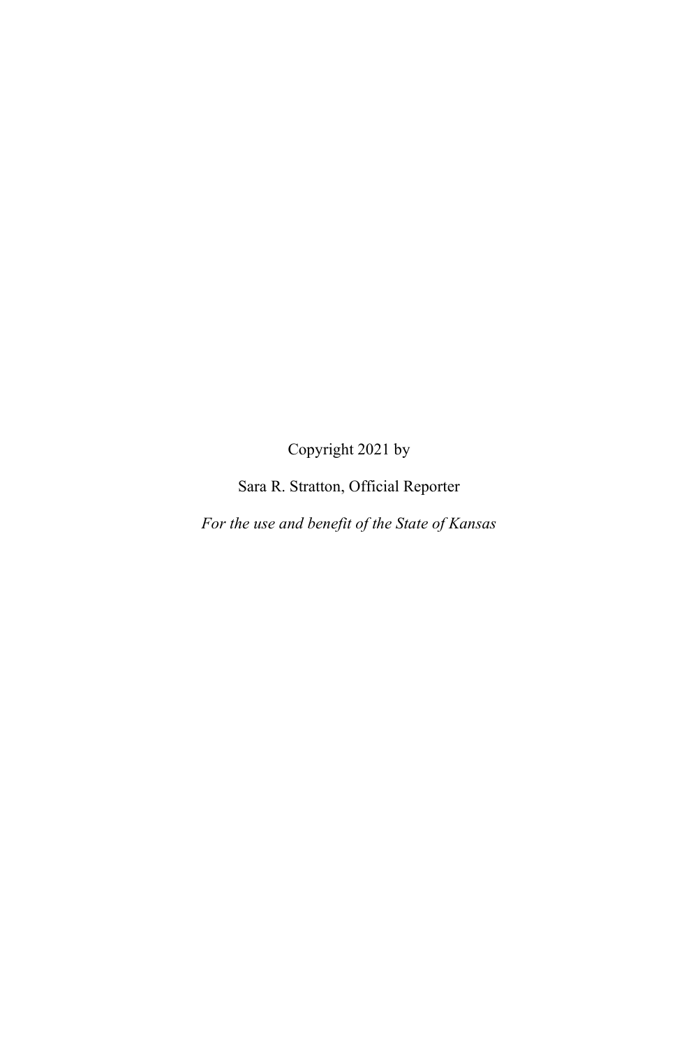Copyright 2021 by

Sara R. Stratton, Official Reporter

*For the use and benefit of the State of Kansas*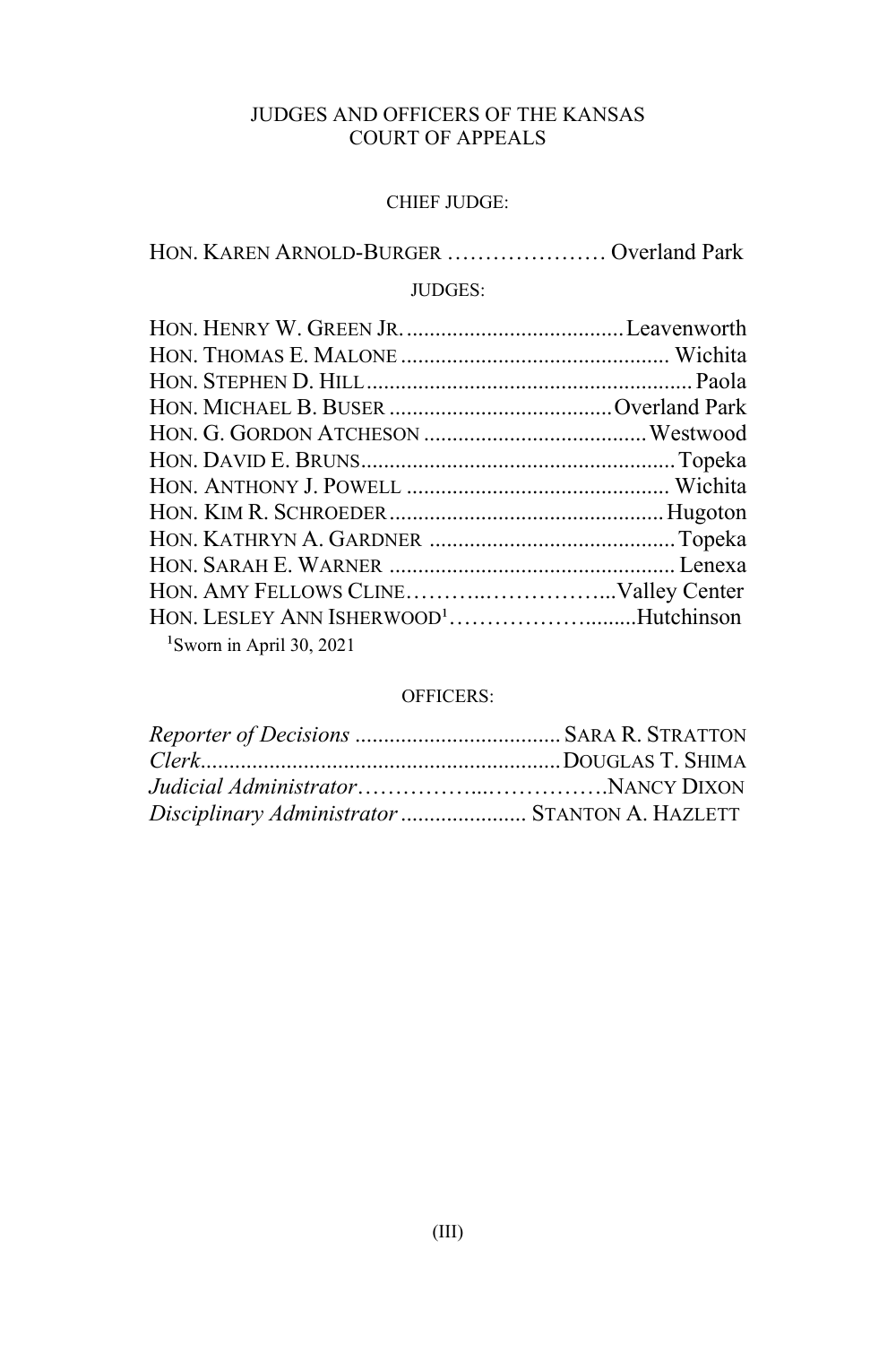# JUDGES AND OFFICERS OF THE KANSAS COURT OF APPEALS

## CHIEF JUDGE:

HON. KAREN ARNOLD-BURGER ………………… Overland Park

## JUDGES:

HON. HENRY W. GREEN JR. ...................................... Leavenworth
HON. THOMAS E. MALONE ............................................... Wichita
HON. STEPHEN D. HILL ......................................................... Paola
HON. MICHAEL B. BUSER ....................................... Overland Park
HON. G. GORDON ATCHESON ....................................... Westwood
HON. DAVID E. BRUNS ....................................................... Topeka
HON. ANTHONY J. POWELL .............................................. Wichita
HON. KIM R. SCHROEDER ................................................ Hugoton
HON. KATHRYN A. GARDNER ........................................... Topeka
HON. SARAH E. WARNER .................................................. Lenexa
HON. AMY FELLOWS CLINE………..……………...Valley Center
HON. LESLEY ANN ISHERWOOD[1]……………….........Hutchinson

[1]Sworn in April 30, 2021

## OFFICERS:

*Reporter of Decisions* .................................... SARA R. STRATTON
*Clerk*.............................................................. DOUGLAS T. SHIMA
*Judicial Administrator*……………..…………….NANCY DIXON
*Disciplinary Administrator* ...................... STANTON A. HAZLETT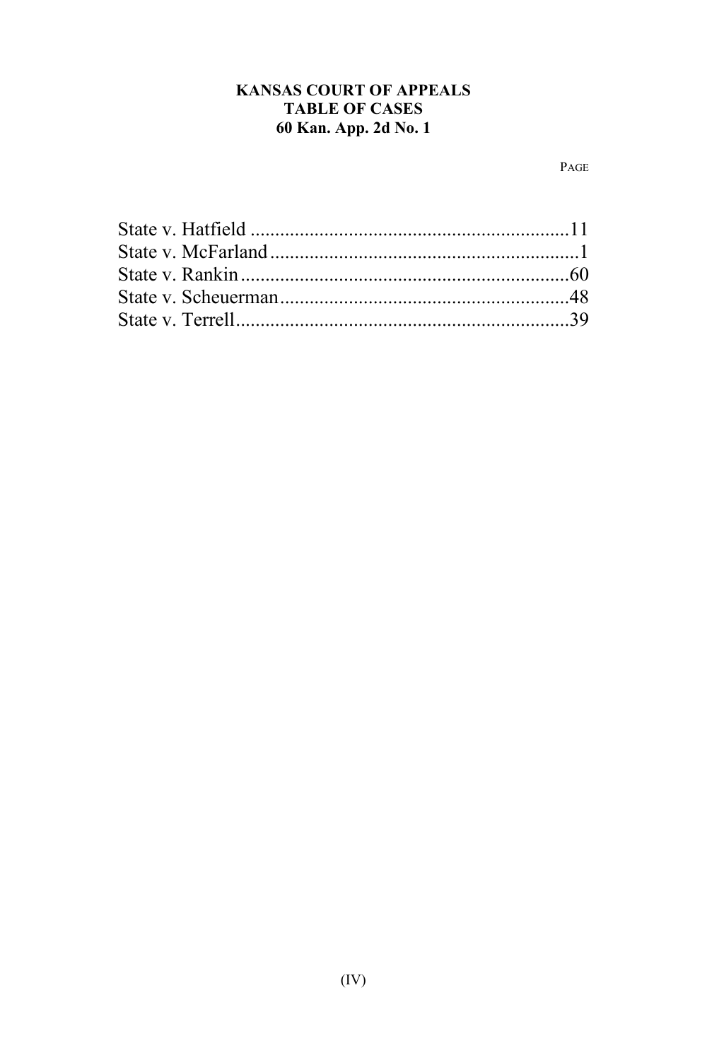# KANSAS COURT OF APPEALS
## TABLE OF CASES
### 60 Kan. App. 2d No. 1

| | PAGE |
|---|---|
| State v. Hatfield | 11 |
| State v. McFarland | 1 |
| State v. Rankin | 60 |
| State v. Scheuerman | 48 |
| State v. Terrell | 39 |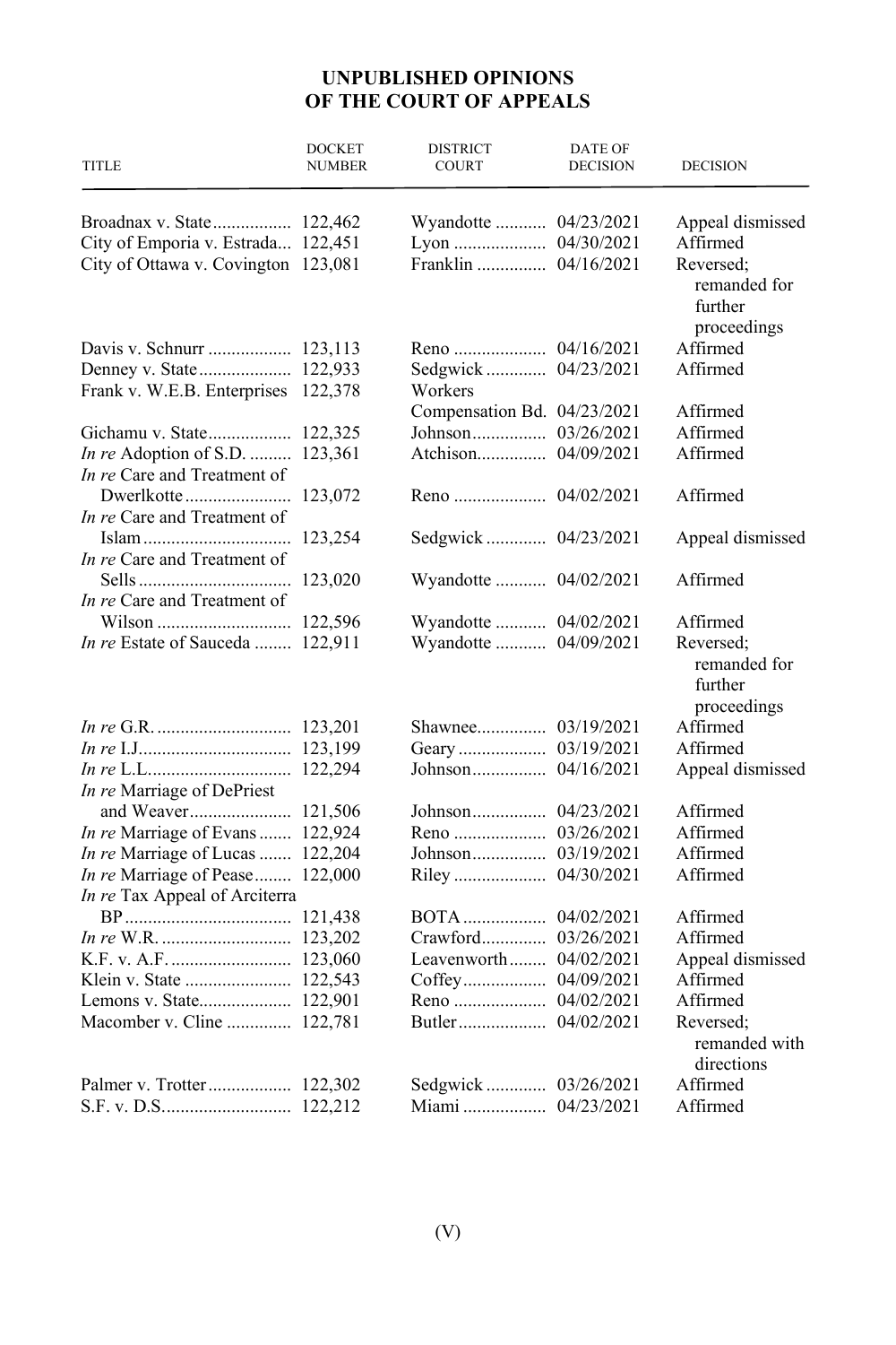# UNPUBLISHED OPINIONS OF THE COURT OF APPEALS

| TITLE | DOCKET NUMBER | DISTRICT COURT | DATE OF DECISION | DECISION |
|---|---|---|---|---|
| Broadnax v. State | 122,462 | Wyandotte | 04/23/2021 | Appeal dismissed |
| City of Emporia v. Estrada | 122,451 | Lyon | 04/30/2021 | Affirmed |
| City of Ottawa v. Covington | 123,081 | Franklin | 04/16/2021 | Reversed; remanded for further proceedings |
| Davis v. Schnurr | 123,113 | Reno | 04/16/2021 | Affirmed |
| Denney v. State | 122,933 | Sedgwick | 04/23/2021 | Affirmed |
| Frank v. W.E.B. Enterprises | 122,378 | Workers Compensation Bd. | 04/23/2021 | Affirmed |
| Gichamu v. State | 122,325 | Johnson | 03/26/2021 | Affirmed |
| *In re* Adoption of S.D. | 123,361 | Atchison | 04/09/2021 | Affirmed |
| *In re* Care and Treatment of Dwerlkotte | 123,072 | Reno | 04/02/2021 | Affirmed |
| *In re* Care and Treatment of Islam | 123,254 | Sedgwick | 04/23/2021 | Appeal dismissed |
| *In re* Care and Treatment of Sells | 123,020 | Wyandotte | 04/02/2021 | Affirmed |
| *In re* Care and Treatment of Wilson | 122,596 | Wyandotte | 04/02/2021 | Affirmed |
| *In re* Estate of Sauceda | 122,911 | Wyandotte | 04/09/2021 | Reversed; remanded for further proceedings |
| *In re* G.R. | 123,201 | Shawnee | 03/19/2021 | Affirmed |
| *In re* I.J. | 123,199 | Geary | 03/19/2021 | Affirmed |
| *In re* L.L. | 122,294 | Johnson | 04/16/2021 | Appeal dismissed |
| *In re* Marriage of DePriest and Weaver | 121,506 | Johnson | 04/23/2021 | Affirmed |
| *In re* Marriage of Evans | 122,924 | Reno | 03/26/2021 | Affirmed |
| *In re* Marriage of Lucas | 122,204 | Johnson | 03/19/2021 | Affirmed |
| *In re* Marriage of Pease | 122,000 | Riley | 04/30/2021 | Affirmed |
| *In re* Tax Appeal of Arciterra BP | 121,438 | BOTA | 04/02/2021 | Affirmed |
| *In re* W.R. | 123,202 | Crawford | 03/26/2021 | Affirmed |
| K.F. v. A.F. | 123,060 | Leavenworth | 04/02/2021 | Appeal dismissed |
| Klein v. State | 122,543 | Coffey | 04/09/2021 | Affirmed |
| Lemons v. State | 122,901 | Reno | 04/02/2021 | Affirmed |
| Macomber v. Cline | 122,781 | Butler | 04/02/2021 | Reversed; remanded with directions |
| Palmer v. Trotter | 122,302 | Sedgwick | 03/26/2021 | Affirmed |
| S.F. v. D.S. | 122,212 | Miami | 04/23/2021 | Affirmed |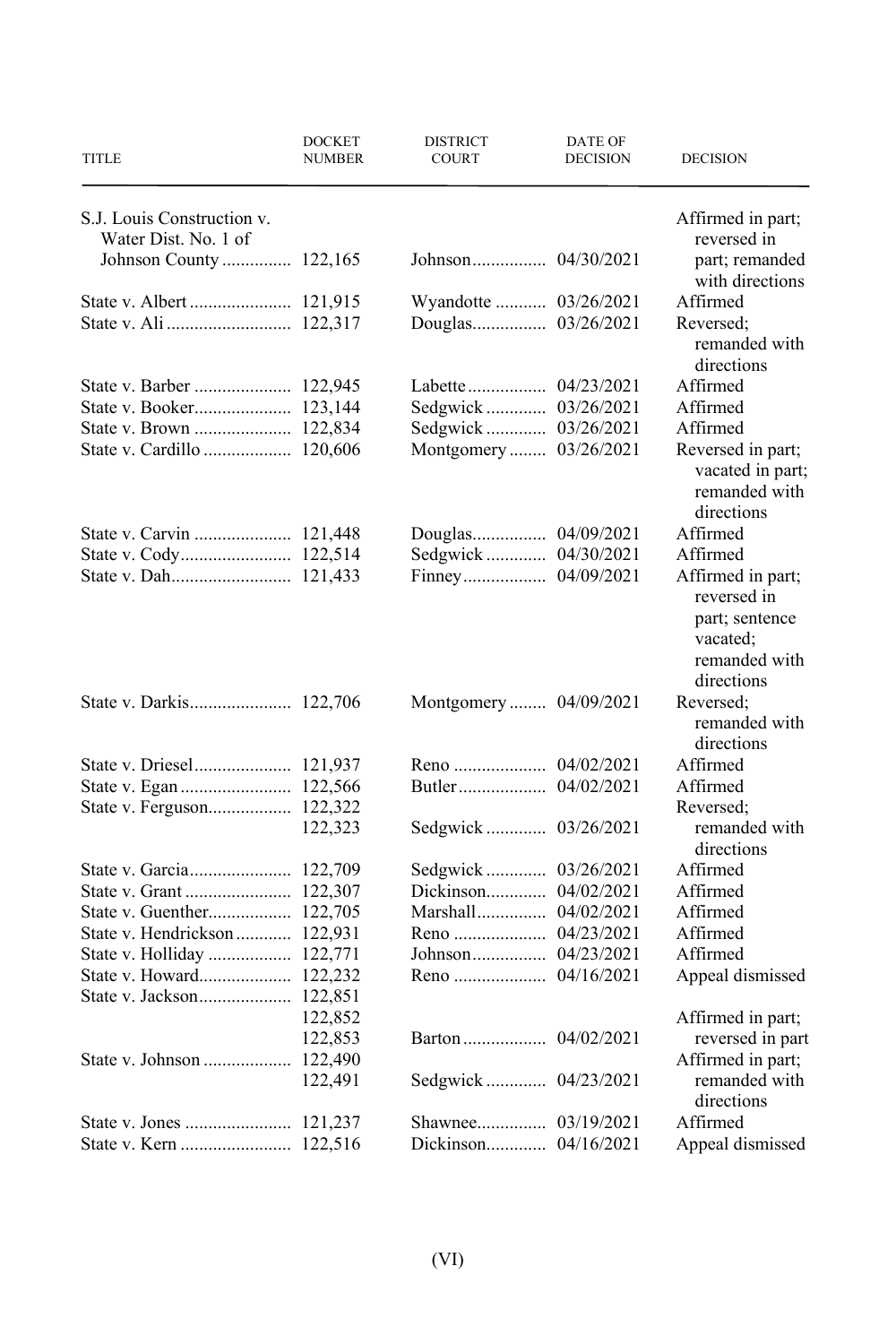| TITLE | DOCKET NUMBER | DISTRICT COURT | DATE OF DECISION | DECISION |
|---|---|---|---|---|
| S.J. Louis Construction v. Water Dist. No. 1 of Johnson County | 122,165 | Johnson | 04/30/2021 | Affirmed in part; reversed in part; remanded with directions |
| State v. Albert | 121,915 | Wyandotte | 03/26/2021 | Affirmed |
| State v. Ali | 122,317 | Douglas | 03/26/2021 | Reversed; remanded with directions |
| State v. Barber | 122,945 | Labette | 04/23/2021 | Affirmed |
| State v. Booker | 123,144 | Sedgwick | 03/26/2021 | Affirmed |
| State v. Brown | 122,834 | Sedgwick | 03/26/2021 | Affirmed |
| State v. Cardillo | 120,606 | Montgomery | 03/26/2021 | Reversed in part; vacated in part; remanded with directions |
| State v. Carvin | 121,448 | Douglas | 04/09/2021 | Affirmed |
| State v. Cody | 122,514 | Sedgwick | 04/30/2021 | Affirmed |
| State v. Dah | 121,433 | Finney | 04/09/2021 | Affirmed in part; reversed in part; sentence vacated; remanded with directions |
| State v. Darkis | 122,706 | Montgomery | 04/09/2021 | Reversed; remanded with directions |
| State v. Driesel | 121,937 | Reno | 04/02/2021 | Affirmed |
| State v. Egan | 122,566 | Butler | 04/02/2021 | Affirmed |
| State v. Ferguson | 122,322<br>122,323 | Sedgwick | 03/26/2021 | Reversed; remanded with directions |
| State v. Garcia | 122,709 | Sedgwick | 03/26/2021 | Affirmed |
| State v. Grant | 122,307 | Dickinson | 04/02/2021 | Affirmed |
| State v. Guenther | 122,705 | Marshall | 04/02/2021 | Affirmed |
| State v. Hendrickson | 122,931 | Reno | 04/23/2021 | Affirmed |
| State v. Holliday | 122,771 | Johnson | 04/23/2021 | Affirmed |
| State v. Howard | 122,232 | Reno | 04/16/2021 | Appeal dismissed |
| State v. Jackson | 122,851<br>122,852<br>122,853 | Barton | 04/02/2021 | Affirmed in part; reversed in part |
| State v. Johnson | 122,490<br>122,491 | Sedgwick | 04/23/2021 | Affirmed in part; remanded with directions |
| State v. Jones | 121,237 | Shawnee | 03/19/2021 | Affirmed |
| State v. Kern | 122,516 | Dickinson | 04/16/2021 | Appeal dismissed |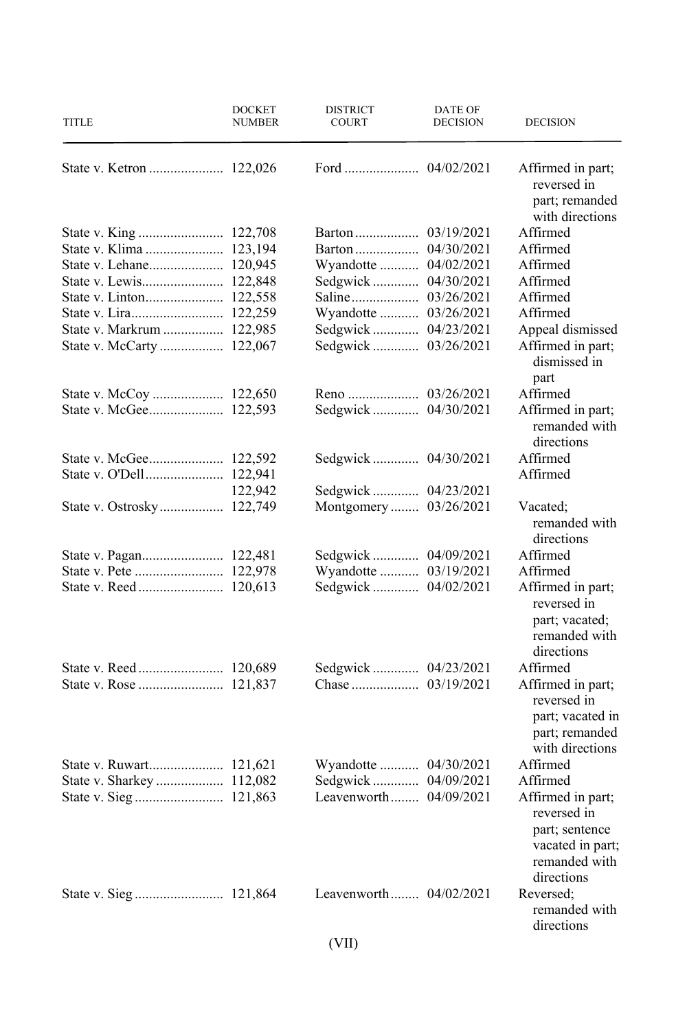| TITLE | DOCKET NUMBER | DISTRICT COURT | DATE OF DECISION | DECISION |
|---|---|---|---|---|
| State v. Ketron | 122,026 | Ford | 04/02/2021 | Affirmed in part; reversed in part; remanded with directions |
| State v. King | 122,708 | Barton | 03/19/2021 | Affirmed |
| State v. Klima | 123,194 | Barton | 04/30/2021 | Affirmed |
| State v. Lehane | 120,945 | Wyandotte | 04/02/2021 | Affirmed |
| State v. Lewis | 122,848 | Sedgwick | 04/30/2021 | Affirmed |
| State v. Linton | 122,558 | Saline | 03/26/2021 | Affirmed |
| State v. Lira | 122,259 | Wyandotte | 03/26/2021 | Affirmed |
| State v. Markrum | 122,985 | Sedgwick | 04/23/2021 | Appeal dismissed |
| State v. McCarty | 122,067 | Sedgwick | 03/26/2021 | Affirmed in part; dismissed in part |
| State v. McCoy | 122,650 | Reno | 03/26/2021 | Affirmed |
| State v. McGee | 122,593 | Sedgwick | 04/30/2021 | Affirmed in part; remanded with directions |
| State v. McGee | 122,592 | Sedgwick | 04/30/2021 | Affirmed |
| State v. O'Dell | 122,941<br>122,942 | Sedgwick | 04/23/2021 | Affirmed |
| State v. Ostrosky | 122,749 | Montgomery | 03/26/2021 | Vacated; remanded with directions |
| State v. Pagan | 122,481 | Sedgwick | 04/09/2021 | Affirmed |
| State v. Pete | 122,978 | Wyandotte | 03/19/2021 | Affirmed |
| State v. Reed | 120,613 | Sedgwick | 04/02/2021 | Affirmed in part; reversed in part; vacated; remanded with directions |
| State v. Reed | 120,689 | Sedgwick | 04/23/2021 | Affirmed |
| State v. Rose | 121,837 | Chase | 03/19/2021 | Affirmed in part; reversed in part; vacated in part; remanded with directions |
| State v. Ruwart | 121,621 | Wyandotte | 04/30/2021 | Affirmed |
| State v. Sharkey | 112,082 | Sedgwick | 04/09/2021 | Affirmed |
| State v. Sieg | 121,863 | Leavenworth | 04/09/2021 | Affirmed in part; reversed in part; sentence vacated in part; remanded with directions |
| State v. Sieg | 121,864 | Leavenworth | 04/02/2021 | Reversed; remanded with directions |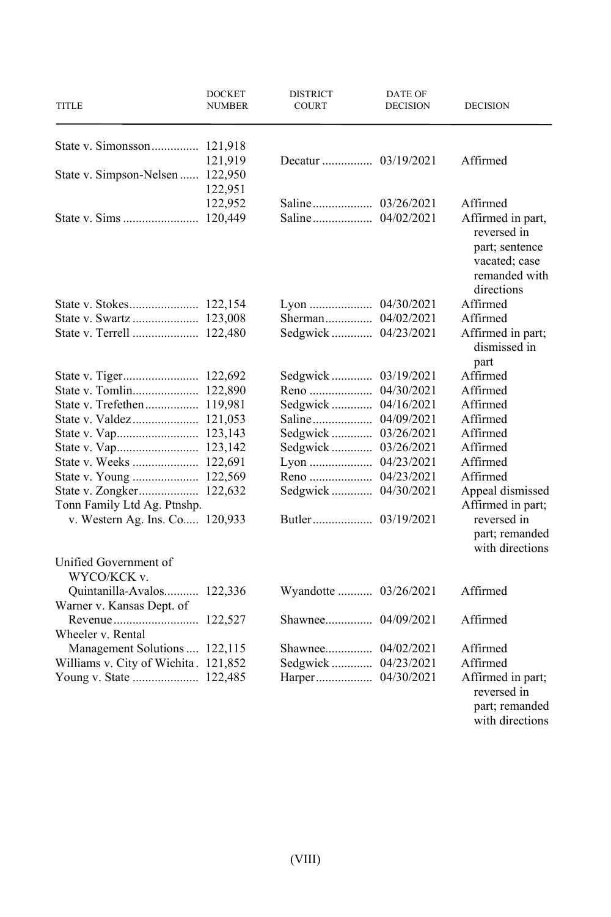| TITLE | DOCKET NUMBER | DISTRICT COURT | DATE OF DECISION | DECISION |
|---|---|---|---|---|
| State v. Simonsson | 121,918<br>121,919 | Decatur | 03/19/2021 | Affirmed |
| State v. Simpson-Nelsen | 122,950<br>122,951<br>122,952 | Saline | 03/26/2021 | Affirmed |
| State v. Sims | 120,449 | Saline | 04/02/2021 | Affirmed in part, reversed in part; sentence vacated; case remanded with directions |
| State v. Stokes | 122,154 | Lyon | 04/30/2021 | Affirmed |
| State v. Swartz | 123,008 | Sherman | 04/02/2021 | Affirmed |
| State v. Terrell | 122,480 | Sedgwick | 04/23/2021 | Affirmed in part; dismissed in part |
| State v. Tiger | 122,692 | Sedgwick | 03/19/2021 | Affirmed |
| State v. Tomlin | 122,890 | Reno | 04/30/2021 | Affirmed |
| State v. Trefethen | 119,981 | Sedgwick | 04/16/2021 | Affirmed |
| State v. Valdez | 121,053 | Saline | 04/09/2021 | Affirmed |
| State v. Vap | 123,143 | Sedgwick | 03/26/2021 | Affirmed |
| State v. Vap | 123,142 | Sedgwick | 03/26/2021 | Affirmed |
| State v. Weeks | 122,691 | Lyon | 04/23/2021 | Affirmed |
| State v. Young | 122,569 | Reno | 04/23/2021 | Affirmed |
| State v. Zongker | 122,632 | Sedgwick | 04/30/2021 | Appeal dismissed |
| Tonn Family Ltd Ag. Ptnshp. v. Western Ag. Ins. Co. | 120,933 | Butler | 03/19/2021 | Affirmed in part; reversed in part; remanded with directions |
| Unified Government of WYCO/KCK v. Quintanilla-Avalos | 122,336 | Wyandotte | 03/26/2021 | Affirmed |
| Warner v. Kansas Dept. of Revenue | 122,527 | Shawnee | 04/09/2021 | Affirmed |
| Wheeler v. Rental Management Solutions | 122,115 | Shawnee | 04/02/2021 | Affirmed |
| Williams v. City of Wichita | 121,852 | Sedgwick | 04/23/2021 | Affirmed |
| Young v. State | 122,485 | Harper | 04/30/2021 | Affirmed in part; reversed in part; remanded with directions |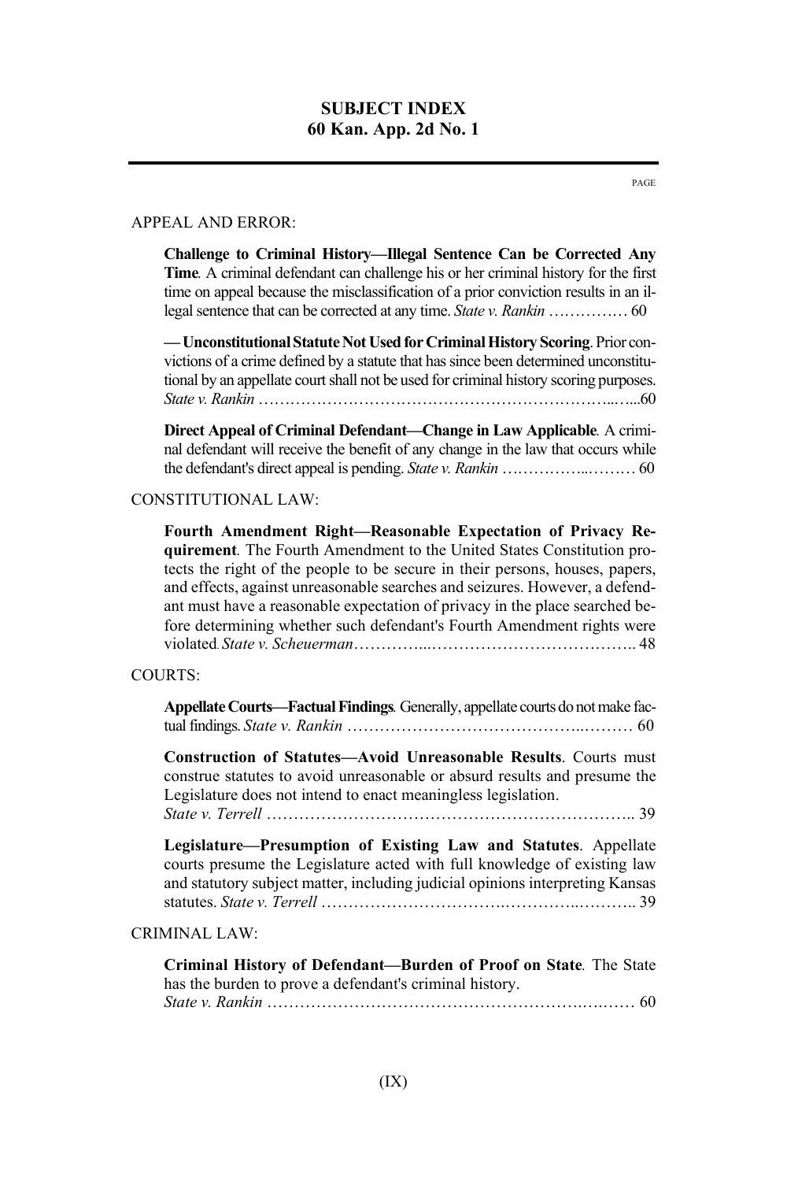# SUBJECT INDEX
## 60 Kan. App. 2d No. 1

PAGE

APPEAL AND ERROR:

**Challenge to Criminal History—Illegal Sentence Can be Corrected Any Time**. A criminal defendant can challenge his or her criminal history for the first time on appeal because the misclassification of a prior conviction results in an illegal sentence that can be corrected at any time. *State v. Rankin* …………… 60

**— Unconstitutional Statute Not Used for Criminal History Scoring**. Prior convictions of a crime defined by a statute that has since been determined unconstitutional by an appellate court shall not be used for criminal history scoring purposes. *State v. Rankin* ……………………………………………………………...…...60

**Direct Appeal of Criminal Defendant—Change in Law Applicable**. A criminal defendant will receive the benefit of any change in the law that occurs while the defendant's direct appeal is pending. *State v. Rankin* ……………..……… 60

CONSTITUTIONAL LAW:

**Fourth Amendment Right—Reasonable Expectation of Privacy Requirement**. The Fourth Amendment to the United States Constitution protects the right of the people to be secure in their persons, houses, papers, and effects, against unreasonable searches and seizures. However, a defendant must have a reasonable expectation of privacy in the place searched before determining whether such defendant's Fourth Amendment rights were violated. *State v. Scheuerman*…………...……………………………….. 48

COURTS:

**Appellate Courts—Factual Findings**. Generally, appellate courts do not make factual findings. *State v. Rankin* ……………………………………..……… 60

**Construction of Statutes—Avoid Unreasonable Results**. Courts must construe statutes to avoid unreasonable or absurd results and presume the Legislature does not intend to enact meaningless legislation. *State v. Terrell* ………………………………………………………….. 39

**Legislature—Presumption of Existing Law and Statutes**. Appellate courts presume the Legislature acted with full knowledge of existing law and statutory subject matter, including judicial opinions interpreting Kansas statutes. *State v. Terrell* …………………………….…………..……….. 39

CRIMINAL LAW:

**Criminal History of Defendant—Burden of Proof on State**. The State has the burden to prove a defendant's criminal history. *State v. Rankin* …………………………………………………….….…… 60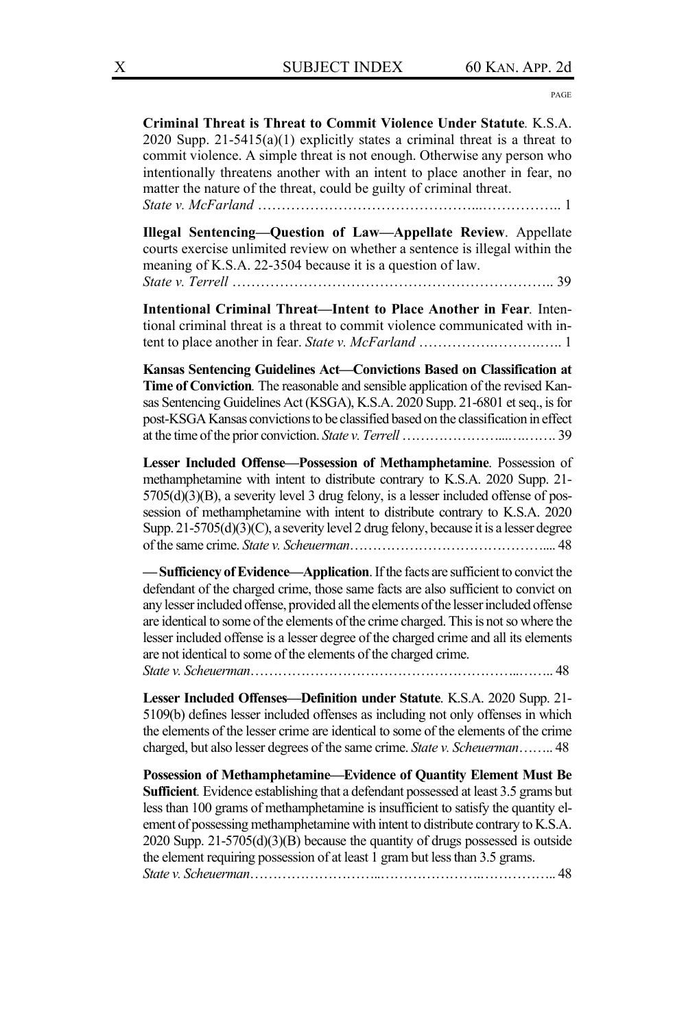**Criminal Threat is Threat to Commit Violence Under Statute**. K.S.A. 2020 Supp. 21-5415(a)(1) explicitly states a criminal threat is a threat to commit violence. A simple threat is not enough. Otherwise any person who intentionally threatens another with an intent to place another in fear, no matter the nature of the threat, could be guilty of criminal threat.
*State v. McFarland* ………………………………………...…………….. 1

**Illegal Sentencing—Question of Law—Appellate Review**. Appellate courts exercise unlimited review on whether a sentence is illegal within the meaning of K.S.A. 22-3504 because it is a question of law.
*State v. Terrell* ……………………………………………………….. 39

**Intentional Criminal Threat—Intent to Place Another in Fear**. Intentional criminal threat is a threat to commit violence communicated with intent to place another in fear. *State v. McFarland* …………….……….….. 1

**Kansas Sentencing Guidelines Act—Convictions Based on Classification at Time of Conviction**. The reasonable and sensible application of the revised Kansas Sentencing Guidelines Act (KSGA), K.S.A. 2020 Supp. 21-6801 et seq., is for post-KSGA Kansas convictions to be classified based on the classification in effect at the time of the prior conviction. *State v. Terrell* ………………….....….……. 39

**Lesser Included Offense—Possession of Methamphetamine**. Possession of methamphetamine with intent to distribute contrary to K.S.A. 2020 Supp. 21-5705(d)(3)(B), a severity level 3 drug felony, is a lesser included offense of possession of methamphetamine with intent to distribute contrary to K.S.A. 2020 Supp. 21-5705(d)(3)(C), a severity level 2 drug felony, because it is a lesser degree of the same crime. *State v. Scheuerman*……………………………………..... 48

**— Sufficiency of Evidence—Application**. If the facts are sufficient to convict the defendant of the charged crime, those same facts are also sufficient to convict on any lesser included offense, provided all the elements of the lesser included offense are identical to some of the elements of the crime charged. This is not so where the lesser included offense is a lesser degree of the charged crime and all its elements are not identical to some of the elements of the charged crime.
*State v. Scheuerman*…………………………………………………..…….. 48

**Lesser Included Offenses—Definition under Statute**. K.S.A. 2020 Supp. 21-5109(b) defines lesser included offenses as including not only offenses in which the elements of the lesser crime are identical to some of the elements of the crime charged, but also lesser degrees of the same crime. *State v. Scheuerman*…….. 48

**Possession of Methamphetamine—Evidence of Quantity Element Must Be Sufficient**. Evidence establishing that a defendant possessed at least 3.5 grams but less than 100 grams of methamphetamine is insufficient to satisfy the quantity element of possessing methamphetamine with intent to distribute contrary to K.S.A. 2020 Supp. 21-5705(d)(3)(B) because the quantity of drugs possessed is outside the element requiring possession of at least 1 gram but less than 3.5 grams.
*State v. Scheuerman*……………………...…………………..…………….. 48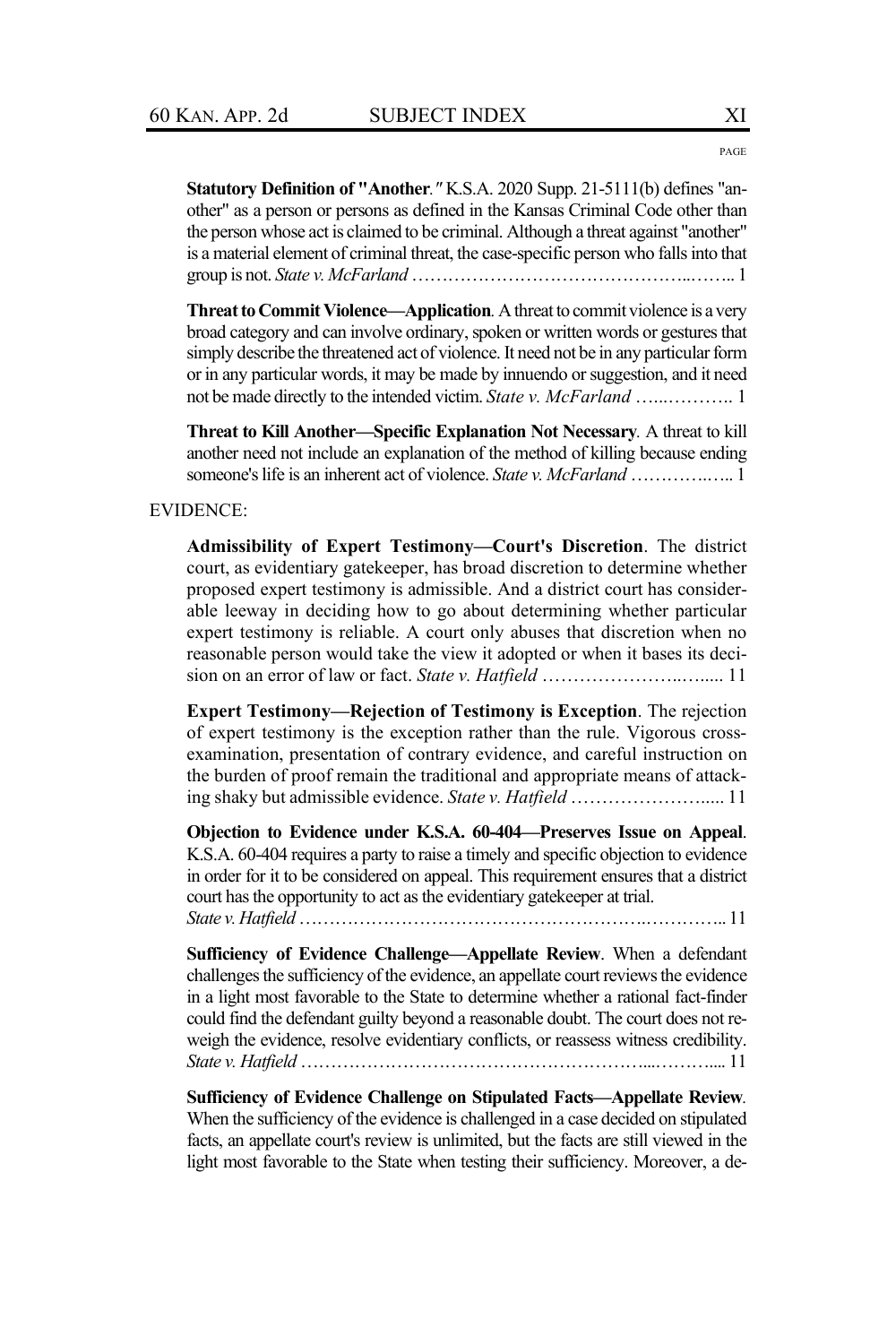**Statutory Definition of "Another**.*"* K.S.A. 2020 Supp. 21-5111(b) defines "another" as a person or persons as defined in the Kansas Criminal Code other than the person whose act is claimed to be criminal. Although a threat against "another" is a material element of criminal threat, the case-specific person who falls into that group is not. *State v. McFarland* ………………………………………..…….. 1

**Threat to Commit Violence—Application**. A threat to commit violence is a very broad category and can involve ordinary, spoken or written words or gestures that simply describe the threatened act of violence. It need not be in any particular form or in any particular words, it may be made by innuendo or suggestion, and it need not be made directly to the intended victim. *State v. McFarland* …..……….. 1

**Threat to Kill Another—Specific Explanation Not Necessary**. A threat to kill another need not include an explanation of the method of killing because ending someone's life is an inherent act of violence. *State v. McFarland* ………….….. 1

EVIDENCE:

**Admissibility of Expert Testimony—Court's Discretion**. The district court, as evidentiary gatekeeper, has broad discretion to determine whether proposed expert testimony is admissible. And a district court has considerable leeway in deciding how to go about determining whether particular expert testimony is reliable. A court only abuses that discretion when no reasonable person would take the view it adopted or when it bases its decision on an error of law or fact. *State v. Hatfield* …………………..…..... 11

**Expert Testimony—Rejection of Testimony is Exception**. The rejection of expert testimony is the exception rather than the rule. Vigorous cross-examination, presentation of contrary evidence, and careful instruction on the burden of proof remain the traditional and appropriate means of attacking shaky but admissible evidence. *State v. Hatfield* …………………..... 11

**Objection to Evidence under K.S.A. 60-404—Preserves Issue on Appeal**. K.S.A. 60-404 requires a party to raise a timely and specific objection to evidence in order for it to be considered on appeal. This requirement ensures that a district court has the opportunity to act as the evidentiary gatekeeper at trial. *State v. Hatfield* …………………………………………………..………….. 11

**Sufficiency of Evidence Challenge—Appellate Review**. When a defendant challenges the sufficiency of the evidence, an appellate court reviews the evidence in a light most favorable to the State to determine whether a rational fact-finder could find the defendant guilty beyond a reasonable doubt. The court does not reweigh the evidence, resolve evidentiary conflicts, or reassess witness credibility. *State v. Hatfield* …………………………………………………....……….... 11

**Sufficiency of Evidence Challenge on Stipulated Facts—Appellate Review**. When the sufficiency of the evidence is challenged in a case decided on stipulated facts, an appellate court's review is unlimited, but the facts are still viewed in the light most favorable to the State when testing their sufficiency. Moreover, a de-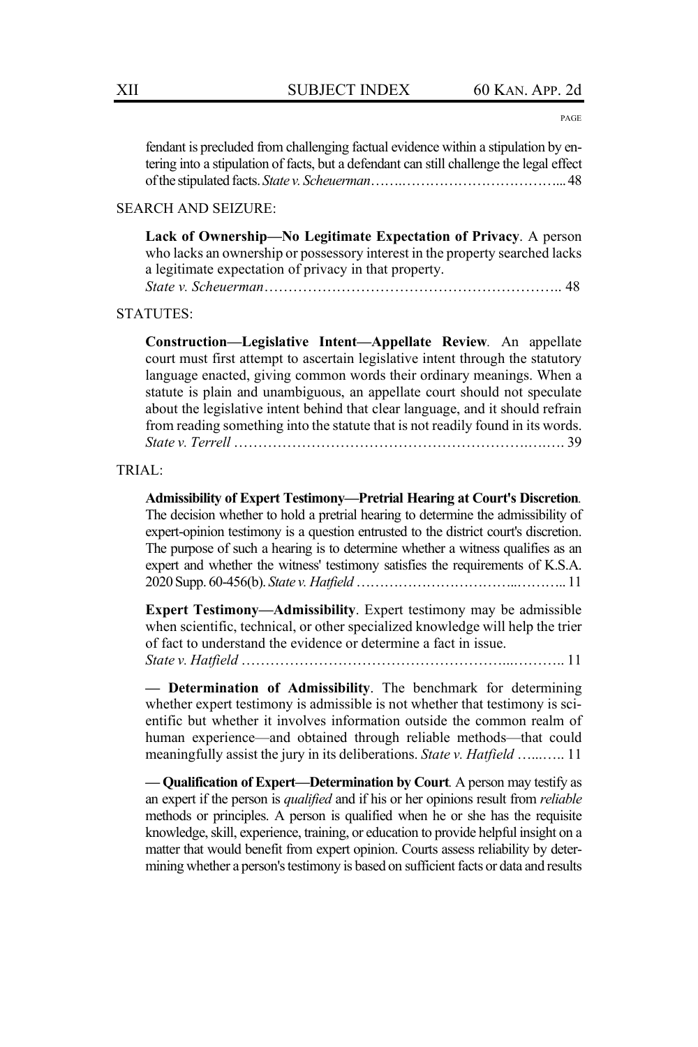fendant is precluded from challenging factual evidence within a stipulation by entering into a stipulation of facts, but a defendant can still challenge the legal effect of the stipulated facts. *State v. Scheuerman*……..…………………………….... 48

SEARCH AND SEIZURE:

**Lack of Ownership—No Legitimate Expectation of Privacy**. A person who lacks an ownership or possessory interest in the property searched lacks a legitimate expectation of privacy in that property.
*State v. Scheuerman*…………………………………………………….. 48

STATUTES:

**Construction—Legislative Intent—Appellate Review**. An appellate court must first attempt to ascertain legislative intent through the statutory language enacted, giving common words their ordinary meanings. When a statute is plain and unambiguous, an appellate court should not speculate about the legislative intent behind that clear language, and it should refrain from reading something into the statute that is not readily found in its words.
*State v. Terrell* ……………………………………………………….……. 39

TRIAL:

**Admissibility of Expert Testimony—Pretrial Hearing at Court's Discretion**. The decision whether to hold a pretrial hearing to determine the admissibility of expert-opinion testimony is a question entrusted to the district court's discretion. The purpose of such a hearing is to determine whether a witness qualifies as an expert and whether the witness' testimony satisfies the requirements of K.S.A. 2020 Supp. 60-456(b). *State v. Hatfield* …………………………...……….. 11

**Expert Testimony—Admissibility**. Expert testimony may be admissible when scientific, technical, or other specialized knowledge will help the trier of fact to understand the evidence or determine a fact in issue.
*State v. Hatfield* ……………………………………………...……….. 11

**— Determination of Admissibility**. The benchmark for determining whether expert testimony is admissible is not whether that testimony is scientific but whether it involves information outside the common realm of human experience—and obtained through reliable methods—that could meaningfully assist the jury in its deliberations. *State v. Hatfield* …...….. 11

**— Qualification of Expert—Determination by Court**. A person may testify as an expert if the person is *qualified* and if his or her opinions result from *reliable* methods or principles. A person is qualified when he or she has the requisite knowledge, skill, experience, training, or education to provide helpful insight on a matter that would benefit from expert opinion. Courts assess reliability by determining whether a person's testimony is based on sufficient facts or data and results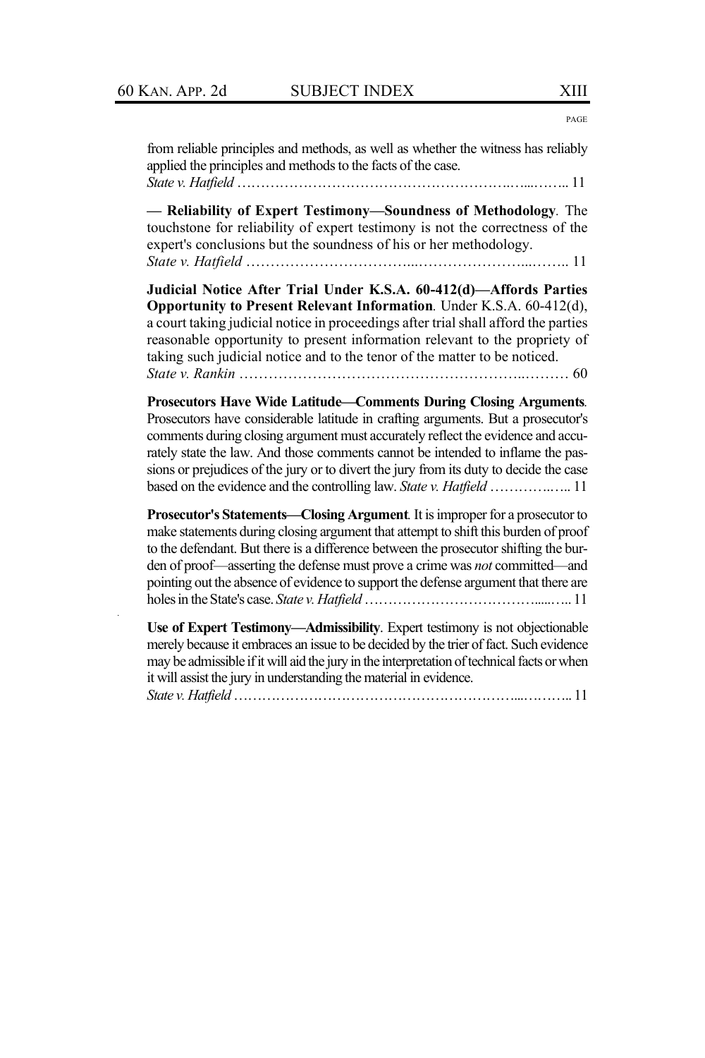from reliable principles and methods, as well as whether the witness has reliably applied the principles and methods to the facts of the case.
*State v. Hatfield* …………………………………………………………………… 11

**— Reliability of Expert Testimony—Soundness of Methodology**. The touchstone for reliability of expert testimony is not the correctness of the expert's conclusions but the soundness of his or her methodology.
*State v. Hatfield* …………………………………………………………………… 11

**Judicial Notice After Trial Under K.S.A. 60-412(d)—Affords Parties Opportunity to Present Relevant Information**. Under K.S.A. 60-412(d), a court taking judicial notice in proceedings after trial shall afford the parties reasonable opportunity to present information relevant to the propriety of taking such judicial notice and to the tenor of the matter to be noticed.
*State v. Rankin* …………………………………………………………………… 60

**Prosecutors Have Wide Latitude—Comments During Closing Arguments**. Prosecutors have considerable latitude in crafting arguments. But a prosecutor's comments during closing argument must accurately reflect the evidence and accurately state the law. And those comments cannot be intended to inflame the passions or prejudices of the jury or to divert the jury from its duty to decide the case based on the evidence and the controlling law. *State v. Hatfield* ……………… 11

**Prosecutor's Statements—Closing Argument**. It is improper for a prosecutor to make statements during closing argument that attempt to shift this burden of proof to the defendant. But there is a difference between the prosecutor shifting the burden of proof—asserting the defense must prove a crime was *not* committed—and pointing out the absence of evidence to support the defense argument that there are holes in the State's case. *State v. Hatfield* ……………………………………… 11

**Use of Expert Testimony—Admissibility**. Expert testimony is not objectionable merely because it embraces an issue to be decided by the trier of fact. Such evidence may be admissible if it will aid the jury in the interpretation of technical facts or when it will assist the jury in understanding the material in evidence.
*State v. Hatfield* …………………………………………………………………… 11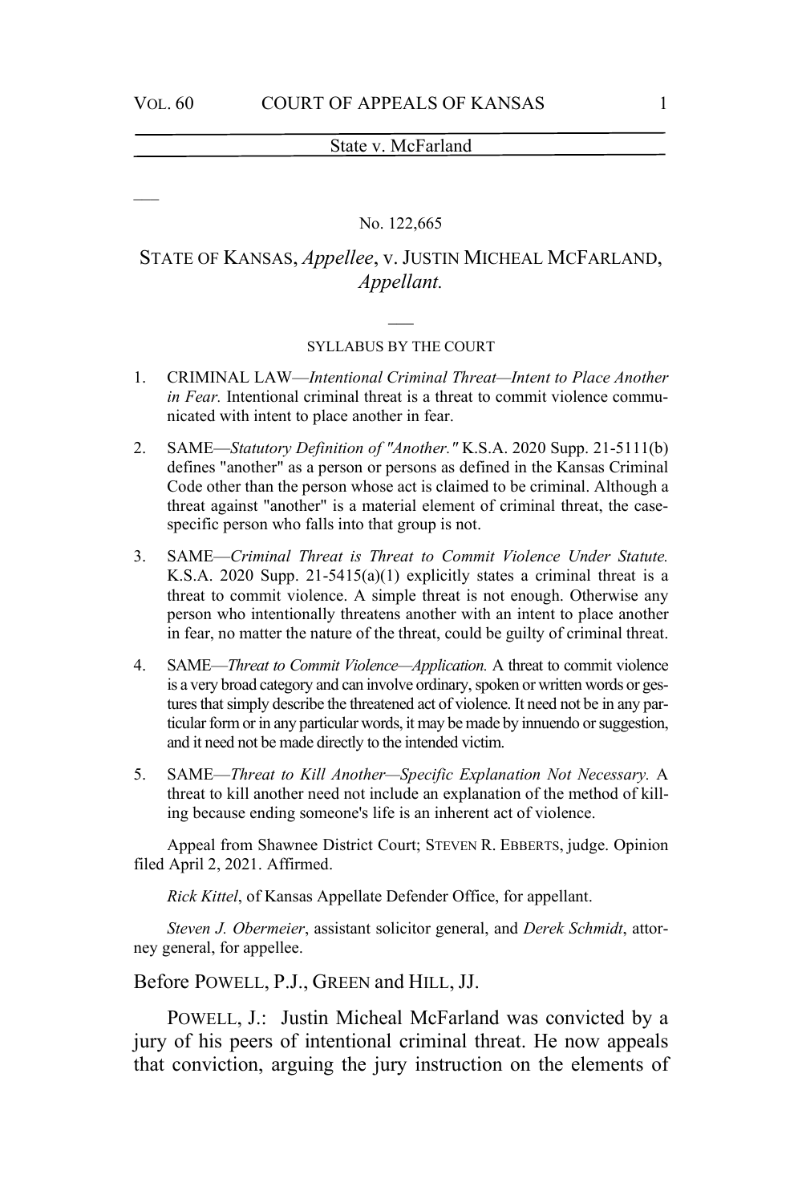No. 122,665

STATE OF KANSAS, *Appellee*, v. JUSTIN MICHEAL MCFARLAND, *Appellant*.

SYLLABUS BY THE COURT

1. CRIMINAL LAW—*Intentional Criminal Threat—Intent to Place Another in Fear.* Intentional criminal threat is a threat to commit violence communicated with intent to place another in fear.

2. SAME—*Statutory Definition of "Another."* K.S.A. 2020 Supp. 21-5111(b) defines "another" as a person or persons as defined in the Kansas Criminal Code other than the person whose act is claimed to be criminal. Although a threat against "another" is a material element of criminal threat, the case-specific person who falls into that group is not.

3. SAME—*Criminal Threat is Threat to Commit Violence Under Statute.* K.S.A. 2020 Supp. 21-5415(a)(1) explicitly states a criminal threat is a threat to commit violence. A simple threat is not enough. Otherwise any person who intentionally threatens another with an intent to place another in fear, no matter the nature of the threat, could be guilty of criminal threat.

4. SAME—*Threat to Commit Violence—Application.* A threat to commit violence is a very broad category and can involve ordinary, spoken or written words or gestures that simply describe the threatened act of violence. It need not be in any particular form or in any particular words, it may be made by innuendo or suggestion, and it need not be made directly to the intended victim.

5. SAME—*Threat to Kill Another—Specific Explanation Not Necessary.* A threat to kill another need not include an explanation of the method of killing because ending someone's life is an inherent act of violence.

Appeal from Shawnee District Court; STEVEN R. EBBERTS, judge. Opinion filed April 2, 2021. Affirmed.

*Rick Kittel*, of Kansas Appellate Defender Office, for appellant.

*Steven J. Obermeier*, assistant solicitor general, and *Derek Schmidt*, attorney general, for appellee.

Before POWELL, P.J., GREEN and HILL, JJ.

POWELL, J.: Justin Micheal McFarland was convicted by a jury of his peers of intentional criminal threat. He now appeals that conviction, arguing the jury instruction on the elements of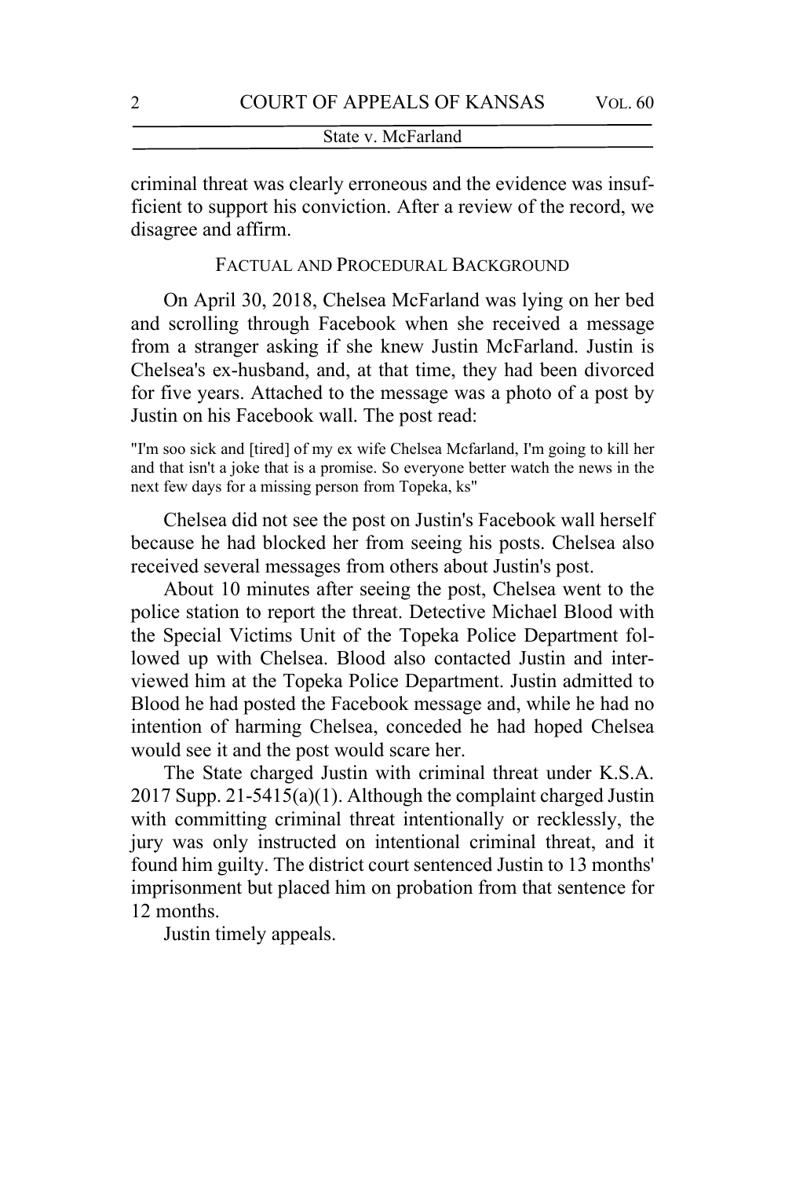criminal threat was clearly erroneous and the evidence was insufficient to support his conviction. After a review of the record, we disagree and affirm.

## FACTUAL AND PROCEDURAL BACKGROUND

On April 30, 2018, Chelsea McFarland was lying on her bed and scrolling through Facebook when she received a message from a stranger asking if she knew Justin McFarland. Justin is Chelsea's ex-husband, and, at that time, they had been divorced for five years. Attached to the message was a photo of a post by Justin on his Facebook wall. The post read:

> "I'm soo sick and [tired] of my ex wife Chelsea Mcfarland, I'm going to kill her and that isn't a joke that is a promise. So everyone better watch the news in the next few days for a missing person from Topeka, ks"

Chelsea did not see the post on Justin's Facebook wall herself because he had blocked her from seeing his posts. Chelsea also received several messages from others about Justin's post.

About 10 minutes after seeing the post, Chelsea went to the police station to report the threat. Detective Michael Blood with the Special Victims Unit of the Topeka Police Department followed up with Chelsea. Blood also contacted Justin and interviewed him at the Topeka Police Department. Justin admitted to Blood he had posted the Facebook message and, while he had no intention of harming Chelsea, conceded he had hoped Chelsea would see it and the post would scare her.

The State charged Justin with criminal threat under K.S.A. 2017 Supp. 21-5415(a)(1). Although the complaint charged Justin with committing criminal threat intentionally or recklessly, the jury was only instructed on intentional criminal threat, and it found him guilty. The district court sentenced Justin to 13 months' imprisonment but placed him on probation from that sentence for 12 months.

Justin timely appeals.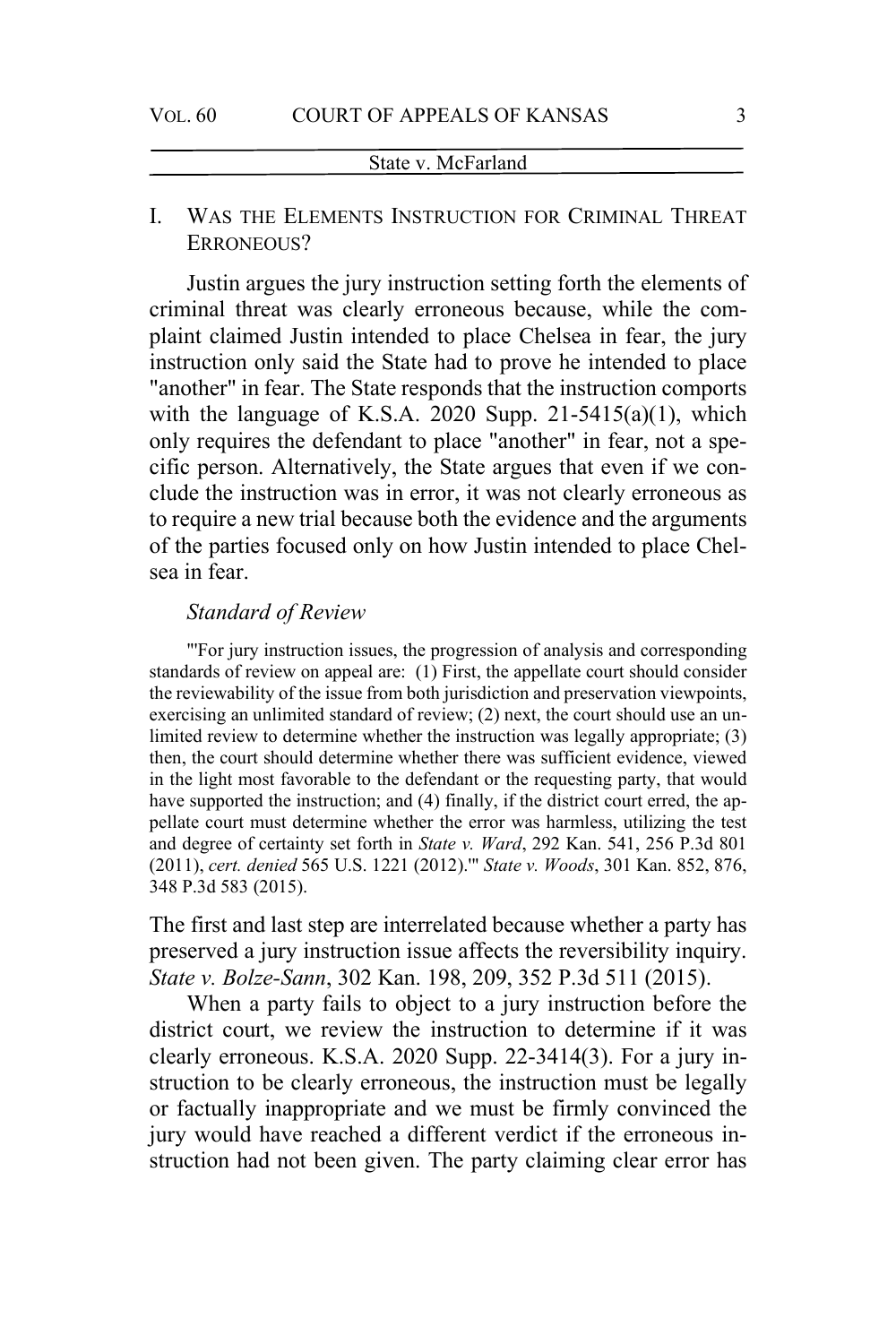## I. WAS THE ELEMENTS INSTRUCTION FOR CRIMINAL THREAT ERRONEOUS?

Justin argues the jury instruction setting forth the elements of criminal threat was clearly erroneous because, while the complaint claimed Justin intended to place Chelsea in fear, the jury instruction only said the State had to prove he intended to place "another" in fear. The State responds that the instruction comports with the language of K.S.A. 2020 Supp. 21-5415(a)(1), which only requires the defendant to place "another" in fear, not a specific person. Alternatively, the State argues that even if we conclude the instruction was in error, it was not clearly erroneous as to require a new trial because both the evidence and the arguments of the parties focused only on how Justin intended to place Chelsea in fear.

### *Standard of Review*

> "'For jury instruction issues, the progression of analysis and corresponding standards of review on appeal are: (1) First, the appellate court should consider the reviewability of the issue from both jurisdiction and preservation viewpoints, exercising an unlimited standard of review; (2) next, the court should use an unlimited review to determine whether the instruction was legally appropriate; (3) then, the court should determine whether there was sufficient evidence, viewed in the light most favorable to the defendant or the requesting party, that would have supported the instruction; and (4) finally, if the district court erred, the appellate court must determine whether the error was harmless, utilizing the test and degree of certainty set forth in *State v. Ward*, 292 Kan. 541, 256 P.3d 801 (2011), *cert. denied* 565 U.S. 1221 (2012).'" *State v. Woods*, 301 Kan. 852, 876, 348 P.3d 583 (2015).

The first and last step are interrelated because whether a party has preserved a jury instruction issue affects the reversibility inquiry. *State v. Bolze-Sann*, 302 Kan. 198, 209, 352 P.3d 511 (2015).

When a party fails to object to a jury instruction before the district court, we review the instruction to determine if it was clearly erroneous. K.S.A. 2020 Supp. 22-3414(3). For a jury instruction to be clearly erroneous, the instruction must be legally or factually inappropriate and we must be firmly convinced the jury would have reached a different verdict if the erroneous instruction had not been given. The party claiming clear error has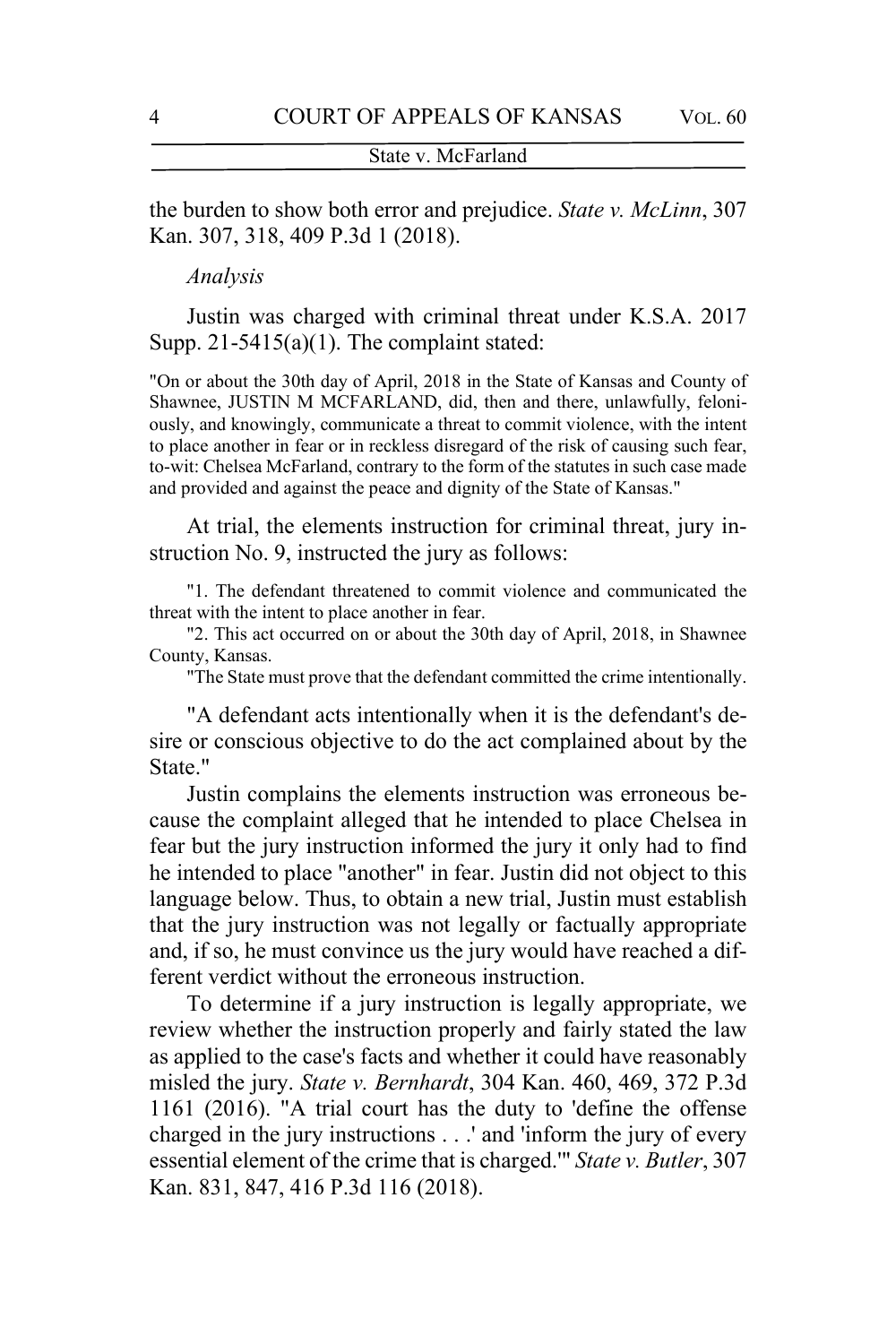the burden to show both error and prejudice. *State v. McLinn*, 307 Kan. 307, 318, 409 P.3d 1 (2018).

*Analysis*

Justin was charged with criminal threat under K.S.A. 2017 Supp. 21-5415(a)(1). The complaint stated:

> "On or about the 30th day of April, 2018 in the State of Kansas and County of Shawnee, JUSTIN M MCFARLAND, did, then and there, unlawfully, feloniously, and knowingly, communicate a threat to commit violence, with the intent to place another in fear or in reckless disregard of the risk of causing such fear, to-wit: Chelsea McFarland, contrary to the form of the statutes in such case made and provided and against the peace and dignity of the State of Kansas."

At trial, the elements instruction for criminal threat, jury instruction No. 9, instructed the jury as follows:

> "1. The defendant threatened to commit violence and communicated the threat with the intent to place another in fear.
>
> "2. This act occurred on or about the 30th day of April, 2018, in Shawnee County, Kansas.
>
> "The State must prove that the defendant committed the crime intentionally.

"A defendant acts intentionally when it is the defendant's desire or conscious objective to do the act complained about by the State."

Justin complains the elements instruction was erroneous because the complaint alleged that he intended to place Chelsea in fear but the jury instruction informed the jury it only had to find he intended to place "another" in fear. Justin did not object to this language below. Thus, to obtain a new trial, Justin must establish that the jury instruction was not legally or factually appropriate and, if so, he must convince us the jury would have reached a different verdict without the erroneous instruction.

To determine if a jury instruction is legally appropriate, we review whether the instruction properly and fairly stated the law as applied to the case's facts and whether it could have reasonably misled the jury. *State v. Bernhardt*, 304 Kan. 460, 469, 372 P.3d 1161 (2016). "A trial court has the duty to 'define the offense charged in the jury instructions . . .' and 'inform the jury of every essential element of the crime that is charged.'" *State v. Butler*, 307 Kan. 831, 847, 416 P.3d 116 (2018).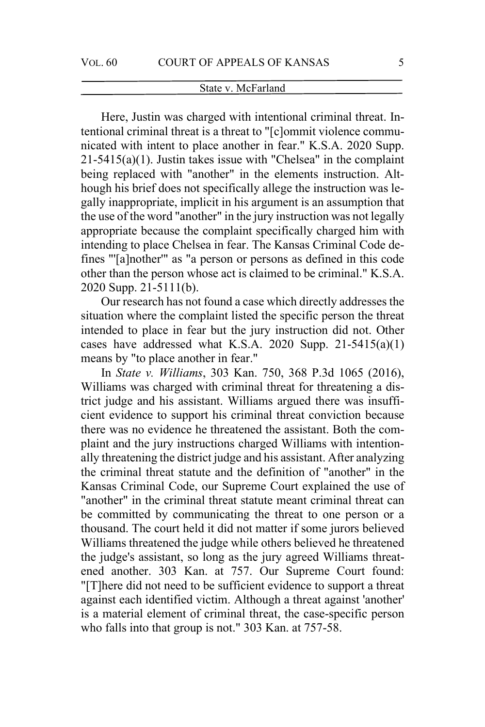Here, Justin was charged with intentional criminal threat. Intentional criminal threat is a threat to "[c]ommit violence communicated with intent to place another in fear." K.S.A. 2020 Supp. 21-5415(a)(1). Justin takes issue with "Chelsea" in the complaint being replaced with "another" in the elements instruction. Although his brief does not specifically allege the instruction was legally inappropriate, implicit in his argument is an assumption that the use of the word "another" in the jury instruction was not legally appropriate because the complaint specifically charged him with intending to place Chelsea in fear. The Kansas Criminal Code defines "'[a]nother'" as "a person or persons as defined in this code other than the person whose act is claimed to be criminal." K.S.A. 2020 Supp. 21-5111(b).

Our research has not found a case which directly addresses the situation where the complaint listed the specific person the threat intended to place in fear but the jury instruction did not. Other cases have addressed what K.S.A. 2020 Supp. 21-5415(a)(1) means by "to place another in fear."

In *State v. Williams*, 303 Kan. 750, 368 P.3d 1065 (2016), Williams was charged with criminal threat for threatening a district judge and his assistant. Williams argued there was insufficient evidence to support his criminal threat conviction because there was no evidence he threatened the assistant. Both the complaint and the jury instructions charged Williams with intentionally threatening the district judge and his assistant. After analyzing the criminal threat statute and the definition of "another" in the Kansas Criminal Code, our Supreme Court explained the use of "another" in the criminal threat statute meant criminal threat can be committed by communicating the threat to one person or a thousand. The court held it did not matter if some jurors believed Williams threatened the judge while others believed he threatened the judge's assistant, so long as the jury agreed Williams threatened another. 303 Kan. at 757. Our Supreme Court found: "[T]here did not need to be sufficient evidence to support a threat against each identified victim. Although a threat against 'another' is a material element of criminal threat, the case-specific person who falls into that group is not." 303 Kan. at 757-58.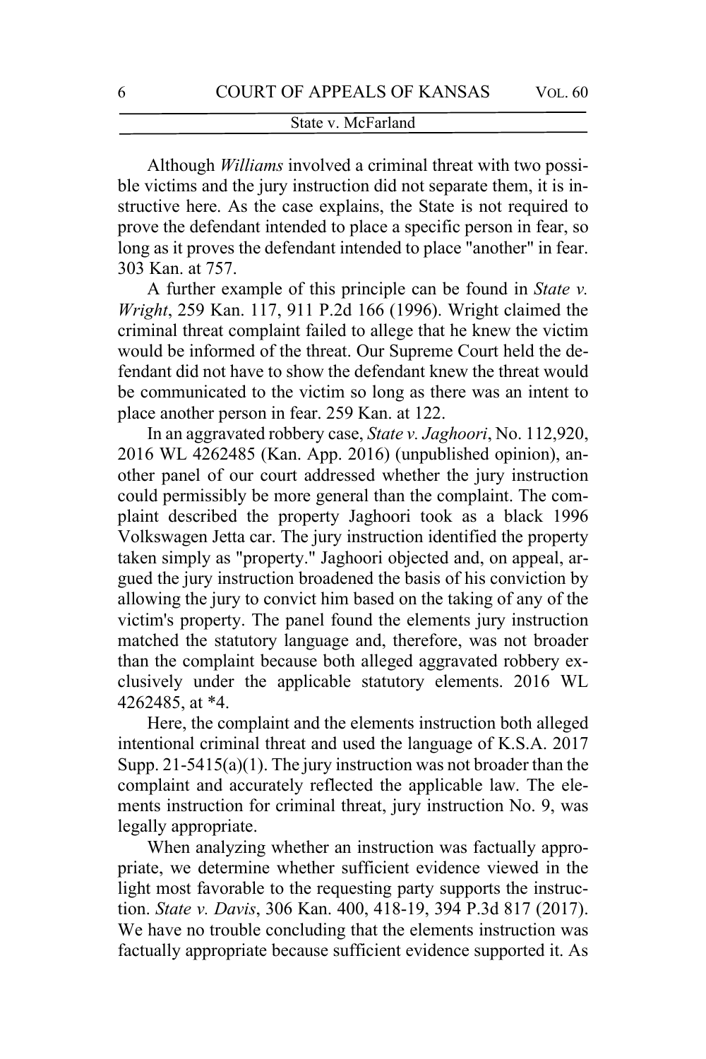Although *Williams* involved a criminal threat with two possible victims and the jury instruction did not separate them, it is instructive here. As the case explains, the State is not required to prove the defendant intended to place a specific person in fear, so long as it proves the defendant intended to place "another" in fear. 303 Kan. at 757.

A further example of this principle can be found in *State v. Wright*, 259 Kan. 117, 911 P.2d 166 (1996). Wright claimed the criminal threat complaint failed to allege that he knew the victim would be informed of the threat. Our Supreme Court held the defendant did not have to show the defendant knew the threat would be communicated to the victim so long as there was an intent to place another person in fear. 259 Kan. at 122.

In an aggravated robbery case, *State v. Jaghoori*, No. 112,920, 2016 WL 4262485 (Kan. App. 2016) (unpublished opinion), another panel of our court addressed whether the jury instruction could permissibly be more general than the complaint. The complaint described the property Jaghoori took as a black 1996 Volkswagen Jetta car. The jury instruction identified the property taken simply as "property." Jaghoori objected and, on appeal, argued the jury instruction broadened the basis of his conviction by allowing the jury to convict him based on the taking of any of the victim's property. The panel found the elements jury instruction matched the statutory language and, therefore, was not broader than the complaint because both alleged aggravated robbery exclusively under the applicable statutory elements. 2016 WL 4262485, at *4.

Here, the complaint and the elements instruction both alleged intentional criminal threat and used the language of K.S.A. 2017 Supp. 21-5415(a)(1). The jury instruction was not broader than the complaint and accurately reflected the applicable law. The elements instruction for criminal threat, jury instruction No. 9, was legally appropriate.

When analyzing whether an instruction was factually appropriate, we determine whether sufficient evidence viewed in the light most favorable to the requesting party supports the instruction. *State v. Davis*, 306 Kan. 400, 418-19, 394 P.3d 817 (2017). We have no trouble concluding that the elements instruction was factually appropriate because sufficient evidence supported it. As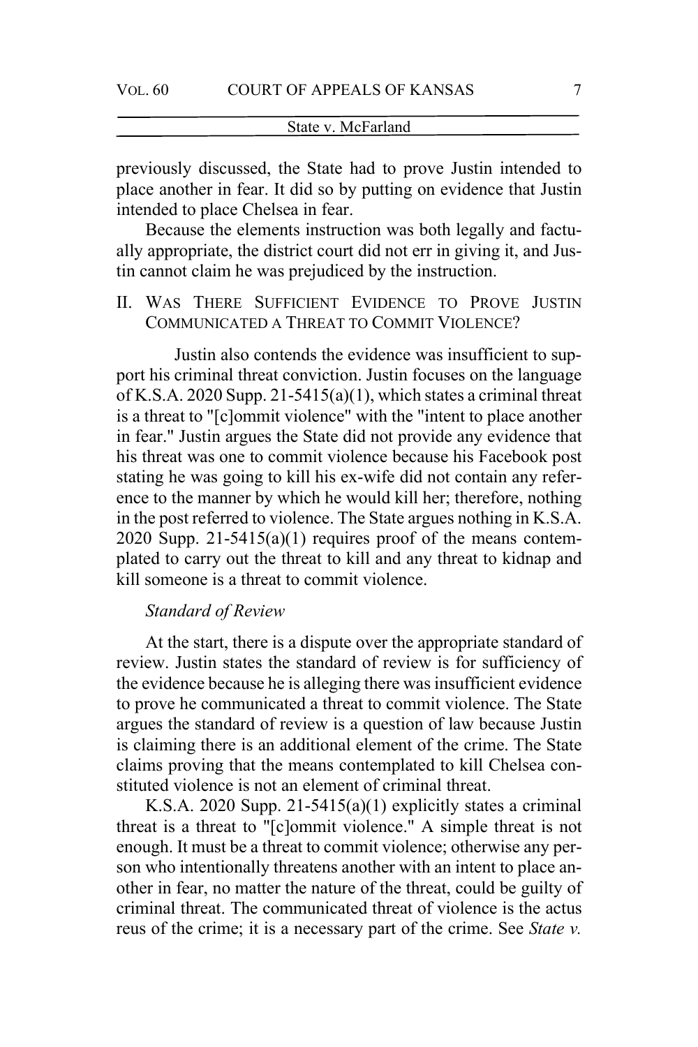previously discussed, the State had to prove Justin intended to place another in fear. It did so by putting on evidence that Justin intended to place Chelsea in fear.

Because the elements instruction was both legally and factually appropriate, the district court did not err in giving it, and Justin cannot claim he was prejudiced by the instruction.

## II. WAS THERE SUFFICIENT EVIDENCE TO PROVE JUSTIN COMMUNICATED A THREAT TO COMMIT VIOLENCE?

Justin also contends the evidence was insufficient to support his criminal threat conviction. Justin focuses on the language of K.S.A. 2020 Supp. 21-5415(a)(1), which states a criminal threat is a threat to "[c]ommit violence" with the "intent to place another in fear." Justin argues the State did not provide any evidence that his threat was one to commit violence because his Facebook post stating he was going to kill his ex-wife did not contain any reference to the manner by which he would kill her; therefore, nothing in the post referred to violence. The State argues nothing in K.S.A. 2020 Supp. 21-5415(a)(1) requires proof of the means contemplated to carry out the threat to kill and any threat to kidnap and kill someone is a threat to commit violence.

*Standard of Review*

At the start, there is a dispute over the appropriate standard of review. Justin states the standard of review is for sufficiency of the evidence because he is alleging there was insufficient evidence to prove he communicated a threat to commit violence. The State argues the standard of review is a question of law because Justin is claiming there is an additional element of the crime. The State claims proving that the means contemplated to kill Chelsea constituted violence is not an element of criminal threat.

K.S.A. 2020 Supp. 21-5415(a)(1) explicitly states a criminal threat is a threat to "[c]ommit violence." A simple threat is not enough. It must be a threat to commit violence; otherwise any person who intentionally threatens another with an intent to place another in fear, no matter the nature of the threat, could be guilty of criminal threat. The communicated threat of violence is the actus reus of the crime; it is a necessary part of the crime. See *State v.*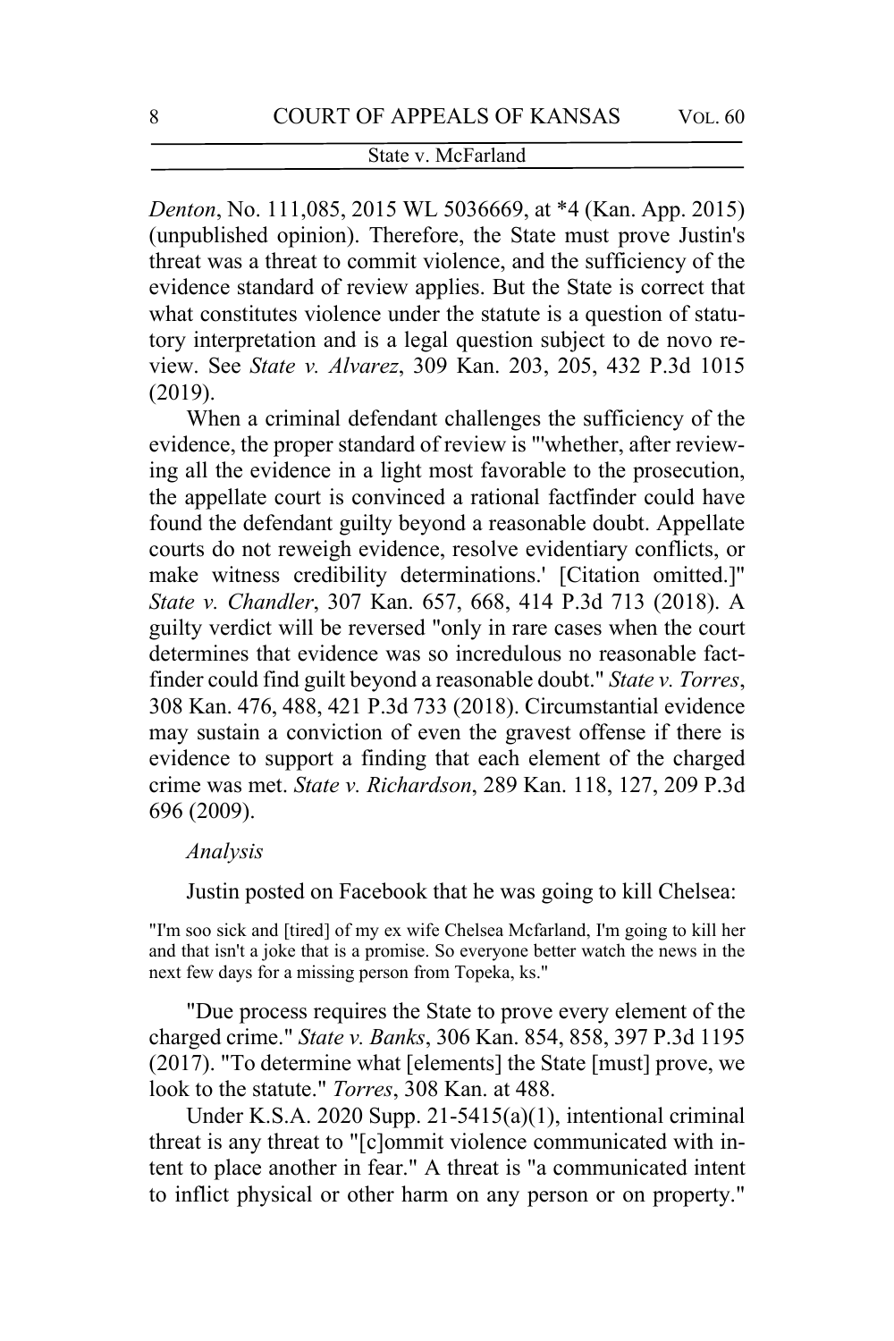*Denton*, No. 111,085, 2015 WL 5036669, at *4 (Kan. App. 2015) (unpublished opinion). Therefore, the State must prove Justin's threat was a threat to commit violence, and the sufficiency of the evidence standard of review applies. But the State is correct that what constitutes violence under the statute is a question of statutory interpretation and is a legal question subject to de novo review. See *State v. Alvarez*, 309 Kan. 203, 205, 432 P.3d 1015 (2019).

When a criminal defendant challenges the sufficiency of the evidence, the proper standard of review is "'whether, after reviewing all the evidence in a light most favorable to the prosecution, the appellate court is convinced a rational factfinder could have found the defendant guilty beyond a reasonable doubt. Appellate courts do not reweigh evidence, resolve evidentiary conflicts, or make witness credibility determinations.' [Citation omitted.]" *State v. Chandler*, 307 Kan. 657, 668, 414 P.3d 713 (2018). A guilty verdict will be reversed "only in rare cases when the court determines that evidence was so incredulous no reasonable factfinder could find guilt beyond a reasonable doubt." *State v. Torres*, 308 Kan. 476, 488, 421 P.3d 733 (2018). Circumstantial evidence may sustain a conviction of even the gravest offense if there is evidence to support a finding that each element of the charged crime was met. *State v. Richardson*, 289 Kan. 118, 127, 209 P.3d 696 (2009).

*Analysis*

Justin posted on Facebook that he was going to kill Chelsea:

> "I'm soo sick and [tired] of my ex wife Chelsea Mcfarland, I'm going to kill her and that isn't a joke that is a promise. So everyone better watch the news in the next few days for a missing person from Topeka, ks."

"Due process requires the State to prove every element of the charged crime." *State v. Banks*, 306 Kan. 854, 858, 397 P.3d 1195 (2017). "To determine what [elements] the State [must] prove, we look to the statute." *Torres*, 308 Kan. at 488.

Under K.S.A. 2020 Supp. 21-5415(a)(1), intentional criminal threat is any threat to "[c]ommit violence communicated with intent to place another in fear." A threat is "a communicated intent to inflict physical or other harm on any person or on property."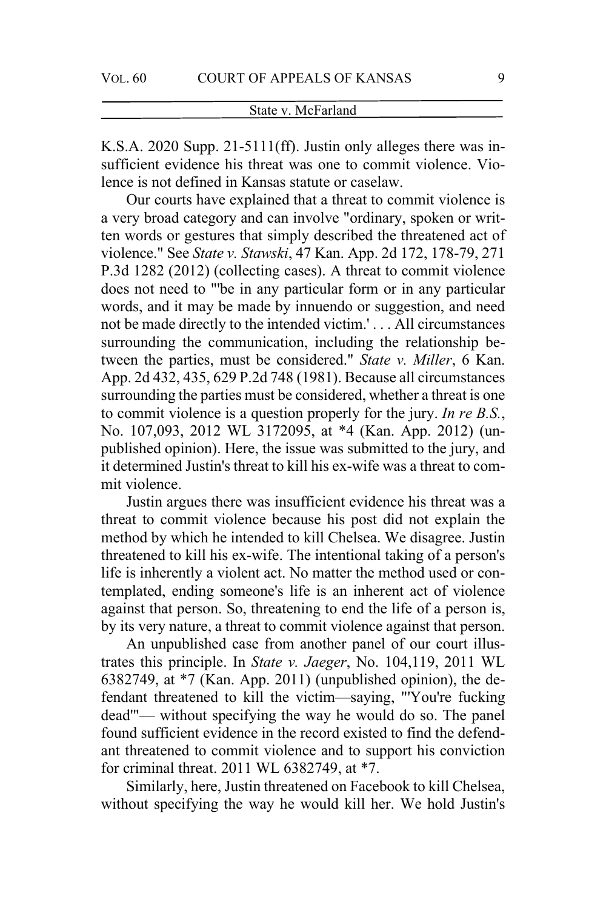K.S.A. 2020 Supp. 21-5111(ff). Justin only alleges there was insufficient evidence his threat was one to commit violence. Violence is not defined in Kansas statute or caselaw.

Our courts have explained that a threat to commit violence is a very broad category and can involve "ordinary, spoken or written words or gestures that simply described the threatened act of violence." See *State v. Stawski*, 47 Kan. App. 2d 172, 178-79, 271 P.3d 1282 (2012) (collecting cases). A threat to commit violence does not need to "'be in any particular form or in any particular words, and it may be made by innuendo or suggestion, and need not be made directly to the intended victim.' . . . All circumstances surrounding the communication, including the relationship between the parties, must be considered." *State v. Miller*, 6 Kan. App. 2d 432, 435, 629 P.2d 748 (1981). Because all circumstances surrounding the parties must be considered, whether a threat is one to commit violence is a question properly for the jury. *In re B.S.*, No. 107,093, 2012 WL 3172095, at *4 (Kan. App. 2012) (unpublished opinion). Here, the issue was submitted to the jury, and it determined Justin's threat to kill his ex-wife was a threat to commit violence.

Justin argues there was insufficient evidence his threat was a threat to commit violence because his post did not explain the method by which he intended to kill Chelsea. We disagree. Justin threatened to kill his ex-wife. The intentional taking of a person's life is inherently a violent act. No matter the method used or contemplated, ending someone's life is an inherent act of violence against that person. So, threatening to end the life of a person is, by its very nature, a threat to commit violence against that person.

An unpublished case from another panel of our court illustrates this principle. In *State v. Jaeger*, No. 104,119, 2011 WL 6382749, at *7 (Kan. App. 2011) (unpublished opinion), the defendant threatened to kill the victim—saying, "'You're fucking dead'"— without specifying the way he would do so. The panel found sufficient evidence in the record existed to find the defendant threatened to commit violence and to support his conviction for criminal threat. 2011 WL 6382749, at *7.

Similarly, here, Justin threatened on Facebook to kill Chelsea, without specifying the way he would kill her. We hold Justin's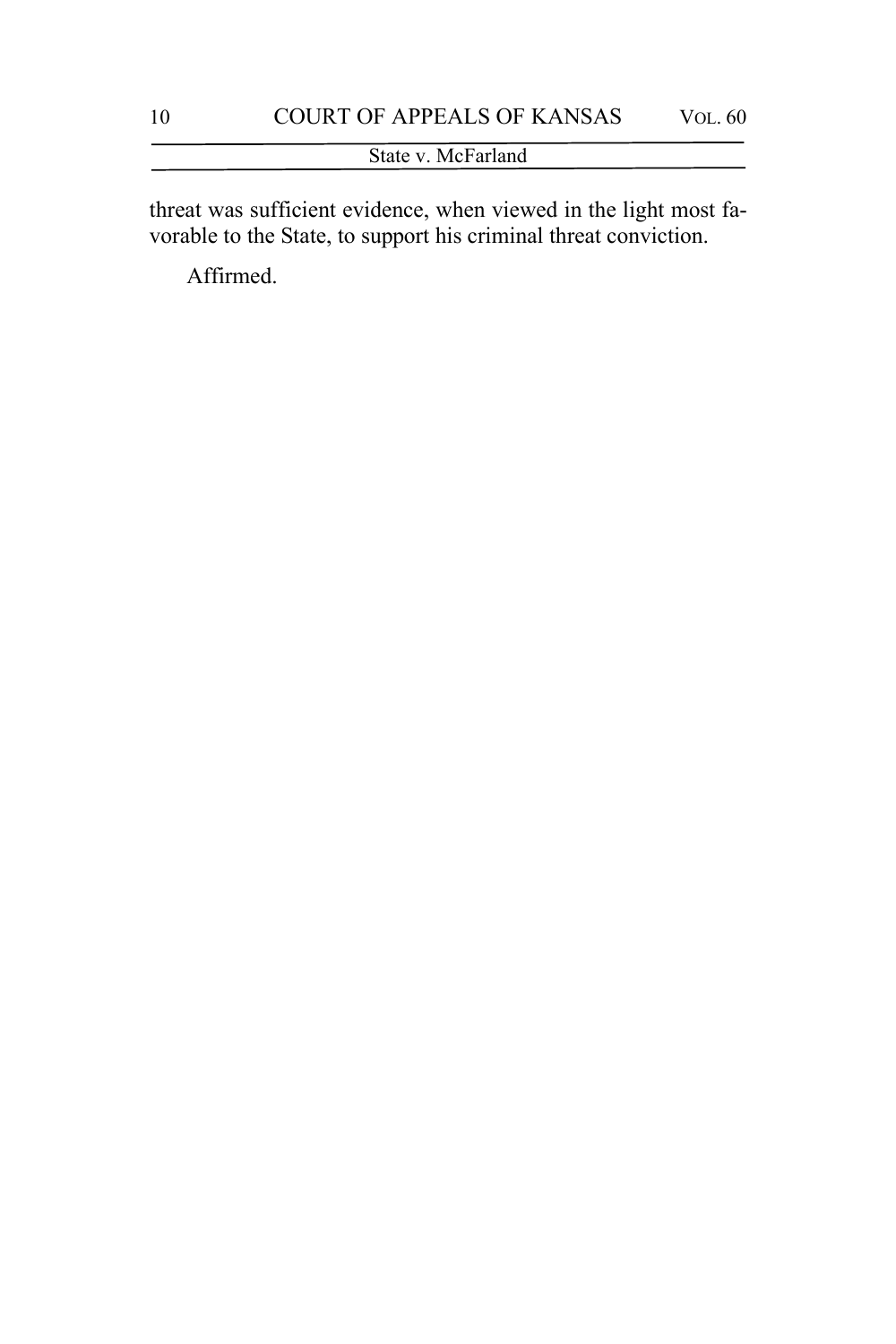threat was sufficient evidence, when viewed in the light most favorable to the State, to support his criminal threat conviction.

Affirmed.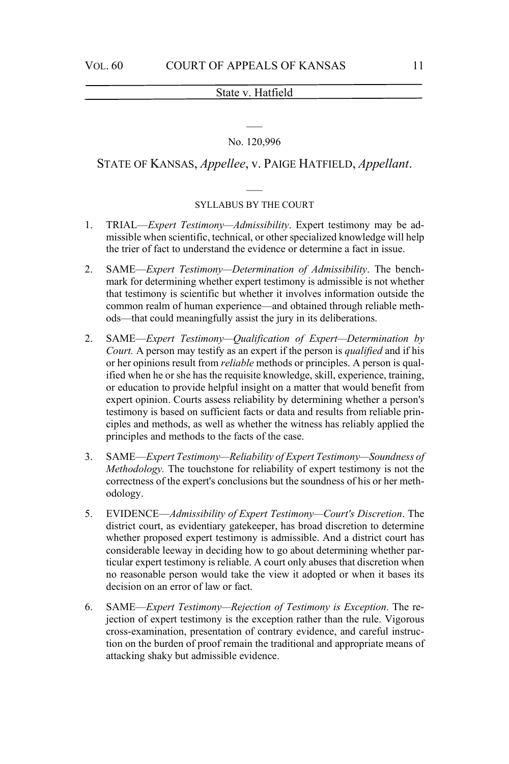No. 120,996

STATE OF KANSAS, *Appellee*, v. PAIGE HATFIELD, *Appellant*.

SYLLABUS BY THE COURT

1. TRIAL—*Expert Testimony—Admissibility*. Expert testimony may be admissible when scientific, technical, or other specialized knowledge will help the trier of fact to understand the evidence or determine a fact in issue.

2. SAME—*Expert Testimony—Determination of Admissibility*. The benchmark for determining whether expert testimony is admissible is not whether that testimony is scientific but whether it involves information outside the common realm of human experience—and obtained through reliable methods—that could meaningfully assist the jury in its deliberations.

2. SAME—*Expert Testimony—Qualification of Expert—Determination by Court.* A person may testify as an expert if the person is *qualified* and if his or her opinions result from *reliable* methods or principles. A person is qualified when he or she has the requisite knowledge, skill, experience, training, or education to provide helpful insight on a matter that would benefit from expert opinion. Courts assess reliability by determining whether a person's testimony is based on sufficient facts or data and results from reliable principles and methods, as well as whether the witness has reliably applied the principles and methods to the facts of the case.

3. SAME—*Expert Testimony—Reliability of Expert Testimony—Soundness of Methodology.* The touchstone for reliability of expert testimony is not the correctness of the expert's conclusions but the soundness of his or her methodology.

5. EVIDENCE—*Admissibility of Expert Testimony—Court's Discretion*. The district court, as evidentiary gatekeeper, has broad discretion to determine whether proposed expert testimony is admissible. And a district court has considerable leeway in deciding how to go about determining whether particular expert testimony is reliable. A court only abuses that discretion when no reasonable person would take the view it adopted or when it bases its decision on an error of law or fact.

6. SAME—*Expert Testimony—Rejection of Testimony is Exception*. The rejection of expert testimony is the exception rather than the rule. Vigorous cross-examination, presentation of contrary evidence, and careful instruction on the burden of proof remain the traditional and appropriate means of attacking shaky but admissible evidence.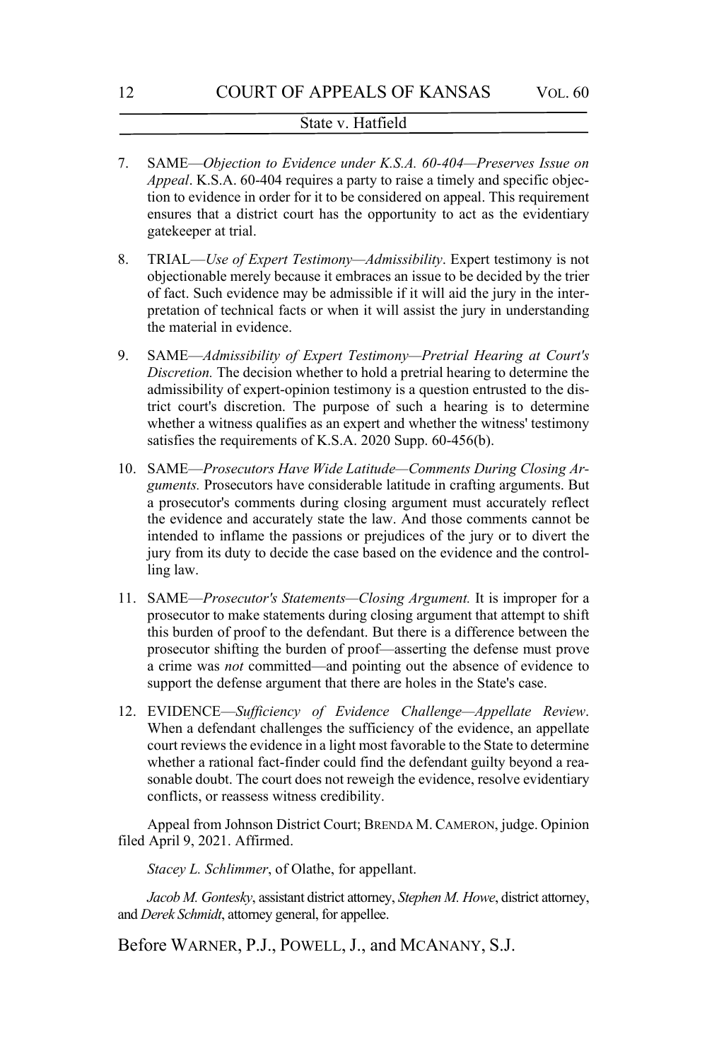7. SAME—*Objection to Evidence under K.S.A. 60-404—Preserves Issue on Appeal*. K.S.A. 60-404 requires a party to raise a timely and specific objection to evidence in order for it to be considered on appeal. This requirement ensures that a district court has the opportunity to act as the evidentiary gatekeeper at trial.

8. TRIAL—*Use of Expert Testimony—Admissibility*. Expert testimony is not objectionable merely because it embraces an issue to be decided by the trier of fact. Such evidence may be admissible if it will aid the jury in the interpretation of technical facts or when it will assist the jury in understanding the material in evidence.

9. SAME—*Admissibility of Expert Testimony—Pretrial Hearing at Court's Discretion.* The decision whether to hold a pretrial hearing to determine the admissibility of expert-opinion testimony is a question entrusted to the district court's discretion. The purpose of such a hearing is to determine whether a witness qualifies as an expert and whether the witness' testimony satisfies the requirements of K.S.A. 2020 Supp. 60-456(b).

10. SAME—*Prosecutors Have Wide Latitude—Comments During Closing Arguments.* Prosecutors have considerable latitude in crafting arguments. But a prosecutor's comments during closing argument must accurately reflect the evidence and accurately state the law. And those comments cannot be intended to inflame the passions or prejudices of the jury or to divert the jury from its duty to decide the case based on the evidence and the controlling law.

11. SAME—*Prosecutor's Statements—Closing Argument.* It is improper for a prosecutor to make statements during closing argument that attempt to shift this burden of proof to the defendant. But there is a difference between the prosecutor shifting the burden of proof—asserting the defense must prove a crime was *not* committed—and pointing out the absence of evidence to support the defense argument that there are holes in the State's case.

12. EVIDENCE—*Sufficiency of Evidence Challenge—Appellate Review*. When a defendant challenges the sufficiency of the evidence, an appellate court reviews the evidence in a light most favorable to the State to determine whether a rational fact-finder could find the defendant guilty beyond a reasonable doubt. The court does not reweigh the evidence, resolve evidentiary conflicts, or reassess witness credibility.

Appeal from Johnson District Court; BRENDA M. CAMERON, judge. Opinion filed April 9, 2021. Affirmed.

*Stacey L. Schlimmer*, of Olathe, for appellant.

*Jacob M. Gontesky*, assistant district attorney, *Stephen M. Howe*, district attorney, and *Derek Schmidt*, attorney general, for appellee.

Before WARNER, P.J., POWELL, J., and MCANANY, S.J.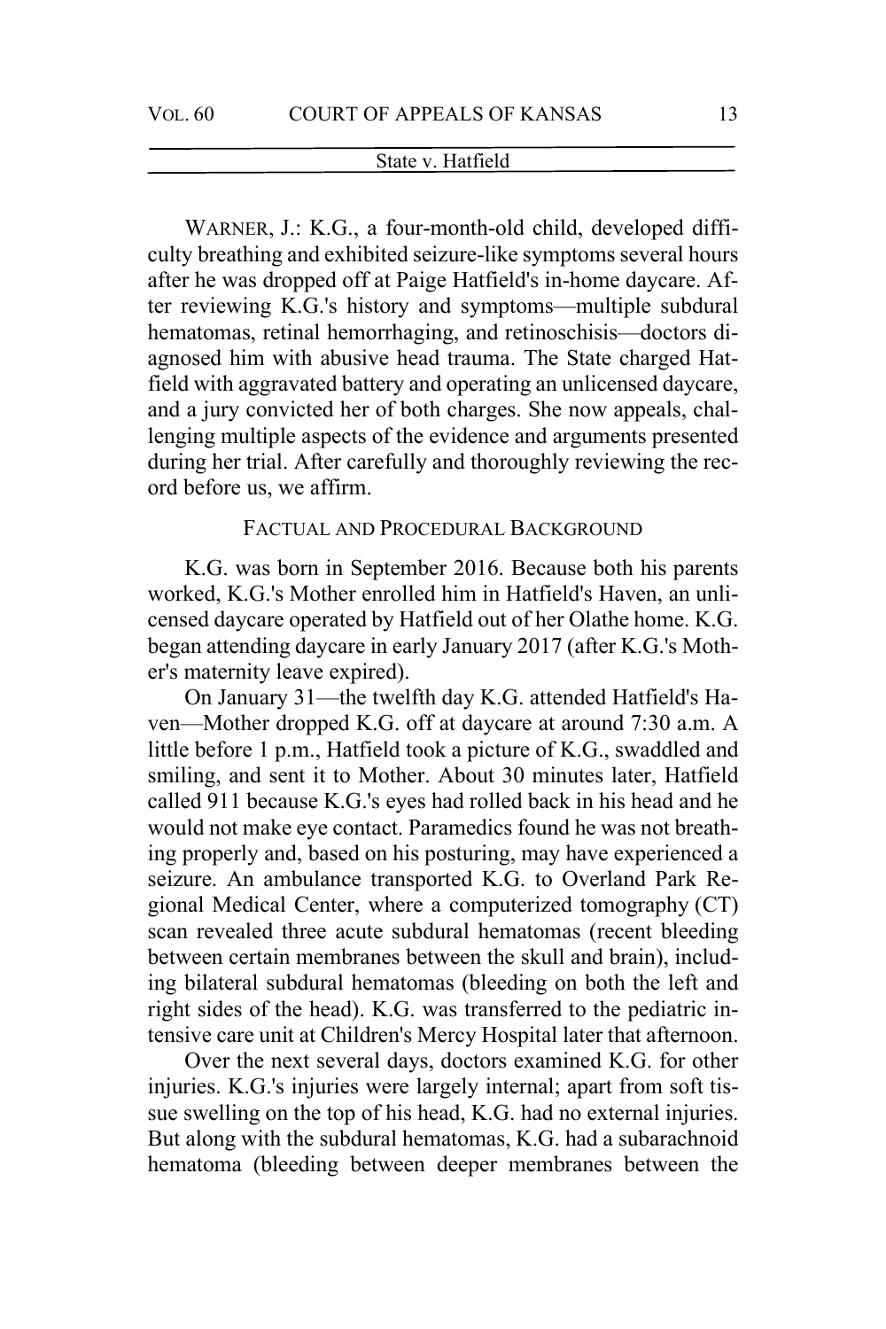WARNER, J.: K.G., a four-month-old child, developed difficulty breathing and exhibited seizure-like symptoms several hours after he was dropped off at Paige Hatfield's in-home daycare. After reviewing K.G.'s history and symptoms—multiple subdural hematomas, retinal hemorrhaging, and retinoschisis—doctors diagnosed him with abusive head trauma. The State charged Hatfield with aggravated battery and operating an unlicensed daycare, and a jury convicted her of both charges. She now appeals, challenging multiple aspects of the evidence and arguments presented during her trial. After carefully and thoroughly reviewing the record before us, we affirm.

## FACTUAL AND PROCEDURAL BACKGROUND

K.G. was born in September 2016. Because both his parents worked, K.G.'s Mother enrolled him in Hatfield's Haven, an unlicensed daycare operated by Hatfield out of her Olathe home. K.G. began attending daycare in early January 2017 (after K.G.'s Mother's maternity leave expired).

On January 31—the twelfth day K.G. attended Hatfield's Haven—Mother dropped K.G. off at daycare at around 7:30 a.m. A little before 1 p.m., Hatfield took a picture of K.G., swaddled and smiling, and sent it to Mother. About 30 minutes later, Hatfield called 911 because K.G.'s eyes had rolled back in his head and he would not make eye contact. Paramedics found he was not breathing properly and, based on his posturing, may have experienced a seizure. An ambulance transported K.G. to Overland Park Regional Medical Center, where a computerized tomography (CT) scan revealed three acute subdural hematomas (recent bleeding between certain membranes between the skull and brain), including bilateral subdural hematomas (bleeding on both the left and right sides of the head). K.G. was transferred to the pediatric intensive care unit at Children's Mercy Hospital later that afternoon.

Over the next several days, doctors examined K.G. for other injuries. K.G.'s injuries were largely internal; apart from soft tissue swelling on the top of his head, K.G. had no external injuries. But along with the subdural hematomas, K.G. had a subarachnoid hematoma (bleeding between deeper membranes between the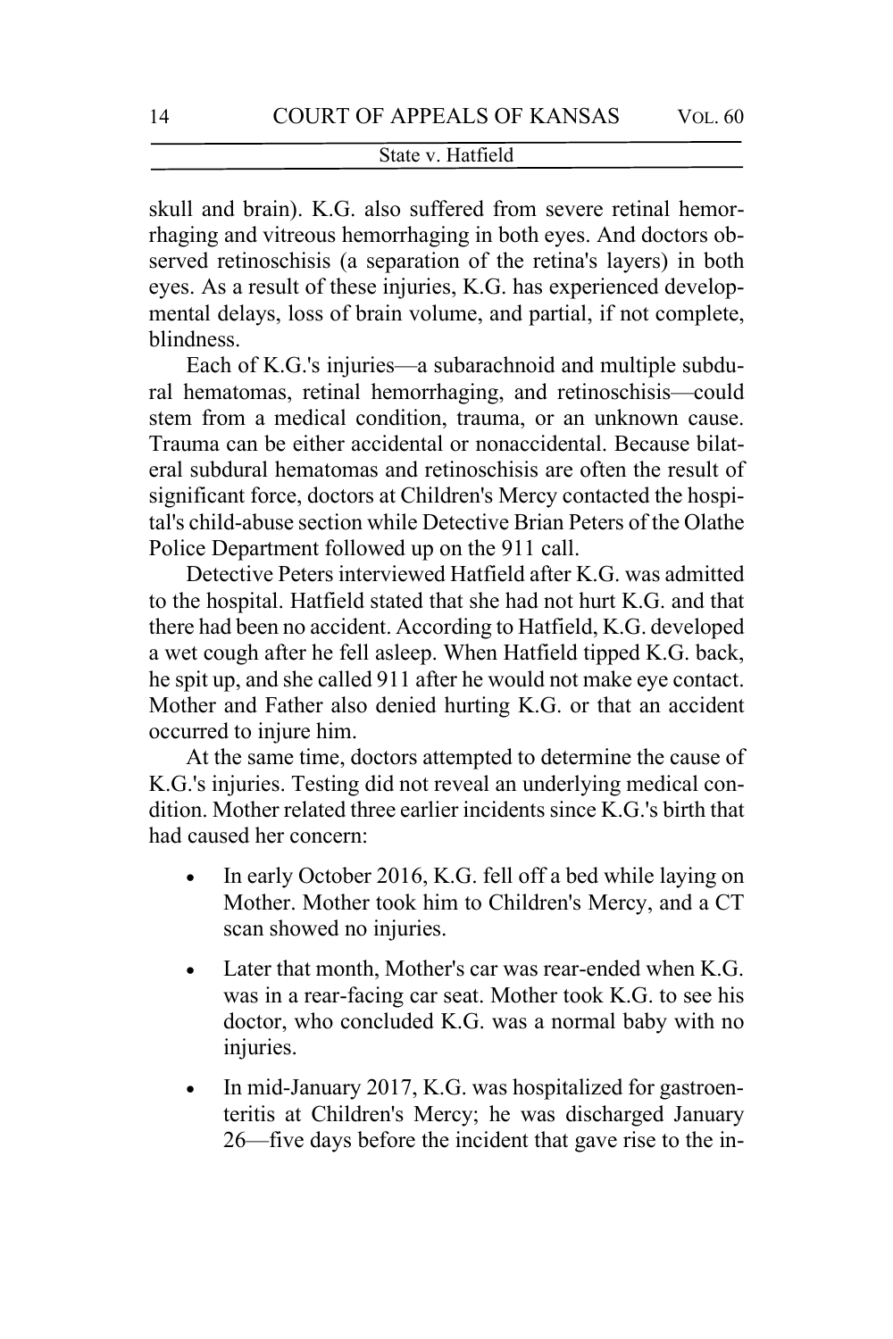skull and brain). K.G. also suffered from severe retinal hemorrhaging and vitreous hemorrhaging in both eyes. And doctors observed retinoschisis (a separation of the retina's layers) in both eyes. As a result of these injuries, K.G. has experienced developmental delays, loss of brain volume, and partial, if not complete, blindness.

Each of K.G.'s injuries—a subarachnoid and multiple subdural hematomas, retinal hemorrhaging, and retinoschisis—could stem from a medical condition, trauma, or an unknown cause. Trauma can be either accidental or nonaccidental. Because bilateral subdural hematomas and retinoschisis are often the result of significant force, doctors at Children's Mercy contacted the hospital's child-abuse section while Detective Brian Peters of the Olathe Police Department followed up on the 911 call.

Detective Peters interviewed Hatfield after K.G. was admitted to the hospital. Hatfield stated that she had not hurt K.G. and that there had been no accident. According to Hatfield, K.G. developed a wet cough after he fell asleep. When Hatfield tipped K.G. back, he spit up, and she called 911 after he would not make eye contact. Mother and Father also denied hurting K.G. or that an accident occurred to injure him.

At the same time, doctors attempted to determine the cause of K.G.'s injuries. Testing did not reveal an underlying medical condition. Mother related three earlier incidents since K.G.'s birth that had caused her concern:

- In early October 2016, K.G. fell off a bed while laying on Mother. Mother took him to Children's Mercy, and a CT scan showed no injuries.
- Later that month, Mother's car was rear-ended when K.G. was in a rear-facing car seat. Mother took K.G. to see his doctor, who concluded K.G. was a normal baby with no injuries.
- In mid-January 2017, K.G. was hospitalized for gastroenteritis at Children's Mercy; he was discharged January 26—five days before the incident that gave rise to the in-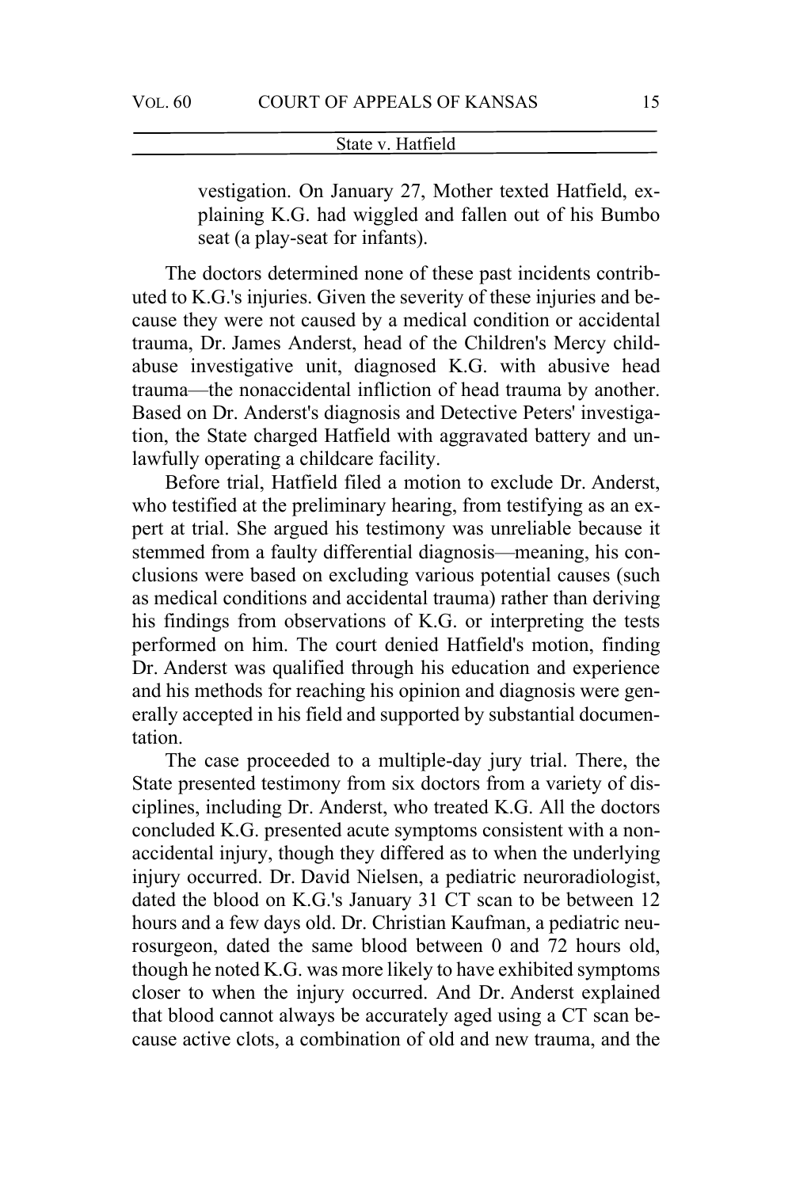vestigation. On January 27, Mother texted Hatfield, explaining K.G. had wiggled and fallen out of his Bumbo seat (a play-seat for infants).

The doctors determined none of these past incidents contributed to K.G.'s injuries. Given the severity of these injuries and because they were not caused by a medical condition or accidental trauma, Dr. James Anderst, head of the Children's Mercy child-abuse investigative unit, diagnosed K.G. with abusive head trauma—the nonaccidental infliction of head trauma by another. Based on Dr. Anderst's diagnosis and Detective Peters' investigation, the State charged Hatfield with aggravated battery and unlawfully operating a childcare facility.

Before trial, Hatfield filed a motion to exclude Dr. Anderst, who testified at the preliminary hearing, from testifying as an expert at trial. She argued his testimony was unreliable because it stemmed from a faulty differential diagnosis—meaning, his conclusions were based on excluding various potential causes (such as medical conditions and accidental trauma) rather than deriving his findings from observations of K.G. or interpreting the tests performed on him. The court denied Hatfield's motion, finding Dr. Anderst was qualified through his education and experience and his methods for reaching his opinion and diagnosis were generally accepted in his field and supported by substantial documentation.

The case proceeded to a multiple-day jury trial. There, the State presented testimony from six doctors from a variety of disciplines, including Dr. Anderst, who treated K.G. All the doctors concluded K.G. presented acute symptoms consistent with a nonaccidental injury, though they differed as to when the underlying injury occurred. Dr. David Nielsen, a pediatric neuroradiologist, dated the blood on K.G.'s January 31 CT scan to be between 12 hours and a few days old. Dr. Christian Kaufman, a pediatric neurosurgeon, dated the same blood between 0 and 72 hours old, though he noted K.G. was more likely to have exhibited symptoms closer to when the injury occurred. And Dr. Anderst explained that blood cannot always be accurately aged using a CT scan because active clots, a combination of old and new trauma, and the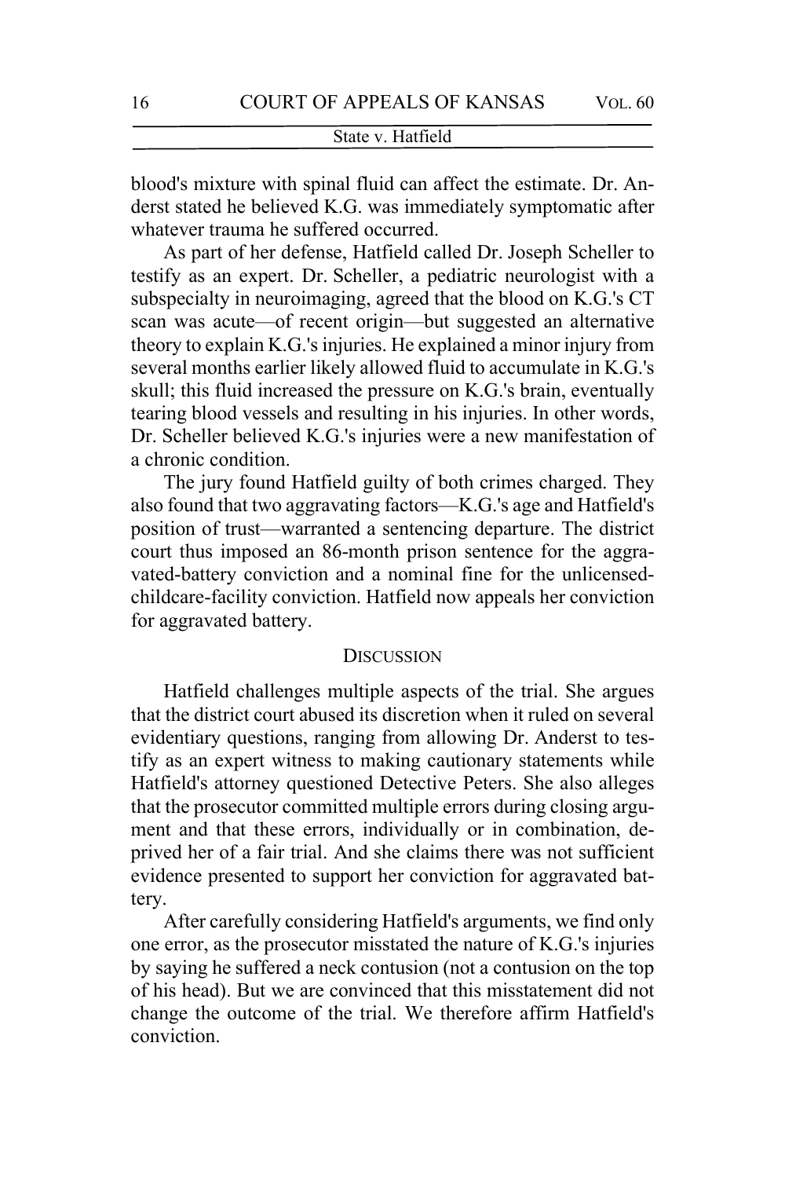blood's mixture with spinal fluid can affect the estimate. Dr. Anderst stated he believed K.G. was immediately symptomatic after whatever trauma he suffered occurred.

As part of her defense, Hatfield called Dr. Joseph Scheller to testify as an expert. Dr. Scheller, a pediatric neurologist with a subspecialty in neuroimaging, agreed that the blood on K.G.'s CT scan was acute—of recent origin—but suggested an alternative theory to explain K.G.'s injuries. He explained a minor injury from several months earlier likely allowed fluid to accumulate in K.G.'s skull; this fluid increased the pressure on K.G.'s brain, eventually tearing blood vessels and resulting in his injuries. In other words, Dr. Scheller believed K.G.'s injuries were a new manifestation of a chronic condition.

The jury found Hatfield guilty of both crimes charged. They also found that two aggravating factors—K.G.'s age and Hatfield's position of trust—warranted a sentencing departure. The district court thus imposed an 86-month prison sentence for the aggravated-battery conviction and a nominal fine for the unlicensed-childcare-facility conviction. Hatfield now appeals her conviction for aggravated battery.

## DISCUSSION

Hatfield challenges multiple aspects of the trial. She argues that the district court abused its discretion when it ruled on several evidentiary questions, ranging from allowing Dr. Anderst to testify as an expert witness to making cautionary statements while Hatfield's attorney questioned Detective Peters. She also alleges that the prosecutor committed multiple errors during closing argument and that these errors, individually or in combination, deprived her of a fair trial. And she claims there was not sufficient evidence presented to support her conviction for aggravated battery.

After carefully considering Hatfield's arguments, we find only one error, as the prosecutor misstated the nature of K.G.'s injuries by saying he suffered a neck contusion (not a contusion on the top of his head). But we are convinced that this misstatement did not change the outcome of the trial. We therefore affirm Hatfield's conviction.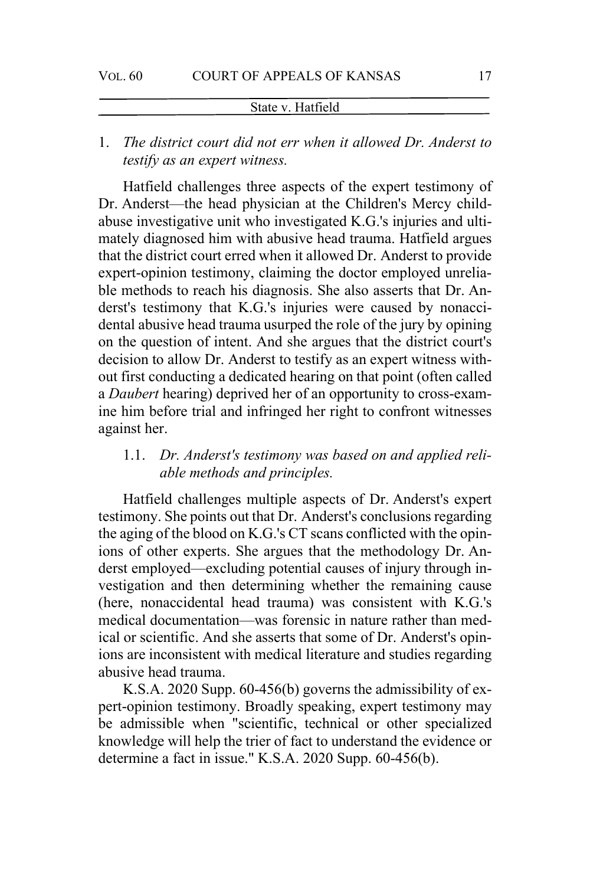1. *The district court did not err when it allowed Dr. Anderst to testify as an expert witness.*

Hatfield challenges three aspects of the expert testimony of Dr. Anderst—the head physician at the Children's Mercy child-abuse investigative unit who investigated K.G.'s injuries and ultimately diagnosed him with abusive head trauma. Hatfield argues that the district court erred when it allowed Dr. Anderst to provide expert-opinion testimony, claiming the doctor employed unreliable methods to reach his diagnosis. She also asserts that Dr. Anderst's testimony that K.G.'s injuries were caused by nonaccidental abusive head trauma usurped the role of the jury by opining on the question of intent. And she argues that the district court's decision to allow Dr. Anderst to testify as an expert witness without first conducting a dedicated hearing on that point (often called a *Daubert* hearing) deprived her of an opportunity to cross-examine him before trial and infringed her right to confront witnesses against her.

1.1. *Dr. Anderst's testimony was based on and applied reliable methods and principles.*

Hatfield challenges multiple aspects of Dr. Anderst's expert testimony. She points out that Dr. Anderst's conclusions regarding the aging of the blood on K.G.'s CT scans conflicted with the opinions of other experts. She argues that the methodology Dr. Anderst employed—excluding potential causes of injury through investigation and then determining whether the remaining cause (here, nonaccidental head trauma) was consistent with K.G.'s medical documentation—was forensic in nature rather than medical or scientific. And she asserts that some of Dr. Anderst's opinions are inconsistent with medical literature and studies regarding abusive head trauma.

K.S.A. 2020 Supp. 60-456(b) governs the admissibility of expert-opinion testimony. Broadly speaking, expert testimony may be admissible when "scientific, technical or other specialized knowledge will help the trier of fact to understand the evidence or determine a fact in issue." K.S.A. 2020 Supp. 60-456(b).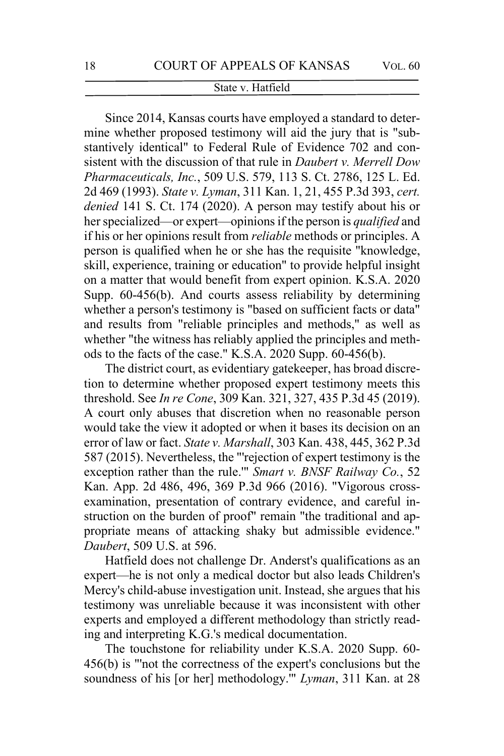Since 2014, Kansas courts have employed a standard to determine whether proposed testimony will aid the jury that is "substantively identical" to Federal Rule of Evidence 702 and consistent with the discussion of that rule in *Daubert v. Merrell Dow Pharmaceuticals, Inc.*, 509 U.S. 579, 113 S. Ct. 2786, 125 L. Ed. 2d 469 (1993). *State v. Lyman*, 311 Kan. 1, 21, 455 P.3d 393, *cert. denied* 141 S. Ct. 174 (2020). A person may testify about his or her specialized—or expert—opinions if the person is *qualified* and if his or her opinions result from *reliable* methods or principles. A person is qualified when he or she has the requisite "knowledge, skill, experience, training or education" to provide helpful insight on a matter that would benefit from expert opinion. K.S.A. 2020 Supp. 60-456(b). And courts assess reliability by determining whether a person's testimony is "based on sufficient facts or data" and results from "reliable principles and methods," as well as whether "the witness has reliably applied the principles and methods to the facts of the case." K.S.A. 2020 Supp. 60-456(b).

The district court, as evidentiary gatekeeper, has broad discretion to determine whether proposed expert testimony meets this threshold. See *In re Cone*, 309 Kan. 321, 327, 435 P.3d 45 (2019). A court only abuses that discretion when no reasonable person would take the view it adopted or when it bases its decision on an error of law or fact. *State v. Marshall*, 303 Kan. 438, 445, 362 P.3d 587 (2015). Nevertheless, the "'rejection of expert testimony is the exception rather than the rule.'" *Smart v. BNSF Railway Co.*, 52 Kan. App. 2d 486, 496, 369 P.3d 966 (2016). "Vigorous cross-examination, presentation of contrary evidence, and careful instruction on the burden of proof" remain "the traditional and appropriate means of attacking shaky but admissible evidence." *Daubert*, 509 U.S. at 596.

Hatfield does not challenge Dr. Anderst's qualifications as an expert—he is not only a medical doctor but also leads Children's Mercy's child-abuse investigation unit. Instead, she argues that his testimony was unreliable because it was inconsistent with other experts and employed a different methodology than strictly reading and interpreting K.G.'s medical documentation.

The touchstone for reliability under K.S.A. 2020 Supp. 60-456(b) is "'not the correctness of the expert's conclusions but the soundness of his [or her] methodology.'" *Lyman*, 311 Kan. at 28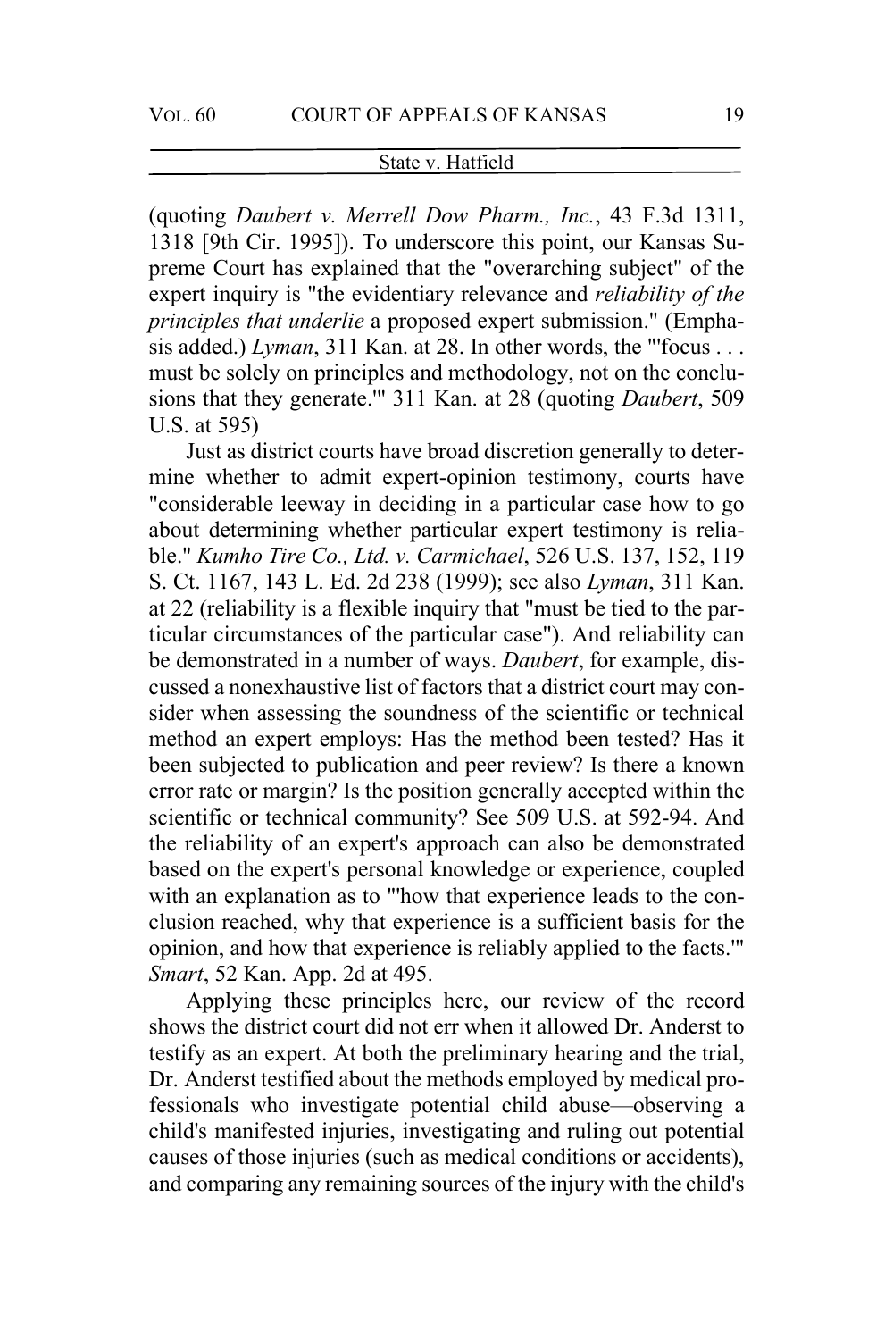(quoting *Daubert v. Merrell Dow Pharm., Inc.*, 43 F.3d 1311, 1318 [9th Cir. 1995]). To underscore this point, our Kansas Supreme Court has explained that the "overarching subject" of the expert inquiry is "the evidentiary relevance and *reliability of the principles that underlie* a proposed expert submission." (Emphasis added.) *Lyman*, 311 Kan. at 28. In other words, the "'focus . . . must be solely on principles and methodology, not on the conclusions that they generate.'" 311 Kan. at 28 (quoting *Daubert*, 509 U.S. at 595)

Just as district courts have broad discretion generally to determine whether to admit expert-opinion testimony, courts have "considerable leeway in deciding in a particular case how to go about determining whether particular expert testimony is reliable." *Kumho Tire Co., Ltd. v. Carmichael*, 526 U.S. 137, 152, 119 S. Ct. 1167, 143 L. Ed. 2d 238 (1999); see also *Lyman*, 311 Kan. at 22 (reliability is a flexible inquiry that "must be tied to the particular circumstances of the particular case"). And reliability can be demonstrated in a number of ways. *Daubert*, for example, discussed a nonexhaustive list of factors that a district court may consider when assessing the soundness of the scientific or technical method an expert employs: Has the method been tested? Has it been subjected to publication and peer review? Is there a known error rate or margin? Is the position generally accepted within the scientific or technical community? See 509 U.S. at 592-94. And the reliability of an expert's approach can also be demonstrated based on the expert's personal knowledge or experience, coupled with an explanation as to "'how that experience leads to the conclusion reached, why that experience is a sufficient basis for the opinion, and how that experience is reliably applied to the facts.'" *Smart*, 52 Kan. App. 2d at 495.

Applying these principles here, our review of the record shows the district court did not err when it allowed Dr. Anderst to testify as an expert. At both the preliminary hearing and the trial, Dr. Anderst testified about the methods employed by medical professionals who investigate potential child abuse—observing a child's manifested injuries, investigating and ruling out potential causes of those injuries (such as medical conditions or accidents), and comparing any remaining sources of the injury with the child's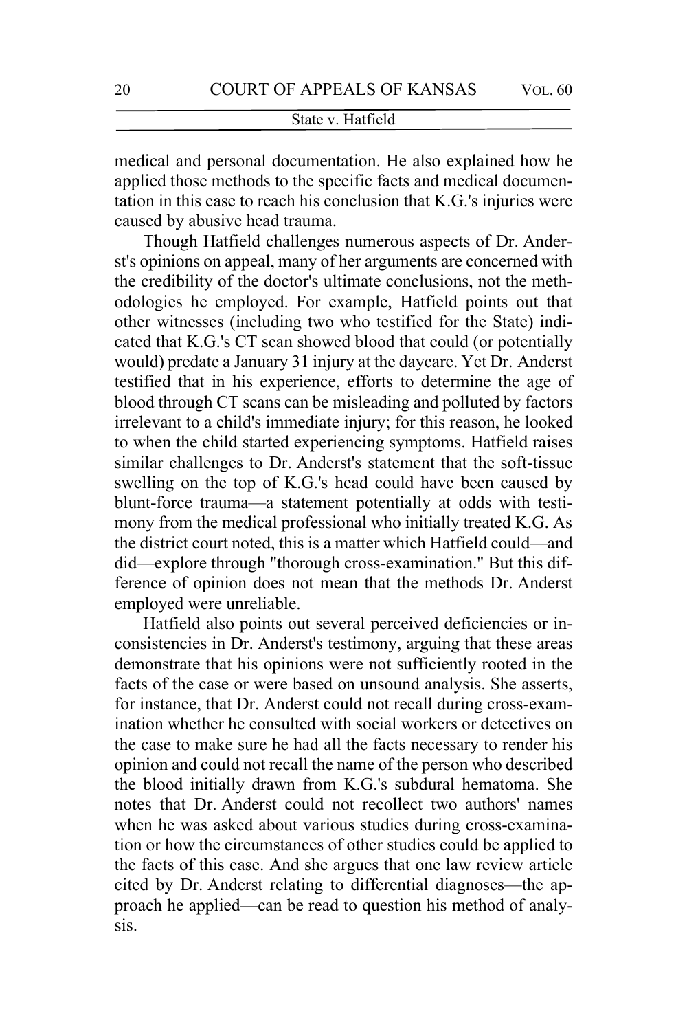medical and personal documentation. He also explained how he applied those methods to the specific facts and medical documentation in this case to reach his conclusion that K.G.'s injuries were caused by abusive head trauma.

Though Hatfield challenges numerous aspects of Dr. Anderst's opinions on appeal, many of her arguments are concerned with the credibility of the doctor's ultimate conclusions, not the methodologies he employed. For example, Hatfield points out that other witnesses (including two who testified for the State) indicated that K.G.'s CT scan showed blood that could (or potentially would) predate a January 31 injury at the daycare. Yet Dr. Anderst testified that in his experience, efforts to determine the age of blood through CT scans can be misleading and polluted by factors irrelevant to a child's immediate injury; for this reason, he looked to when the child started experiencing symptoms. Hatfield raises similar challenges to Dr. Anderst's statement that the soft-tissue swelling on the top of K.G.'s head could have been caused by blunt-force trauma—a statement potentially at odds with testimony from the medical professional who initially treated K.G. As the district court noted, this is a matter which Hatfield could—and did—explore through "thorough cross-examination." But this difference of opinion does not mean that the methods Dr. Anderst employed were unreliable.

Hatfield also points out several perceived deficiencies or inconsistencies in Dr. Anderst's testimony, arguing that these areas demonstrate that his opinions were not sufficiently rooted in the facts of the case or were based on unsound analysis. She asserts, for instance, that Dr. Anderst could not recall during cross-examination whether he consulted with social workers or detectives on the case to make sure he had all the facts necessary to render his opinion and could not recall the name of the person who described the blood initially drawn from K.G.'s subdural hematoma. She notes that Dr. Anderst could not recollect two authors' names when he was asked about various studies during cross-examination or how the circumstances of other studies could be applied to the facts of this case. And she argues that one law review article cited by Dr. Anderst relating to differential diagnoses—the approach he applied—can be read to question his method of analysis.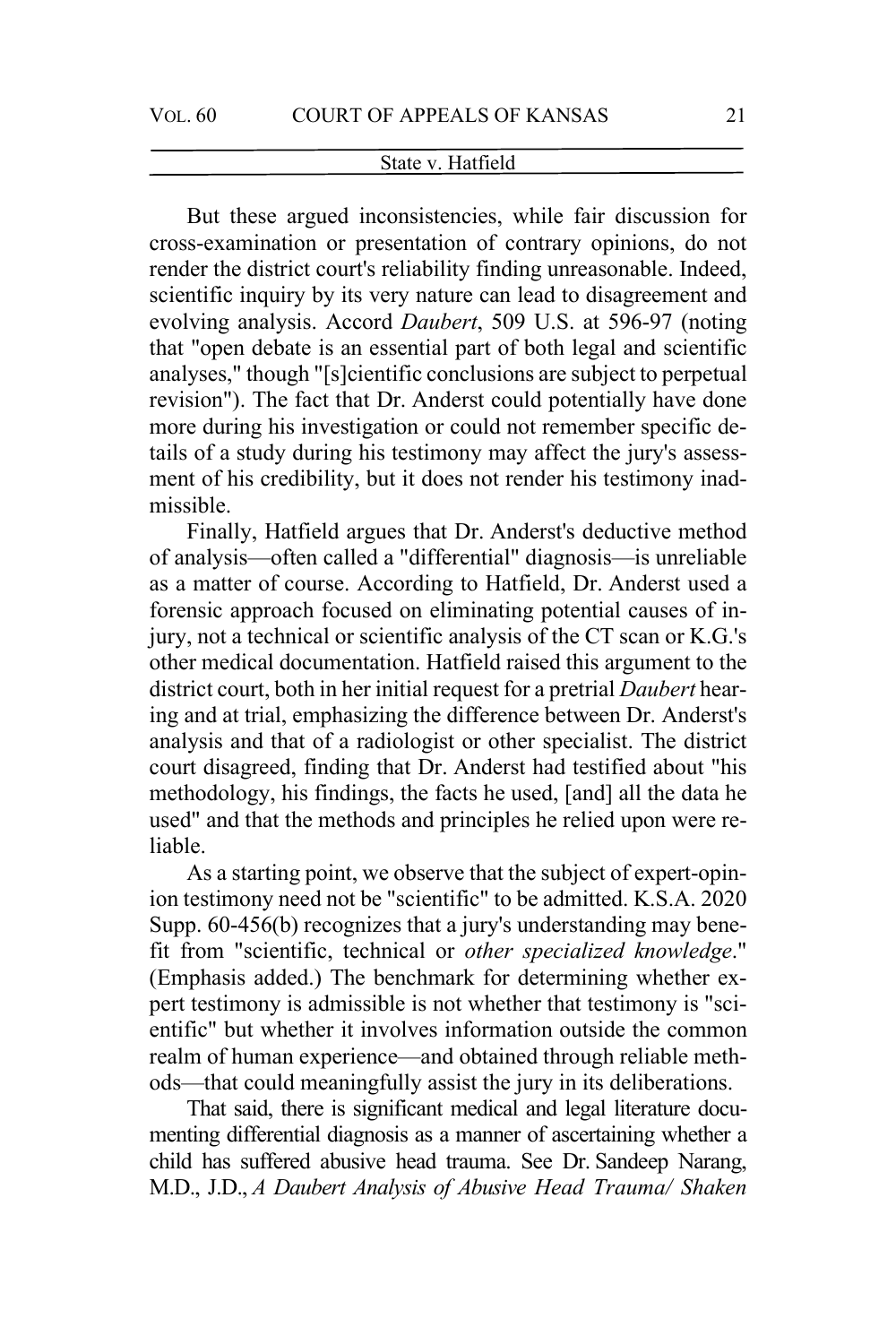But these argued inconsistencies, while fair discussion for cross-examination or presentation of contrary opinions, do not render the district court's reliability finding unreasonable. Indeed, scientific inquiry by its very nature can lead to disagreement and evolving analysis. Accord *Daubert*, 509 U.S. at 596-97 (noting that "open debate is an essential part of both legal and scientific analyses," though "[s]cientific conclusions are subject to perpetual revision"). The fact that Dr. Anderst could potentially have done more during his investigation or could not remember specific details of a study during his testimony may affect the jury's assessment of his credibility, but it does not render his testimony inadmissible.

Finally, Hatfield argues that Dr. Anderst's deductive method of analysis—often called a "differential" diagnosis—is unreliable as a matter of course. According to Hatfield, Dr. Anderst used a forensic approach focused on eliminating potential causes of injury, not a technical or scientific analysis of the CT scan or K.G.'s other medical documentation. Hatfield raised this argument to the district court, both in her initial request for a pretrial *Daubert* hearing and at trial, emphasizing the difference between Dr. Anderst's analysis and that of a radiologist or other specialist. The district court disagreed, finding that Dr. Anderst had testified about "his methodology, his findings, the facts he used, [and] all the data he used" and that the methods and principles he relied upon were reliable.

As a starting point, we observe that the subject of expert-opinion testimony need not be "scientific" to be admitted. K.S.A. 2020 Supp. 60-456(b) recognizes that a jury's understanding may benefit from "scientific, technical or *other specialized knowledge*." (Emphasis added.) The benchmark for determining whether expert testimony is admissible is not whether that testimony is "scientific" but whether it involves information outside the common realm of human experience—and obtained through reliable methods—that could meaningfully assist the jury in its deliberations.

That said, there is significant medical and legal literature documenting differential diagnosis as a manner of ascertaining whether a child has suffered abusive head trauma. See Dr. Sandeep Narang, M.D., J.D., *A Daubert Analysis of Abusive Head Trauma/ Shaken*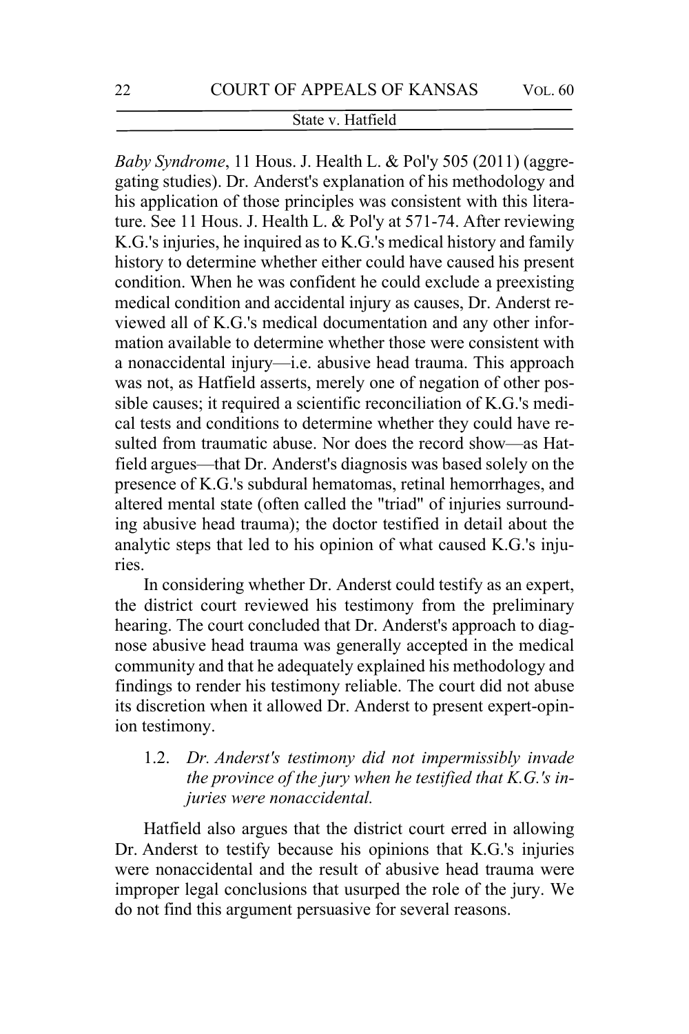*Baby Syndrome*, 11 Hous. J. Health L. & Pol'y 505 (2011) (aggregating studies). Dr. Anderst's explanation of his methodology and his application of those principles was consistent with this literature. See 11 Hous. J. Health L. & Pol'y at 571-74. After reviewing K.G.'s injuries, he inquired as to K.G.'s medical history and family history to determine whether either could have caused his present condition. When he was confident he could exclude a preexisting medical condition and accidental injury as causes, Dr. Anderst reviewed all of K.G.'s medical documentation and any other information available to determine whether those were consistent with a nonaccidental injury—i.e. abusive head trauma. This approach was not, as Hatfield asserts, merely one of negation of other possible causes; it required a scientific reconciliation of K.G.'s medical tests and conditions to determine whether they could have resulted from traumatic abuse. Nor does the record show—as Hatfield argues—that Dr. Anderst's diagnosis was based solely on the presence of K.G.'s subdural hematomas, retinal hemorrhages, and altered mental state (often called the "triad" of injuries surrounding abusive head trauma); the doctor testified in detail about the analytic steps that led to his opinion of what caused K.G.'s injuries.

In considering whether Dr. Anderst could testify as an expert, the district court reviewed his testimony from the preliminary hearing. The court concluded that Dr. Anderst's approach to diagnose abusive head trauma was generally accepted in the medical community and that he adequately explained his methodology and findings to render his testimony reliable. The court did not abuse its discretion when it allowed Dr. Anderst to present expert-opinion testimony.

1.2. *Dr. Anderst's testimony did not impermissibly invade the province of the jury when he testified that K.G.'s injuries were nonaccidental.*

Hatfield also argues that the district court erred in allowing Dr. Anderst to testify because his opinions that K.G.'s injuries were nonaccidental and the result of abusive head trauma were improper legal conclusions that usurped the role of the jury. We do not find this argument persuasive for several reasons.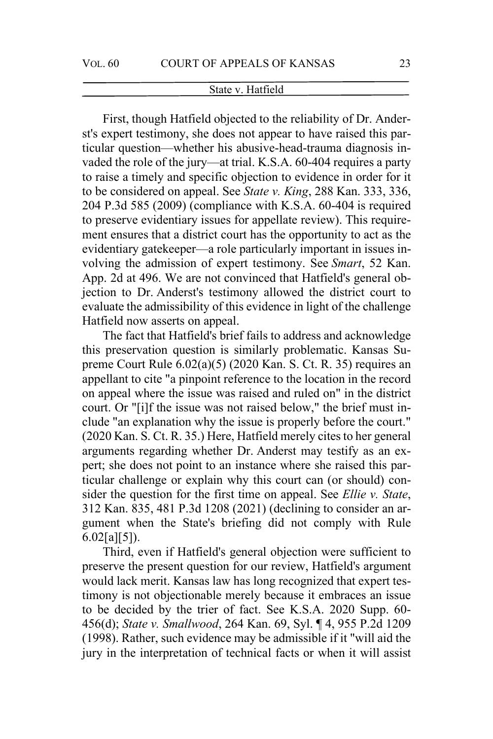First, though Hatfield objected to the reliability of Dr. Anderst's expert testimony, she does not appear to have raised this particular question—whether his abusive-head-trauma diagnosis invaded the role of the jury—at trial. K.S.A. 60-404 requires a party to raise a timely and specific objection to evidence in order for it to be considered on appeal. See *State v. King*, 288 Kan. 333, 336, 204 P.3d 585 (2009) (compliance with K.S.A. 60-404 is required to preserve evidentiary issues for appellate review). This requirement ensures that a district court has the opportunity to act as the evidentiary gatekeeper—a role particularly important in issues involving the admission of expert testimony. See *Smart*, 52 Kan. App. 2d at 496. We are not convinced that Hatfield's general objection to Dr. Anderst's testimony allowed the district court to evaluate the admissibility of this evidence in light of the challenge Hatfield now asserts on appeal.

The fact that Hatfield's brief fails to address and acknowledge this preservation question is similarly problematic. Kansas Supreme Court Rule 6.02(a)(5) (2020 Kan. S. Ct. R. 35) requires an appellant to cite "a pinpoint reference to the location in the record on appeal where the issue was raised and ruled on" in the district court. Or "[i]f the issue was not raised below," the brief must include "an explanation why the issue is properly before the court." (2020 Kan. S. Ct. R. 35.) Here, Hatfield merely cites to her general arguments regarding whether Dr. Anderst may testify as an expert; she does not point to an instance where she raised this particular challenge or explain why this court can (or should) consider the question for the first time on appeal. See *Ellie v. State*, 312 Kan. 835, 481 P.3d 1208 (2021) (declining to consider an argument when the State's briefing did not comply with Rule 6.02[a][5]).

Third, even if Hatfield's general objection were sufficient to preserve the present question for our review, Hatfield's argument would lack merit. Kansas law has long recognized that expert testimony is not objectionable merely because it embraces an issue to be decided by the trier of fact. See K.S.A. 2020 Supp. 60-456(d); *State v. Smallwood*, 264 Kan. 69, Syl. ¶ 4, 955 P.2d 1209 (1998). Rather, such evidence may be admissible if it "will aid the jury in the interpretation of technical facts or when it will assist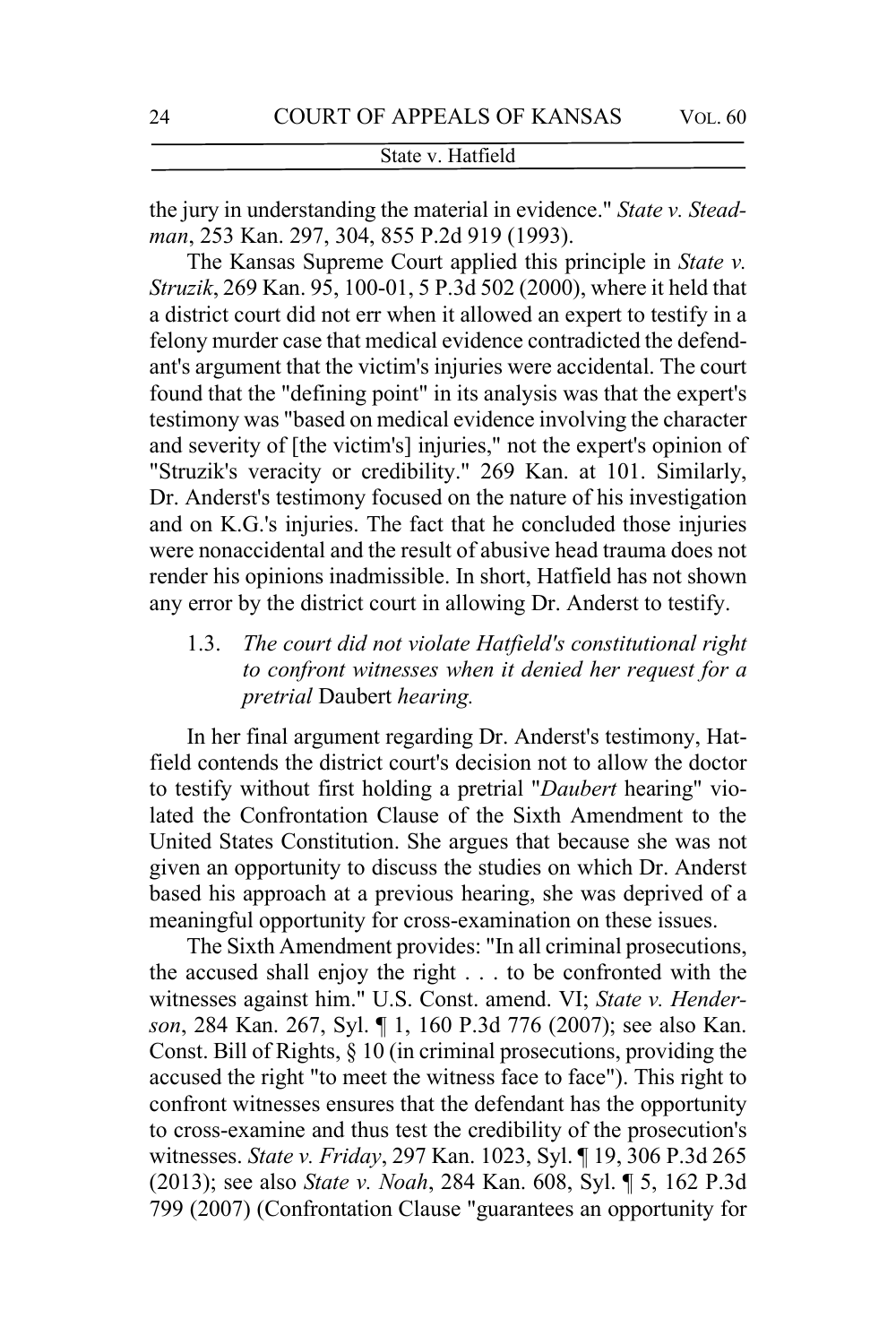the jury in understanding the material in evidence." *State v. Steadman*, 253 Kan. 297, 304, 855 P.2d 919 (1993).

The Kansas Supreme Court applied this principle in *State v. Struzik*, 269 Kan. 95, 100-01, 5 P.3d 502 (2000), where it held that a district court did not err when it allowed an expert to testify in a felony murder case that medical evidence contradicted the defendant's argument that the victim's injuries were accidental. The court found that the "defining point" in its analysis was that the expert's testimony was "based on medical evidence involving the character and severity of [the victim's] injuries," not the expert's opinion of "Struzik's veracity or credibility." 269 Kan. at 101. Similarly, Dr. Anderst's testimony focused on the nature of his investigation and on K.G.'s injuries. The fact that he concluded those injuries were nonaccidental and the result of abusive head trauma does not render his opinions inadmissible. In short, Hatfield has not shown any error by the district court in allowing Dr. Anderst to testify.

1.3. *The court did not violate Hatfield's constitutional right to confront witnesses when it denied her request for a pretrial* Daubert *hearing.*

In her final argument regarding Dr. Anderst's testimony, Hatfield contends the district court's decision not to allow the doctor to testify without first holding a pretrial "*Daubert* hearing" violated the Confrontation Clause of the Sixth Amendment to the United States Constitution. She argues that because she was not given an opportunity to discuss the studies on which Dr. Anderst based his approach at a previous hearing, she was deprived of a meaningful opportunity for cross-examination on these issues.

The Sixth Amendment provides: "In all criminal prosecutions, the accused shall enjoy the right . . . to be confronted with the witnesses against him." U.S. Const. amend. VI; *State v. Henderson*, 284 Kan. 267, Syl. ¶ 1, 160 P.3d 776 (2007); see also Kan. Const. Bill of Rights, § 10 (in criminal prosecutions, providing the accused the right "to meet the witness face to face"). This right to confront witnesses ensures that the defendant has the opportunity to cross-examine and thus test the credibility of the prosecution's witnesses. *State v. Friday*, 297 Kan. 1023, Syl. ¶ 19, 306 P.3d 265 (2013); see also *State v. Noah*, 284 Kan. 608, Syl. ¶ 5, 162 P.3d 799 (2007) (Confrontation Clause "guarantees an opportunity for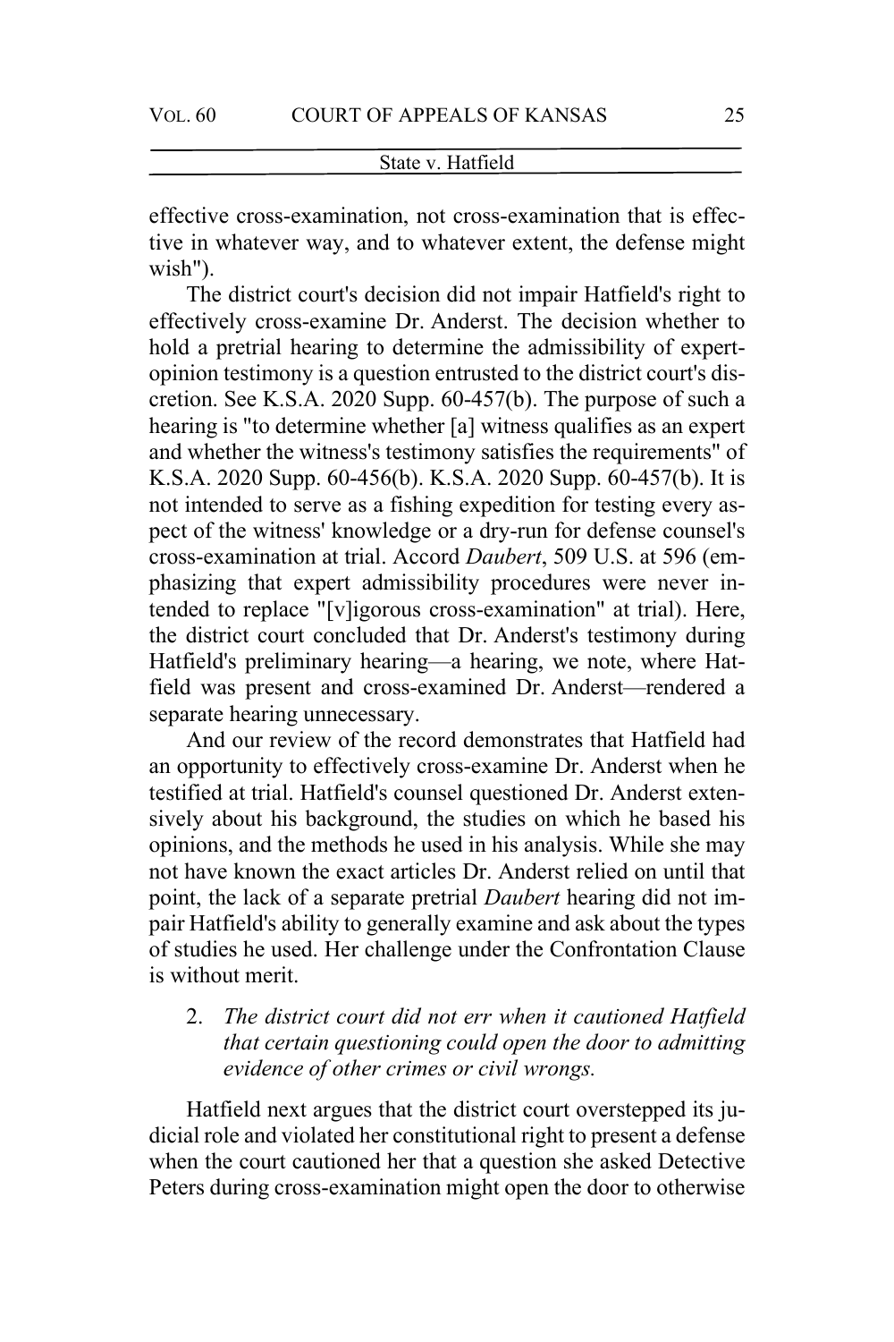effective cross-examination, not cross-examination that is effective in whatever way, and to whatever extent, the defense might wish").

The district court's decision did not impair Hatfield's right to effectively cross-examine Dr. Anderst. The decision whether to hold a pretrial hearing to determine the admissibility of expert-opinion testimony is a question entrusted to the district court's discretion. See K.S.A. 2020 Supp. 60-457(b). The purpose of such a hearing is "to determine whether [a] witness qualifies as an expert and whether the witness's testimony satisfies the requirements" of K.S.A. 2020 Supp. 60-456(b). K.S.A. 2020 Supp. 60-457(b). It is not intended to serve as a fishing expedition for testing every aspect of the witness' knowledge or a dry-run for defense counsel's cross-examination at trial. Accord *Daubert*, 509 U.S. at 596 (emphasizing that expert admissibility procedures were never intended to replace "[v]igorous cross-examination" at trial). Here, the district court concluded that Dr. Anderst's testimony during Hatfield's preliminary hearing—a hearing, we note, where Hatfield was present and cross-examined Dr. Anderst—rendered a separate hearing unnecessary.

And our review of the record demonstrates that Hatfield had an opportunity to effectively cross-examine Dr. Anderst when he testified at trial. Hatfield's counsel questioned Dr. Anderst extensively about his background, the studies on which he based his opinions, and the methods he used in his analysis. While she may not have known the exact articles Dr. Anderst relied on until that point, the lack of a separate pretrial *Daubert* hearing did not impair Hatfield's ability to generally examine and ask about the types of studies he used. Her challenge under the Confrontation Clause is without merit.

2. *The district court did not err when it cautioned Hatfield that certain questioning could open the door to admitting evidence of other crimes or civil wrongs.*

Hatfield next argues that the district court overstepped its judicial role and violated her constitutional right to present a defense when the court cautioned her that a question she asked Detective Peters during cross-examination might open the door to otherwise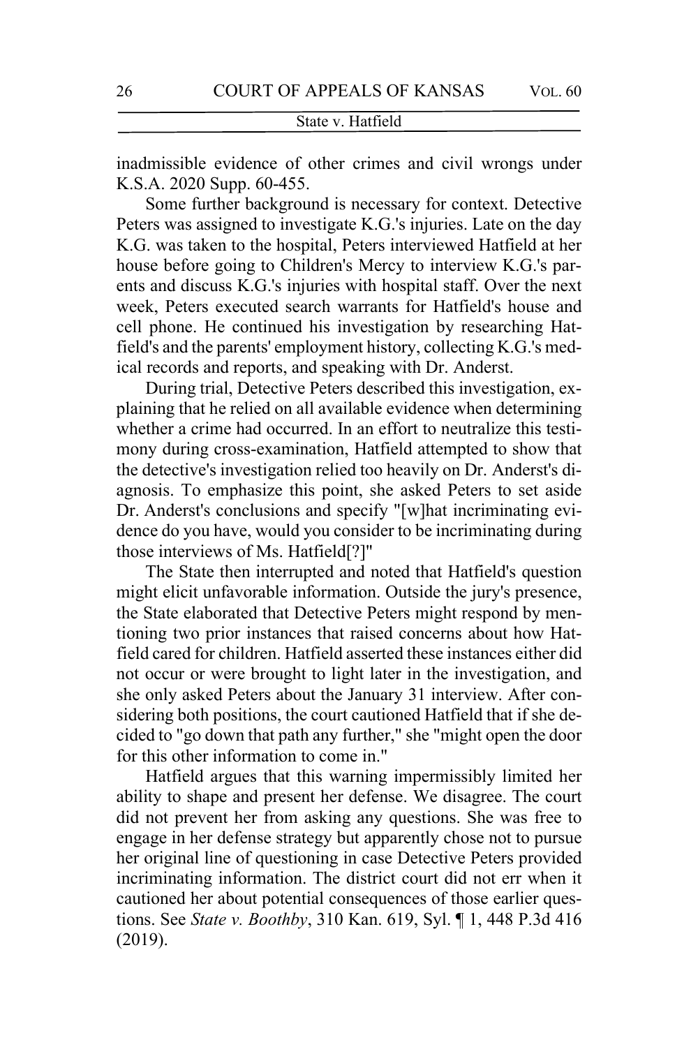inadmissible evidence of other crimes and civil wrongs under K.S.A. 2020 Supp. 60-455.

Some further background is necessary for context. Detective Peters was assigned to investigate K.G.'s injuries. Late on the day K.G. was taken to the hospital, Peters interviewed Hatfield at her house before going to Children's Mercy to interview K.G.'s parents and discuss K.G.'s injuries with hospital staff. Over the next week, Peters executed search warrants for Hatfield's house and cell phone. He continued his investigation by researching Hatfield's and the parents' employment history, collecting K.G.'s medical records and reports, and speaking with Dr. Anderst.

During trial, Detective Peters described this investigation, explaining that he relied on all available evidence when determining whether a crime had occurred. In an effort to neutralize this testimony during cross-examination, Hatfield attempted to show that the detective's investigation relied too heavily on Dr. Anderst's diagnosis. To emphasize this point, she asked Peters to set aside Dr. Anderst's conclusions and specify "[w]hat incriminating evidence do you have, would you consider to be incriminating during those interviews of Ms. Hatfield[?]"

The State then interrupted and noted that Hatfield's question might elicit unfavorable information. Outside the jury's presence, the State elaborated that Detective Peters might respond by mentioning two prior instances that raised concerns about how Hatfield cared for children. Hatfield asserted these instances either did not occur or were brought to light later in the investigation, and she only asked Peters about the January 31 interview. After considering both positions, the court cautioned Hatfield that if she decided to "go down that path any further," she "might open the door for this other information to come in."

Hatfield argues that this warning impermissibly limited her ability to shape and present her defense. We disagree. The court did not prevent her from asking any questions. She was free to engage in her defense strategy but apparently chose not to pursue her original line of questioning in case Detective Peters provided incriminating information. The district court did not err when it cautioned her about potential consequences of those earlier questions. See *State v. Boothby*, 310 Kan. 619, Syl. ¶ 1, 448 P.3d 416 (2019).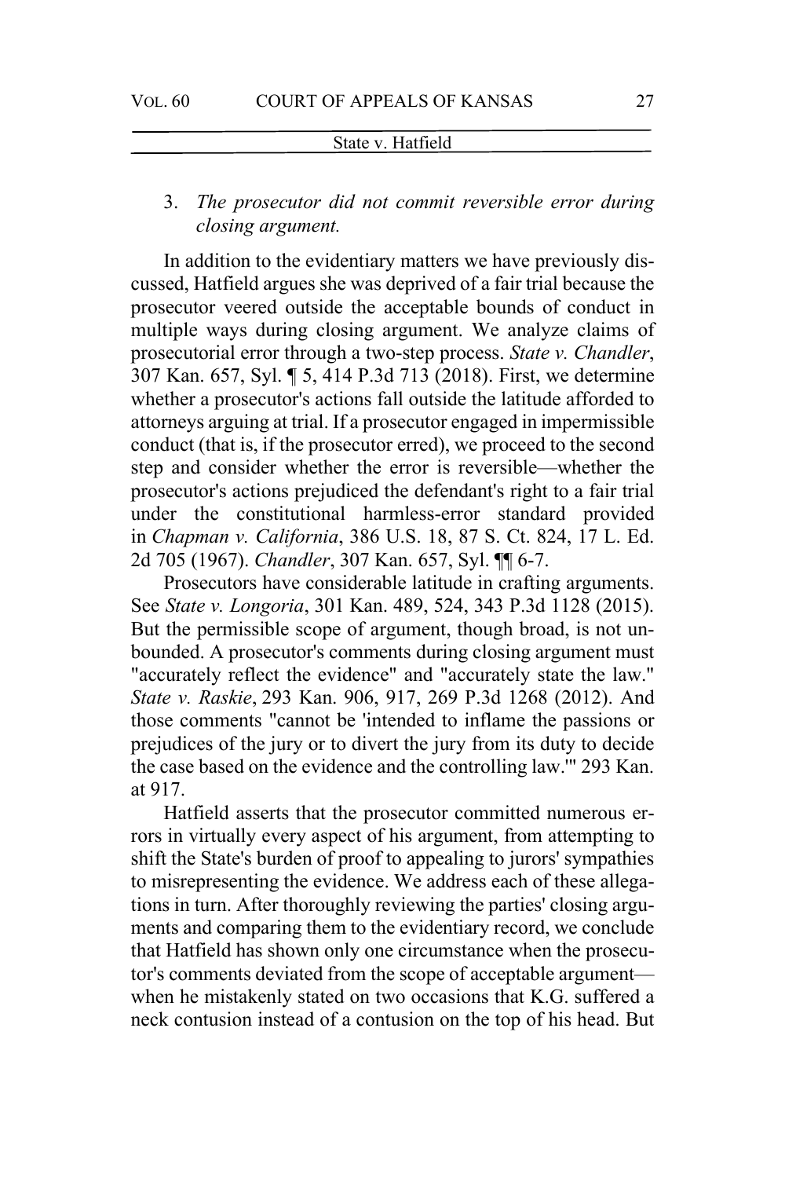3. *The prosecutor did not commit reversible error during closing argument.*

In addition to the evidentiary matters we have previously discussed, Hatfield argues she was deprived of a fair trial because the prosecutor veered outside the acceptable bounds of conduct in multiple ways during closing argument. We analyze claims of prosecutorial error through a two-step process. *State v. Chandler*, 307 Kan. 657, Syl. ¶ 5, 414 P.3d 713 (2018). First, we determine whether a prosecutor's actions fall outside the latitude afforded to attorneys arguing at trial. If a prosecutor engaged in impermissible conduct (that is, if the prosecutor erred), we proceed to the second step and consider whether the error is reversible—whether the prosecutor's actions prejudiced the defendant's right to a fair trial under the constitutional harmless-error standard provided in *Chapman v. California*, 386 U.S. 18, 87 S. Ct. 824, 17 L. Ed. 2d 705 (1967). *Chandler*, 307 Kan. 657, Syl. ¶¶ 6-7.

Prosecutors have considerable latitude in crafting arguments. See *State v. Longoria*, 301 Kan. 489, 524, 343 P.3d 1128 (2015). But the permissible scope of argument, though broad, is not unbounded. A prosecutor's comments during closing argument must "accurately reflect the evidence" and "accurately state the law." *State v. Raskie*, 293 Kan. 906, 917, 269 P.3d 1268 (2012). And those comments "cannot be 'intended to inflame the passions or prejudices of the jury or to divert the jury from its duty to decide the case based on the evidence and the controlling law.'" 293 Kan. at 917.

Hatfield asserts that the prosecutor committed numerous errors in virtually every aspect of his argument, from attempting to shift the State's burden of proof to appealing to jurors' sympathies to misrepresenting the evidence. We address each of these allegations in turn. After thoroughly reviewing the parties' closing arguments and comparing them to the evidentiary record, we conclude that Hatfield has shown only one circumstance when the prosecutor's comments deviated from the scope of acceptable argument—when he mistakenly stated on two occasions that K.G. suffered a neck contusion instead of a contusion on the top of his head. But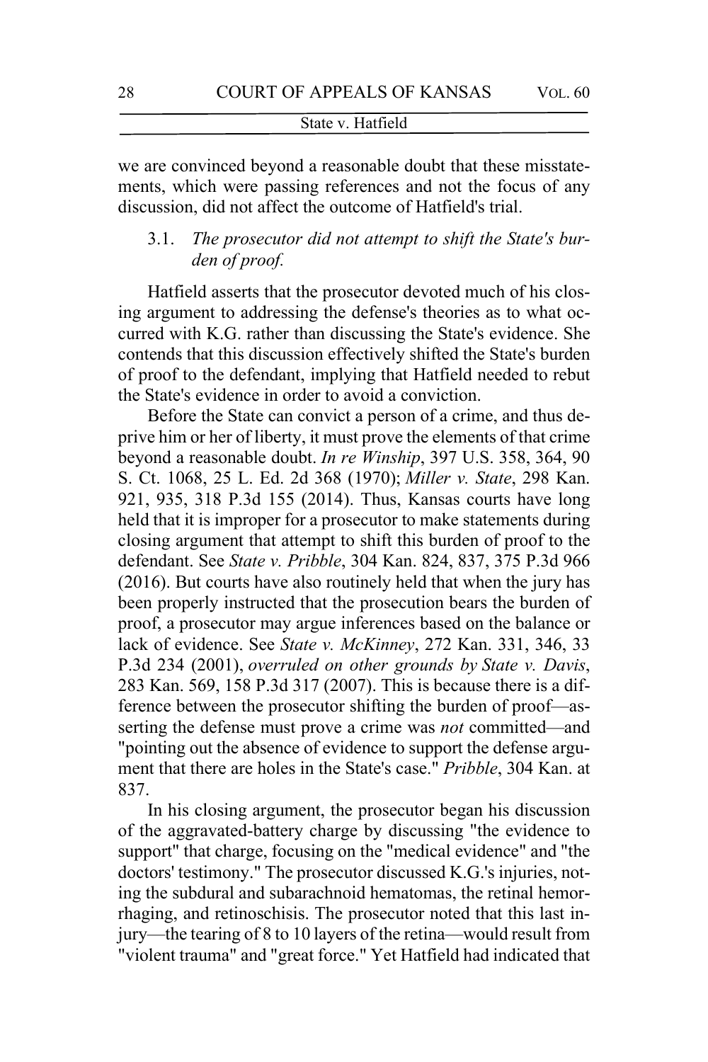we are convinced beyond a reasonable doubt that these misstatements, which were passing references and not the focus of any discussion, did not affect the outcome of Hatfield's trial.

### 3.1. *The prosecutor did not attempt to shift the State's burden of proof.*

Hatfield asserts that the prosecutor devoted much of his closing argument to addressing the defense's theories as to what occurred with K.G. rather than discussing the State's evidence. She contends that this discussion effectively shifted the State's burden of proof to the defendant, implying that Hatfield needed to rebut the State's evidence in order to avoid a conviction.

Before the State can convict a person of a crime, and thus deprive him or her of liberty, it must prove the elements of that crime beyond a reasonable doubt. *In re Winship*, 397 U.S. 358, 364, 90 S. Ct. 1068, 25 L. Ed. 2d 368 (1970); *Miller v. State*, 298 Kan. 921, 935, 318 P.3d 155 (2014). Thus, Kansas courts have long held that it is improper for a prosecutor to make statements during closing argument that attempt to shift this burden of proof to the defendant. See *State v. Pribble*, 304 Kan. 824, 837, 375 P.3d 966 (2016). But courts have also routinely held that when the jury has been properly instructed that the prosecution bears the burden of proof, a prosecutor may argue inferences based on the balance or lack of evidence. See *State v. McKinney*, 272 Kan. 331, 346, 33 P.3d 234 (2001), *overruled on other grounds by State v. Davis*, 283 Kan. 569, 158 P.3d 317 (2007). This is because there is a difference between the prosecutor shifting the burden of proof—asserting the defense must prove a crime was *not* committed—and "pointing out the absence of evidence to support the defense argument that there are holes in the State's case." *Pribble*, 304 Kan. at 837.

In his closing argument, the prosecutor began his discussion of the aggravated-battery charge by discussing "the evidence to support" that charge, focusing on the "medical evidence" and "the doctors' testimony." The prosecutor discussed K.G.'s injuries, noting the subdural and subarachnoid hematomas, the retinal hemorrhaging, and retinoschisis. The prosecutor noted that this last injury—the tearing of 8 to 10 layers of the retina—would result from "violent trauma" and "great force." Yet Hatfield had indicated that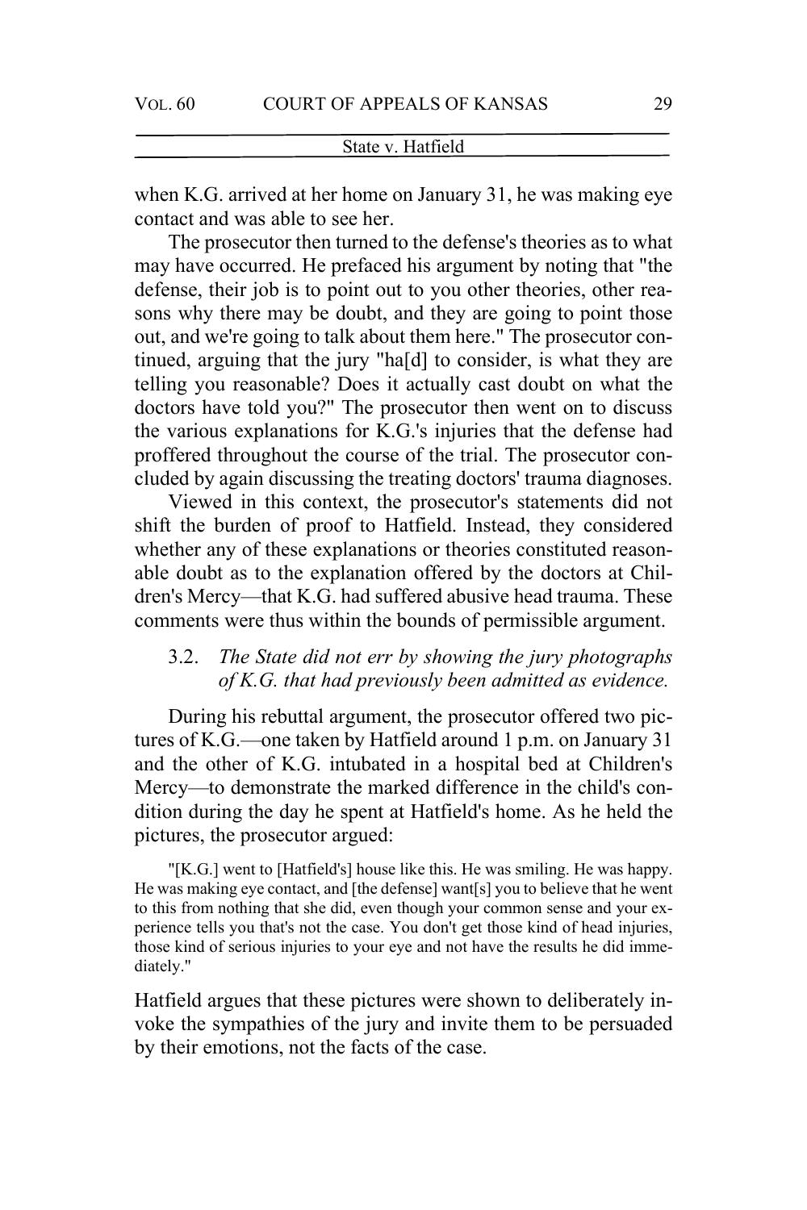when K.G. arrived at her home on January 31, he was making eye contact and was able to see her.

The prosecutor then turned to the defense's theories as to what may have occurred. He prefaced his argument by noting that "the defense, their job is to point out to you other theories, other reasons why there may be doubt, and they are going to point those out, and we're going to talk about them here." The prosecutor continued, arguing that the jury "ha[d] to consider, is what they are telling you reasonable? Does it actually cast doubt on what the doctors have told you?" The prosecutor then went on to discuss the various explanations for K.G.'s injuries that the defense had proffered throughout the course of the trial. The prosecutor concluded by again discussing the treating doctors' trauma diagnoses.

Viewed in this context, the prosecutor's statements did not shift the burden of proof to Hatfield. Instead, they considered whether any of these explanations or theories constituted reasonable doubt as to the explanation offered by the doctors at Children's Mercy—that K.G. had suffered abusive head trauma. These comments were thus within the bounds of permissible argument.

### 3.2. *The State did not err by showing the jury photographs of K.G. that had previously been admitted as evidence.*

During his rebuttal argument, the prosecutor offered two pictures of K.G.—one taken by Hatfield around 1 p.m. on January 31 and the other of K.G. intubated in a hospital bed at Children's Mercy—to demonstrate the marked difference in the child's condition during the day he spent at Hatfield's home. As he held the pictures, the prosecutor argued:

> "[K.G.] went to [Hatfield's] house like this. He was smiling. He was happy. He was making eye contact, and [the defense] want[s] you to believe that he went to this from nothing that she did, even though your common sense and your experience tells you that's not the case. You don't get those kind of head injuries, those kind of serious injuries to your eye and not have the results he did immediately."

Hatfield argues that these pictures were shown to deliberately invoke the sympathies of the jury and invite them to be persuaded by their emotions, not the facts of the case.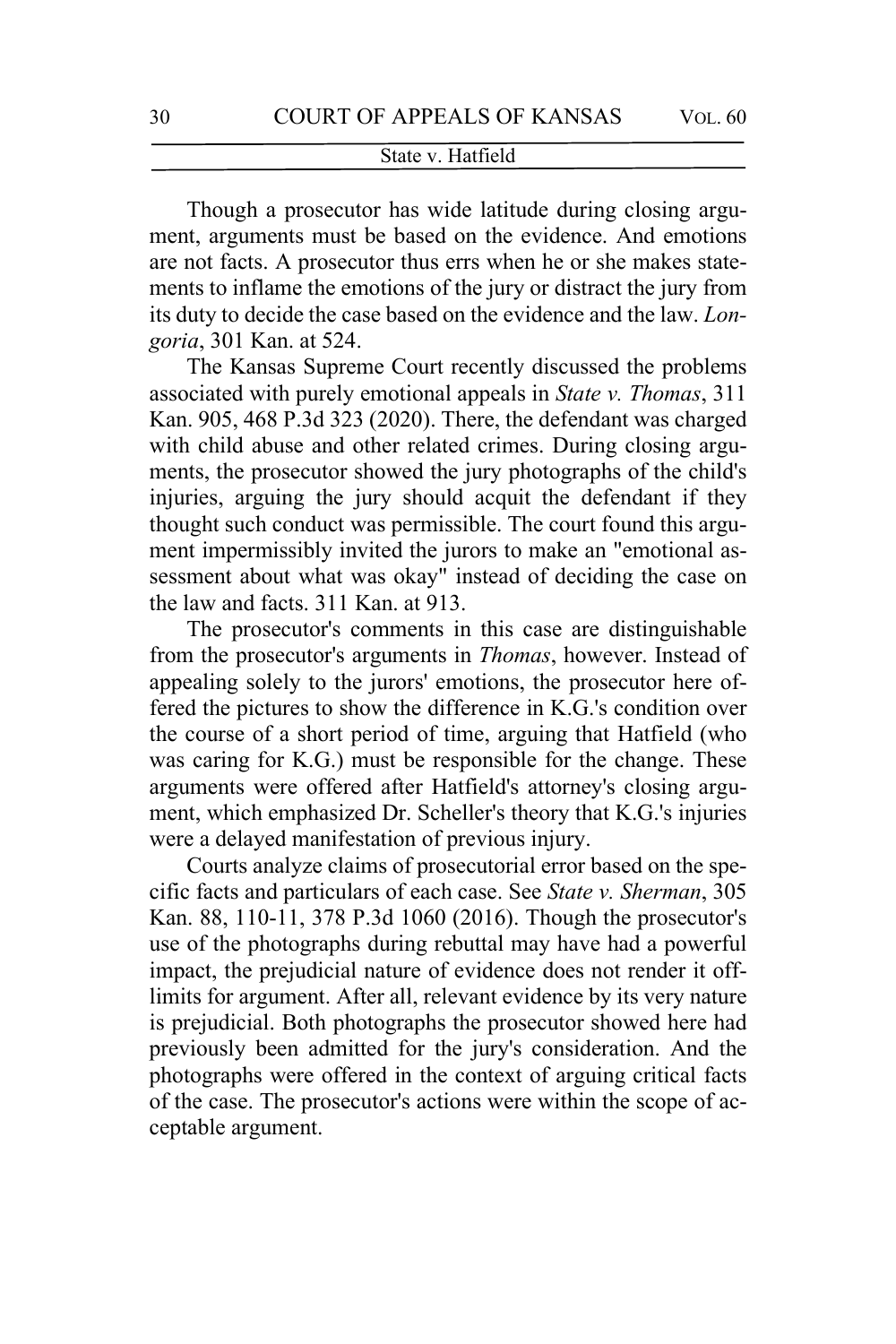Though a prosecutor has wide latitude during closing argument, arguments must be based on the evidence. And emotions are not facts. A prosecutor thus errs when he or she makes statements to inflame the emotions of the jury or distract the jury from its duty to decide the case based on the evidence and the law. *Longoria*, 301 Kan. at 524.

The Kansas Supreme Court recently discussed the problems associated with purely emotional appeals in *State v. Thomas*, 311 Kan. 905, 468 P.3d 323 (2020). There, the defendant was charged with child abuse and other related crimes. During closing arguments, the prosecutor showed the jury photographs of the child's injuries, arguing the jury should acquit the defendant if they thought such conduct was permissible. The court found this argument impermissibly invited the jurors to make an "emotional assessment about what was okay" instead of deciding the case on the law and facts. 311 Kan. at 913.

The prosecutor's comments in this case are distinguishable from the prosecutor's arguments in *Thomas*, however. Instead of appealing solely to the jurors' emotions, the prosecutor here offered the pictures to show the difference in K.G.'s condition over the course of a short period of time, arguing that Hatfield (who was caring for K.G.) must be responsible for the change. These arguments were offered after Hatfield's attorney's closing argument, which emphasized Dr. Scheller's theory that K.G.'s injuries were a delayed manifestation of previous injury.

Courts analyze claims of prosecutorial error based on the specific facts and particulars of each case. See *State v. Sherman*, 305 Kan. 88, 110-11, 378 P.3d 1060 (2016). Though the prosecutor's use of the photographs during rebuttal may have had a powerful impact, the prejudicial nature of evidence does not render it off-limits for argument. After all, relevant evidence by its very nature is prejudicial. Both photographs the prosecutor showed here had previously been admitted for the jury's consideration. And the photographs were offered in the context of arguing critical facts of the case. The prosecutor's actions were within the scope of acceptable argument.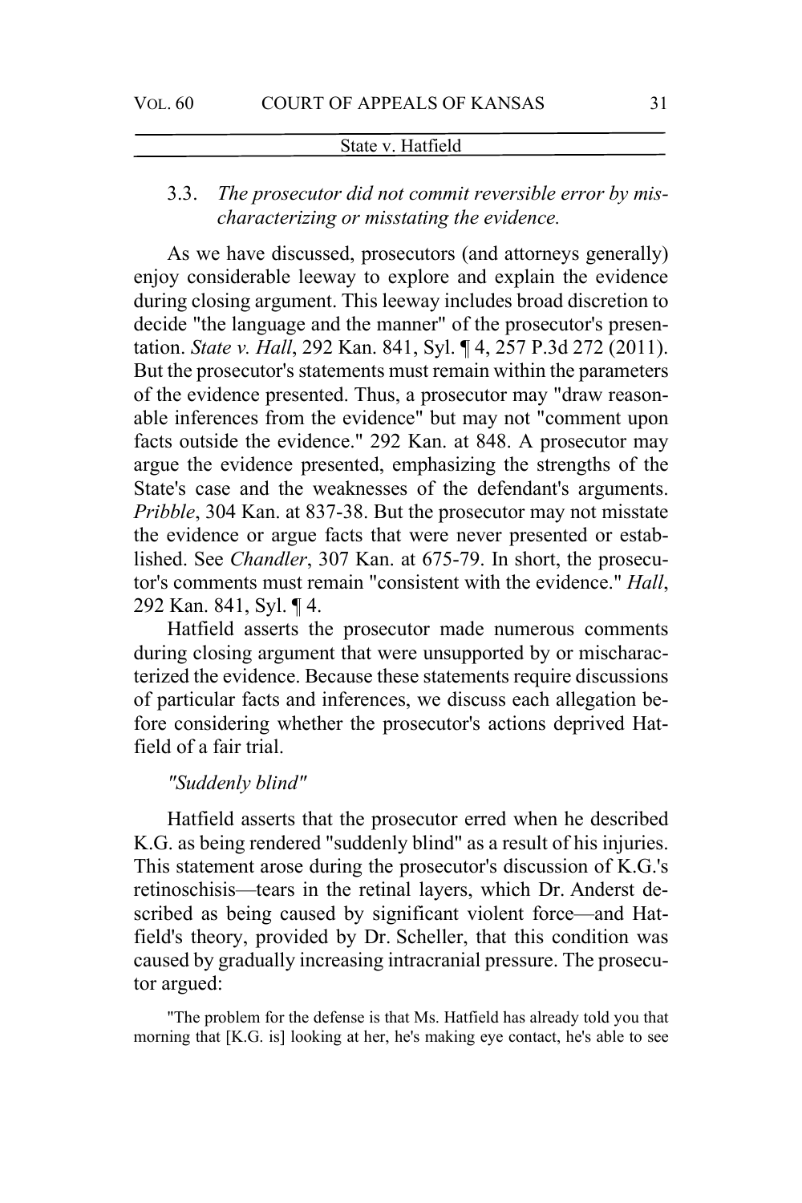### 3.3. *The prosecutor did not commit reversible error by mischaracterizing or misstating the evidence.*

As we have discussed, prosecutors (and attorneys generally) enjoy considerable leeway to explore and explain the evidence during closing argument. This leeway includes broad discretion to decide "the language and the manner" of the prosecutor's presentation. *State v. Hall*, 292 Kan. 841, Syl. ¶ 4, 257 P.3d 272 (2011). But the prosecutor's statements must remain within the parameters of the evidence presented. Thus, a prosecutor may "draw reasonable inferences from the evidence" but may not "comment upon facts outside the evidence." 292 Kan. at 848. A prosecutor may argue the evidence presented, emphasizing the strengths of the State's case and the weaknesses of the defendant's arguments. *Pribble*, 304 Kan. at 837-38. But the prosecutor may not misstate the evidence or argue facts that were never presented or established. See *Chandler*, 307 Kan. at 675-79. In short, the prosecutor's comments must remain "consistent with the evidence." *Hall*, 292 Kan. 841, Syl. ¶ 4.

Hatfield asserts the prosecutor made numerous comments during closing argument that were unsupported by or mischaracterized the evidence. Because these statements require discussions of particular facts and inferences, we discuss each allegation before considering whether the prosecutor's actions deprived Hatfield of a fair trial.

*"Suddenly blind"*

Hatfield asserts that the prosecutor erred when he described K.G. as being rendered "suddenly blind" as a result of his injuries. This statement arose during the prosecutor's discussion of K.G.'s retinoschisis—tears in the retinal layers, which Dr. Anderst described as being caused by significant violent force—and Hatfield's theory, provided by Dr. Scheller, that this condition was caused by gradually increasing intracranial pressure. The prosecutor argued:

"The problem for the defense is that Ms. Hatfield has already told you that morning that [K.G. is] looking at her, he's making eye contact, he's able to see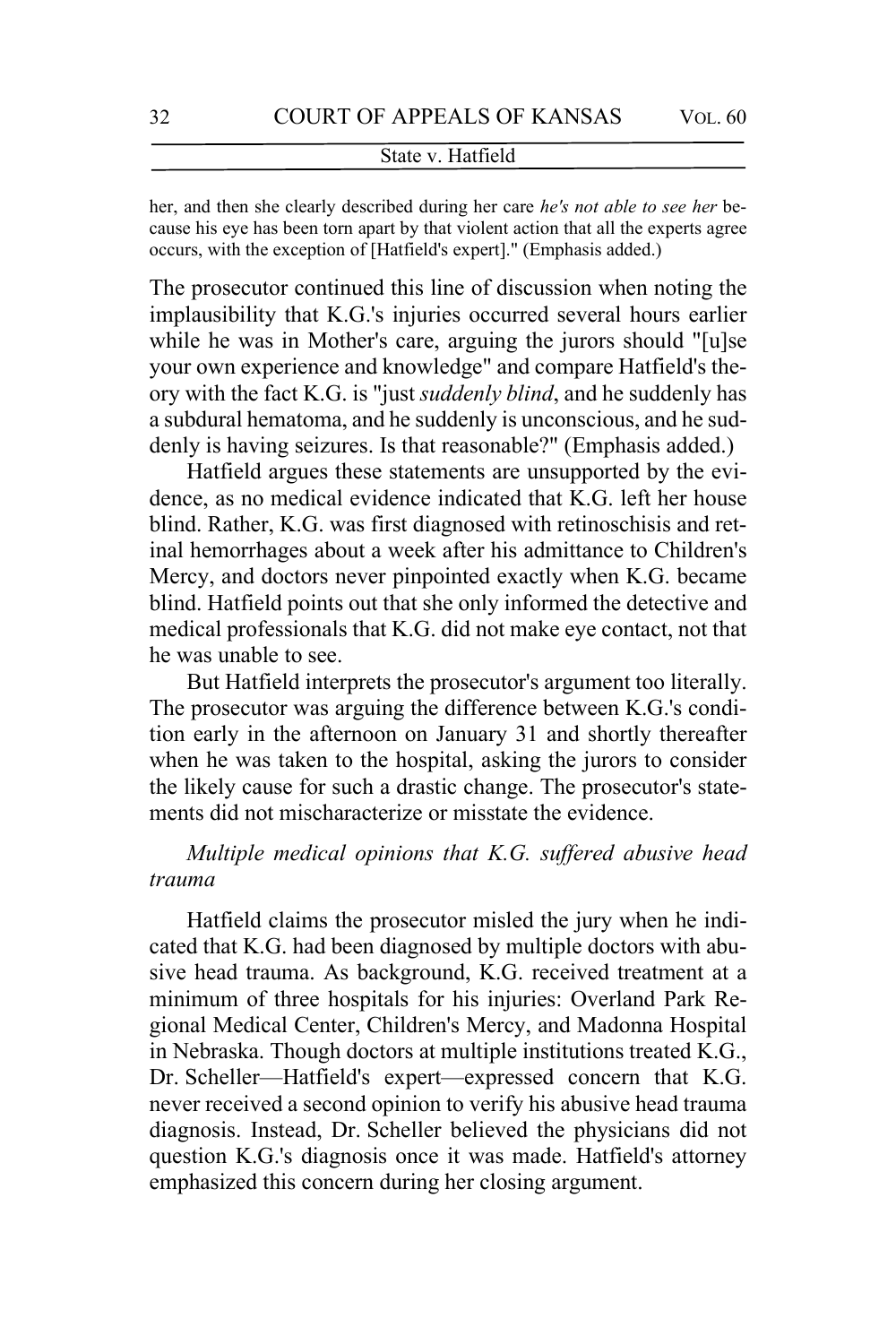her, and then she clearly described during her care *he's not able to see her* because his eye has been torn apart by that violent action that all the experts agree occurs, with the exception of [Hatfield's expert]." (Emphasis added.)

The prosecutor continued this line of discussion when noting the implausibility that K.G.'s injuries occurred several hours earlier while he was in Mother's care, arguing the jurors should "[u]se your own experience and knowledge" and compare Hatfield's theory with the fact K.G. is "just *suddenly blind*, and he suddenly has a subdural hematoma, and he suddenly is unconscious, and he suddenly is having seizures. Is that reasonable?" (Emphasis added.)

Hatfield argues these statements are unsupported by the evidence, as no medical evidence indicated that K.G. left her house blind. Rather, K.G. was first diagnosed with retinoschisis and retinal hemorrhages about a week after his admittance to Children's Mercy, and doctors never pinpointed exactly when K.G. became blind. Hatfield points out that she only informed the detective and medical professionals that K.G. did not make eye contact, not that he was unable to see.

But Hatfield interprets the prosecutor's argument too literally. The prosecutor was arguing the difference between K.G.'s condition early in the afternoon on January 31 and shortly thereafter when he was taken to the hospital, asking the jurors to consider the likely cause for such a drastic change. The prosecutor's statements did not mischaracterize or misstate the evidence.

*Multiple medical opinions that K.G. suffered abusive head trauma*

Hatfield claims the prosecutor misled the jury when he indicated that K.G. had been diagnosed by multiple doctors with abusive head trauma. As background, K.G. received treatment at a minimum of three hospitals for his injuries: Overland Park Regional Medical Center, Children's Mercy, and Madonna Hospital in Nebraska. Though doctors at multiple institutions treated K.G., Dr. Scheller—Hatfield's expert—expressed concern that K.G. never received a second opinion to verify his abusive head trauma diagnosis. Instead, Dr. Scheller believed the physicians did not question K.G.'s diagnosis once it was made. Hatfield's attorney emphasized this concern during her closing argument.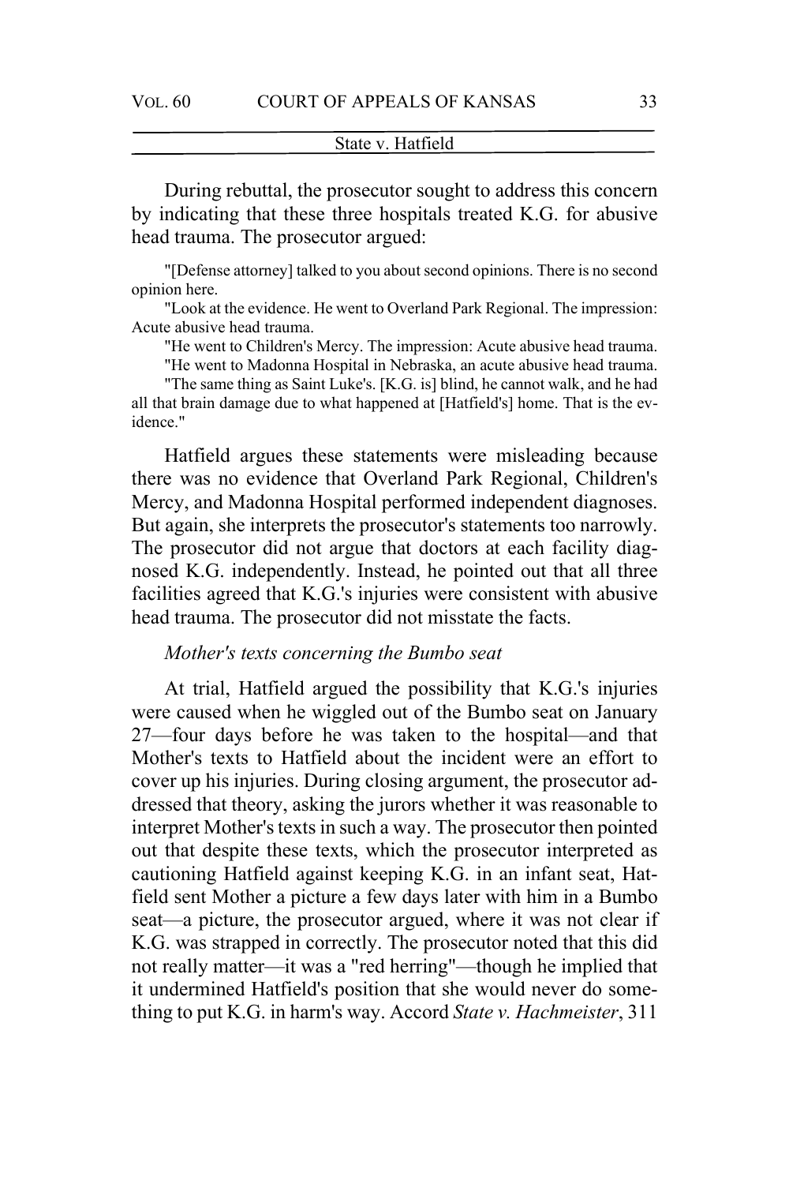During rebuttal, the prosecutor sought to address this concern by indicating that these three hospitals treated K.G. for abusive head trauma. The prosecutor argued:

> "[Defense attorney] talked to you about second opinions. There is no second opinion here.
>
> "Look at the evidence. He went to Overland Park Regional. The impression: Acute abusive head trauma.
>
> "He went to Children's Mercy. The impression: Acute abusive head trauma.
>
> "He went to Madonna Hospital in Nebraska, an acute abusive head trauma.
>
> "The same thing as Saint Luke's. [K.G. is] blind, he cannot walk, and he had all that brain damage due to what happened at [Hatfield's] home. That is the evidence."

Hatfield argues these statements were misleading because there was no evidence that Overland Park Regional, Children's Mercy, and Madonna Hospital performed independent diagnoses. But again, she interprets the prosecutor's statements too narrowly. The prosecutor did not argue that doctors at each facility diagnosed K.G. independently. Instead, he pointed out that all three facilities agreed that K.G.'s injuries were consistent with abusive head trauma. The prosecutor did not misstate the facts.

*Mother's texts concerning the Bumbo seat*

At trial, Hatfield argued the possibility that K.G.'s injuries were caused when he wiggled out of the Bumbo seat on January 27—four days before he was taken to the hospital—and that Mother's texts to Hatfield about the incident were an effort to cover up his injuries. During closing argument, the prosecutor addressed that theory, asking the jurors whether it was reasonable to interpret Mother's texts in such a way. The prosecutor then pointed out that despite these texts, which the prosecutor interpreted as cautioning Hatfield against keeping K.G. in an infant seat, Hatfield sent Mother a picture a few days later with him in a Bumbo seat—a picture, the prosecutor argued, where it was not clear if K.G. was strapped in correctly. The prosecutor noted that this did not really matter—it was a "red herring"—though he implied that it undermined Hatfield's position that she would never do something to put K.G. in harm's way. Accord *State v. Hachmeister*, 311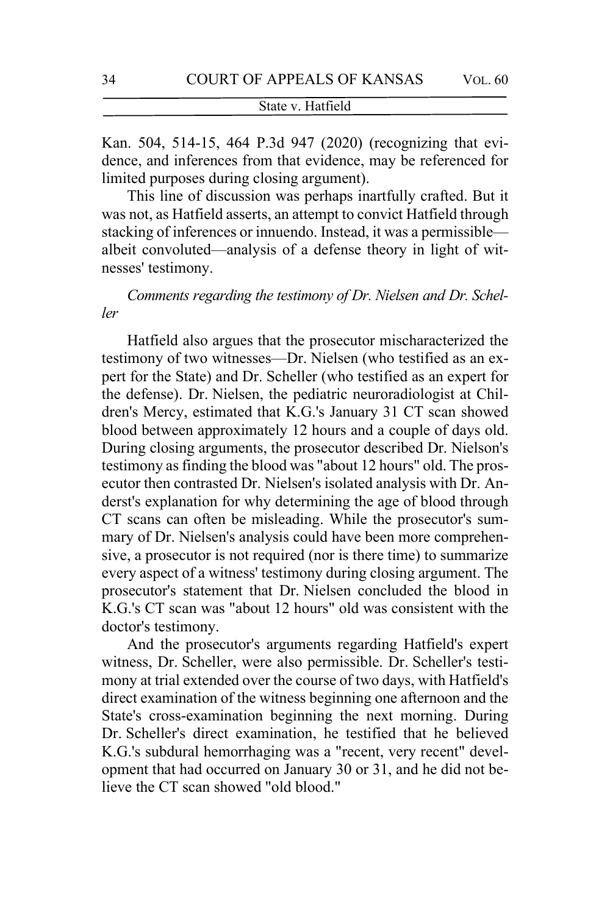Kan. 504, 514-15, 464 P.3d 947 (2020) (recognizing that evidence, and inferences from that evidence, may be referenced for limited purposes during closing argument).

This line of discussion was perhaps inartfully crafted. But it was not, as Hatfield asserts, an attempt to convict Hatfield through stacking of inferences or innuendo. Instead, it was a permissible—albeit convoluted—analysis of a defense theory in light of witnesses' testimony.

*Comments regarding the testimony of Dr. Nielsen and Dr. Scheller*

Hatfield also argues that the prosecutor mischaracterized the testimony of two witnesses—Dr. Nielsen (who testified as an expert for the State) and Dr. Scheller (who testified as an expert for the defense). Dr. Nielsen, the pediatric neuroradiologist at Children's Mercy, estimated that K.G.'s January 31 CT scan showed blood between approximately 12 hours and a couple of days old. During closing arguments, the prosecutor described Dr. Nielson's testimony as finding the blood was "about 12 hours" old. The prosecutor then contrasted Dr. Nielsen's isolated analysis with Dr. Anderst's explanation for why determining the age of blood through CT scans can often be misleading. While the prosecutor's summary of Dr. Nielsen's analysis could have been more comprehensive, a prosecutor is not required (nor is there time) to summarize every aspect of a witness' testimony during closing argument. The prosecutor's statement that Dr. Nielsen concluded the blood in K.G.'s CT scan was "about 12 hours" old was consistent with the doctor's testimony.

And the prosecutor's arguments regarding Hatfield's expert witness, Dr. Scheller, were also permissible. Dr. Scheller's testimony at trial extended over the course of two days, with Hatfield's direct examination of the witness beginning one afternoon and the State's cross-examination beginning the next morning. During Dr. Scheller's direct examination, he testified that he believed K.G.'s subdural hemorrhaging was a "recent, very recent" development that had occurred on January 30 or 31, and he did not believe the CT scan showed "old blood."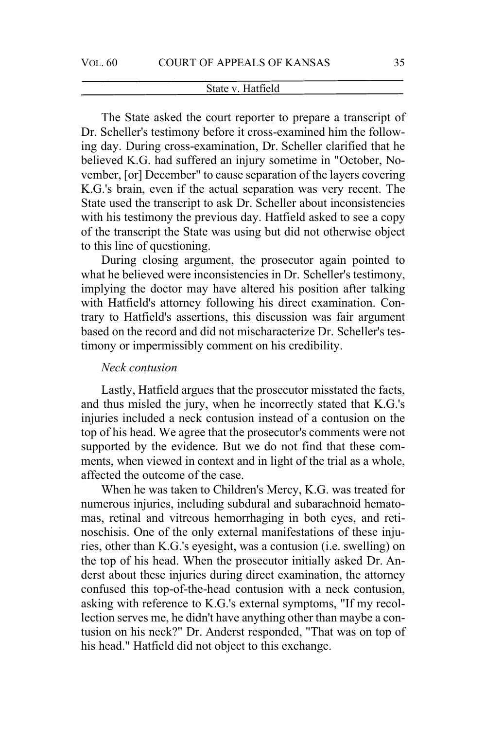The State asked the court reporter to prepare a transcript of Dr. Scheller's testimony before it cross-examined him the following day. During cross-examination, Dr. Scheller clarified that he believed K.G. had suffered an injury sometime in "October, November, [or] December" to cause separation of the layers covering K.G.'s brain, even if the actual separation was very recent. The State used the transcript to ask Dr. Scheller about inconsistencies with his testimony the previous day. Hatfield asked to see a copy of the transcript the State was using but did not otherwise object to this line of questioning.

During closing argument, the prosecutor again pointed to what he believed were inconsistencies in Dr. Scheller's testimony, implying the doctor may have altered his position after talking with Hatfield's attorney following his direct examination. Contrary to Hatfield's assertions, this discussion was fair argument based on the record and did not mischaracterize Dr. Scheller's testimony or impermissibly comment on his credibility.

*Neck contusion*

Lastly, Hatfield argues that the prosecutor misstated the facts, and thus misled the jury, when he incorrectly stated that K.G.'s injuries included a neck contusion instead of a contusion on the top of his head. We agree that the prosecutor's comments were not supported by the evidence. But we do not find that these comments, when viewed in context and in light of the trial as a whole, affected the outcome of the case.

When he was taken to Children's Mercy, K.G. was treated for numerous injuries, including subdural and subarachnoid hematomas, retinal and vitreous hemorrhaging in both eyes, and retinoschisis. One of the only external manifestations of these injuries, other than K.G.'s eyesight, was a contusion (i.e. swelling) on the top of his head. When the prosecutor initially asked Dr. Anderst about these injuries during direct examination, the attorney confused this top-of-the-head contusion with a neck contusion, asking with reference to K.G.'s external symptoms, "If my recollection serves me, he didn't have anything other than maybe a contusion on his neck?" Dr. Anderst responded, "That was on top of his head." Hatfield did not object to this exchange.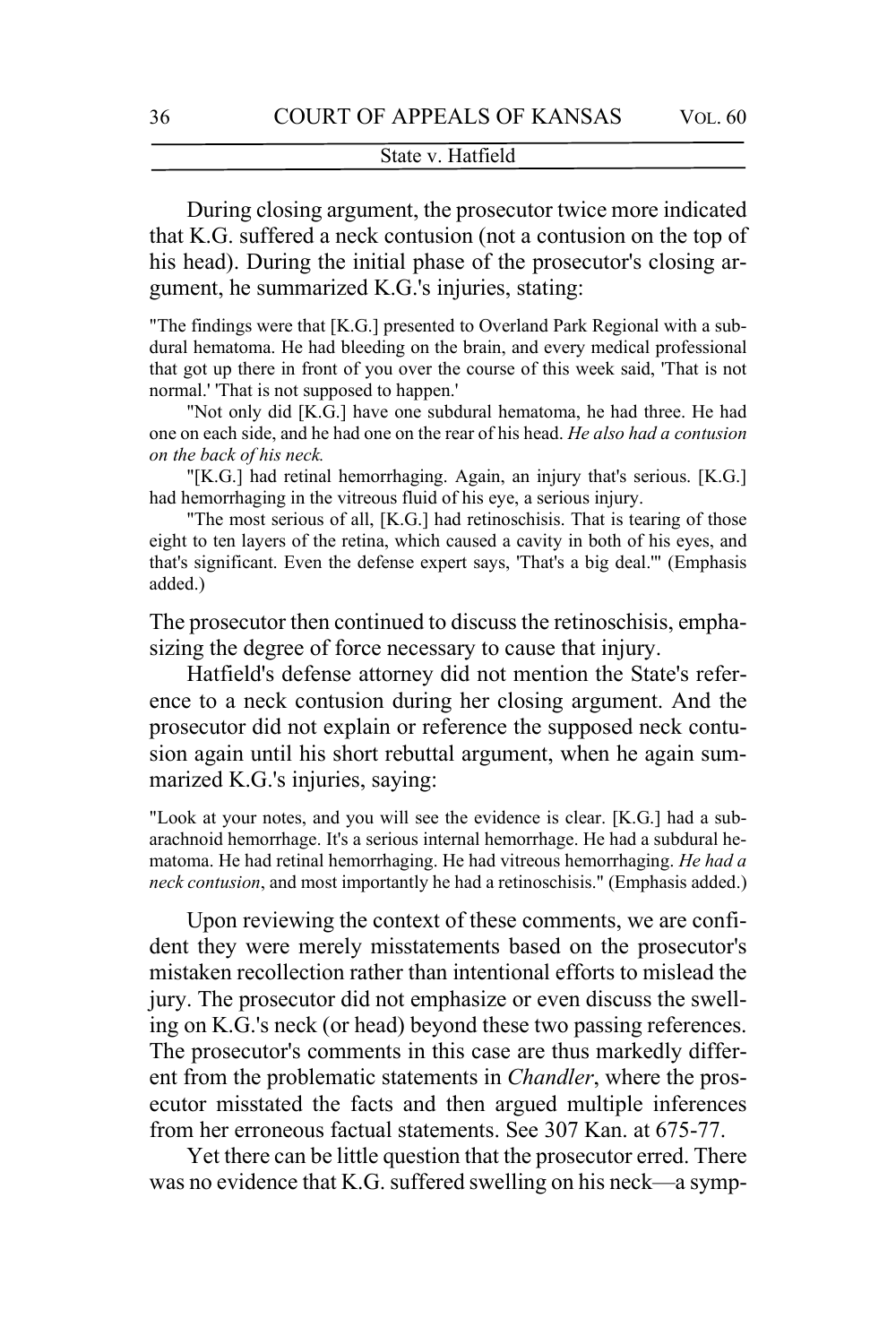During closing argument, the prosecutor twice more indicated that K.G. suffered a neck contusion (not a contusion on the top of his head). During the initial phase of the prosecutor's closing argument, he summarized K.G.'s injuries, stating:

> "The findings were that [K.G.] presented to Overland Park Regional with a subdural hematoma. He had bleeding on the brain, and every medical professional that got up there in front of you over the course of this week said, 'That is not normal.' 'That is not supposed to happen.'
>
> "Not only did [K.G.] have one subdural hematoma, he had three. He had one on each side, and he had one on the rear of his head. *He also had a contusion on the back of his neck.*
>
> "[K.G.] had retinal hemorrhaging. Again, an injury that's serious. [K.G.] had hemorrhaging in the vitreous fluid of his eye, a serious injury.
>
> "The most serious of all, [K.G.] had retinoschisis. That is tearing of those eight to ten layers of the retina, which caused a cavity in both of his eyes, and that's significant. Even the defense expert says, 'That's a big deal.'" (Emphasis added.)

The prosecutor then continued to discuss the retinoschisis, emphasizing the degree of force necessary to cause that injury.

Hatfield's defense attorney did not mention the State's reference to a neck contusion during her closing argument. And the prosecutor did not explain or reference the supposed neck contusion again until his short rebuttal argument, when he again summarized K.G.'s injuries, saying:

> "Look at your notes, and you will see the evidence is clear. [K.G.] had a subarachnoid hemorrhage. It's a serious internal hemorrhage. He had a subdural hematoma. He had retinal hemorrhaging. He had vitreous hemorrhaging. *He had a neck contusion*, and most importantly he had a retinoschisis." (Emphasis added.)

Upon reviewing the context of these comments, we are confident they were merely misstatements based on the prosecutor's mistaken recollection rather than intentional efforts to mislead the jury. The prosecutor did not emphasize or even discuss the swelling on K.G.'s neck (or head) beyond these two passing references. The prosecutor's comments in this case are thus markedly different from the problematic statements in *Chandler*, where the prosecutor misstated the facts and then argued multiple inferences from her erroneous factual statements. See 307 Kan. at 675-77.

Yet there can be little question that the prosecutor erred. There was no evidence that K.G. suffered swelling on his neck—a symp-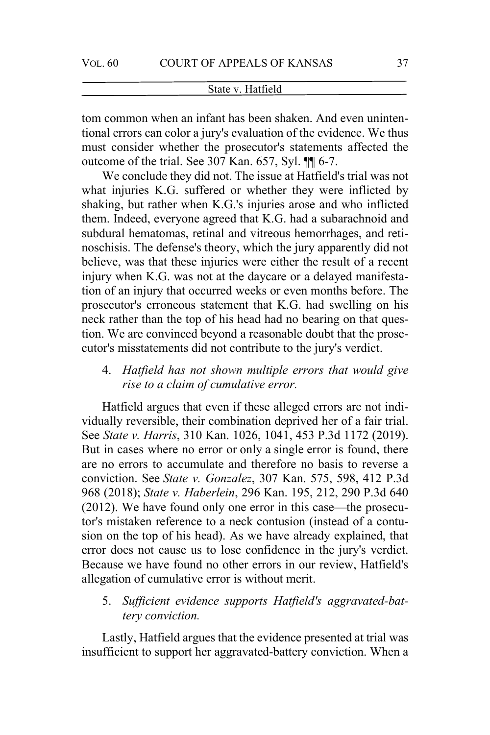tom common when an infant has been shaken. And even unintentional errors can color a jury's evaluation of the evidence. We thus must consider whether the prosecutor's statements affected the outcome of the trial. See 307 Kan. 657, Syl. ¶¶ 6-7.

We conclude they did not. The issue at Hatfield's trial was not what injuries K.G. suffered or whether they were inflicted by shaking, but rather when K.G.'s injuries arose and who inflicted them. Indeed, everyone agreed that K.G. had a subarachnoid and subdural hematomas, retinal and vitreous hemorrhages, and retinoschisis. The defense's theory, which the jury apparently did not believe, was that these injuries were either the result of a recent injury when K.G. was not at the daycare or a delayed manifestation of an injury that occurred weeks or even months before. The prosecutor's erroneous statement that K.G. had swelling on his neck rather than the top of his head had no bearing on that question. We are convinced beyond a reasonable doubt that the prosecutor's misstatements did not contribute to the jury's verdict.

4. *Hatfield has not shown multiple errors that would give rise to a claim of cumulative error.*

Hatfield argues that even if these alleged errors are not individually reversible, their combination deprived her of a fair trial. See *State v. Harris*, 310 Kan. 1026, 1041, 453 P.3d 1172 (2019). But in cases where no error or only a single error is found, there are no errors to accumulate and therefore no basis to reverse a conviction. See *State v. Gonzalez*, 307 Kan. 575, 598, 412 P.3d 968 (2018); *State v. Haberlein*, 296 Kan. 195, 212, 290 P.3d 640 (2012). We have found only one error in this case—the prosecutor's mistaken reference to a neck contusion (instead of a contusion on the top of his head). As we have already explained, that error does not cause us to lose confidence in the jury's verdict. Because we have found no other errors in our review, Hatfield's allegation of cumulative error is without merit.

5. *Sufficient evidence supports Hatfield's aggravated-battery conviction.*

Lastly, Hatfield argues that the evidence presented at trial was insufficient to support her aggravated-battery conviction. When a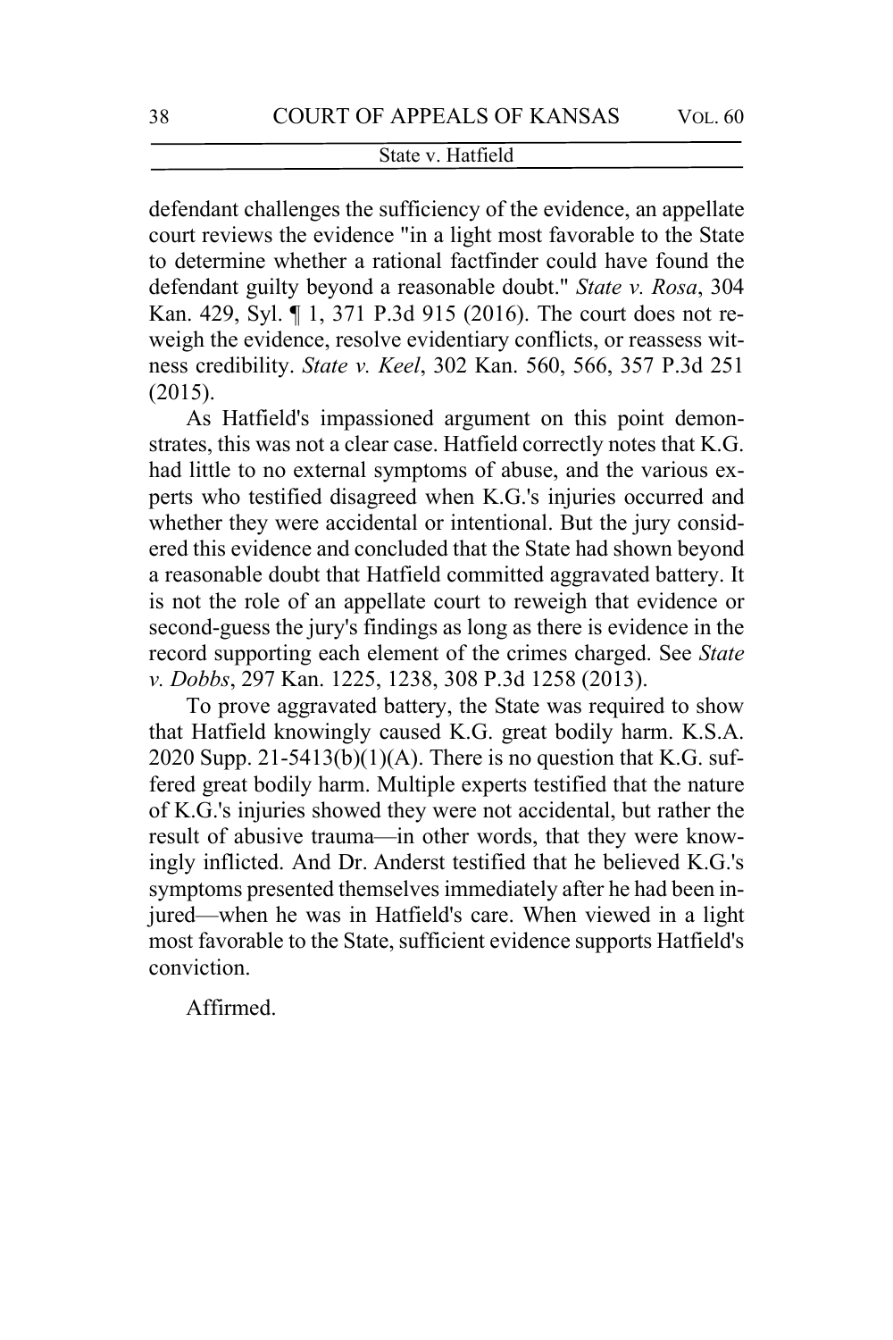defendant challenges the sufficiency of the evidence, an appellate court reviews the evidence "in a light most favorable to the State to determine whether a rational factfinder could have found the defendant guilty beyond a reasonable doubt." *State v. Rosa*, 304 Kan. 429, Syl. ¶ 1, 371 P.3d 915 (2016). The court does not reweigh the evidence, resolve evidentiary conflicts, or reassess witness credibility. *State v. Keel*, 302 Kan. 560, 566, 357 P.3d 251 (2015).

As Hatfield's impassioned argument on this point demonstrates, this was not a clear case. Hatfield correctly notes that K.G. had little to no external symptoms of abuse, and the various experts who testified disagreed when K.G.'s injuries occurred and whether they were accidental or intentional. But the jury considered this evidence and concluded that the State had shown beyond a reasonable doubt that Hatfield committed aggravated battery. It is not the role of an appellate court to reweigh that evidence or second-guess the jury's findings as long as there is evidence in the record supporting each element of the crimes charged. See *State v. Dobbs*, 297 Kan. 1225, 1238, 308 P.3d 1258 (2013).

To prove aggravated battery, the State was required to show that Hatfield knowingly caused K.G. great bodily harm. K.S.A. 2020 Supp. 21-5413(b)(1)(A). There is no question that K.G. suffered great bodily harm. Multiple experts testified that the nature of K.G.'s injuries showed they were not accidental, but rather the result of abusive trauma—in other words, that they were knowingly inflicted. And Dr. Anderst testified that he believed K.G.'s symptoms presented themselves immediately after he had been injured—when he was in Hatfield's care. When viewed in a light most favorable to the State, sufficient evidence supports Hatfield's conviction.

Affirmed.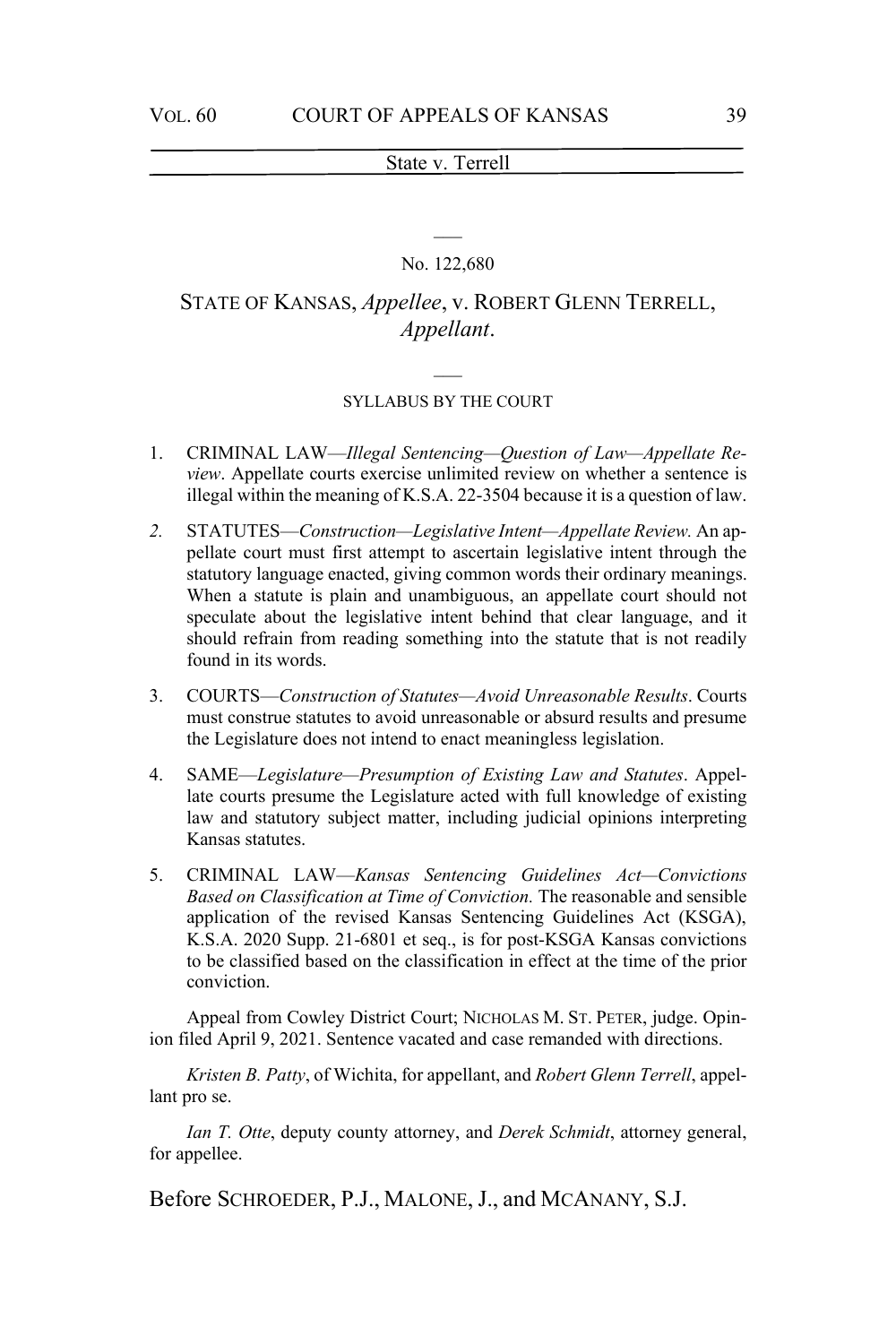No. 122,680

STATE OF KANSAS, *Appellee*, v. ROBERT GLENN TERRELL, *Appellant*.

SYLLABUS BY THE COURT

1. CRIMINAL LAW—*Illegal Sentencing—Question of Law—Appellate Review*. Appellate courts exercise unlimited review on whether a sentence is illegal within the meaning of K.S.A. 22-3504 because it is a question of law.

2. STATUTES—*Construction—Legislative Intent—Appellate Review.* An appellate court must first attempt to ascertain legislative intent through the statutory language enacted, giving common words their ordinary meanings. When a statute is plain and unambiguous, an appellate court should not speculate about the legislative intent behind that clear language, and it should refrain from reading something into the statute that is not readily found in its words.

3. COURTS—*Construction of Statutes—Avoid Unreasonable Results*. Courts must construe statutes to avoid unreasonable or absurd results and presume the Legislature does not intend to enact meaningless legislation.

4. SAME—*Legislature—Presumption of Existing Law and Statutes*. Appellate courts presume the Legislature acted with full knowledge of existing law and statutory subject matter, including judicial opinions interpreting Kansas statutes.

5. CRIMINAL LAW—*Kansas Sentencing Guidelines Act—Convictions Based on Classification at Time of Conviction.* The reasonable and sensible application of the revised Kansas Sentencing Guidelines Act (KSGA), K.S.A. 2020 Supp. 21-6801 et seq., is for post-KSGA Kansas convictions to be classified based on the classification in effect at the time of the prior conviction.

Appeal from Cowley District Court; NICHOLAS M. ST. PETER, judge. Opinion filed April 9, 2021. Sentence vacated and case remanded with directions.

*Kristen B. Patty*, of Wichita, for appellant, and *Robert Glenn Terrell*, appellant pro se.

*Ian T. Otte*, deputy county attorney, and *Derek Schmidt*, attorney general, for appellee.

Before SCHROEDER, P.J., MALONE, J., and MCANANY, S.J.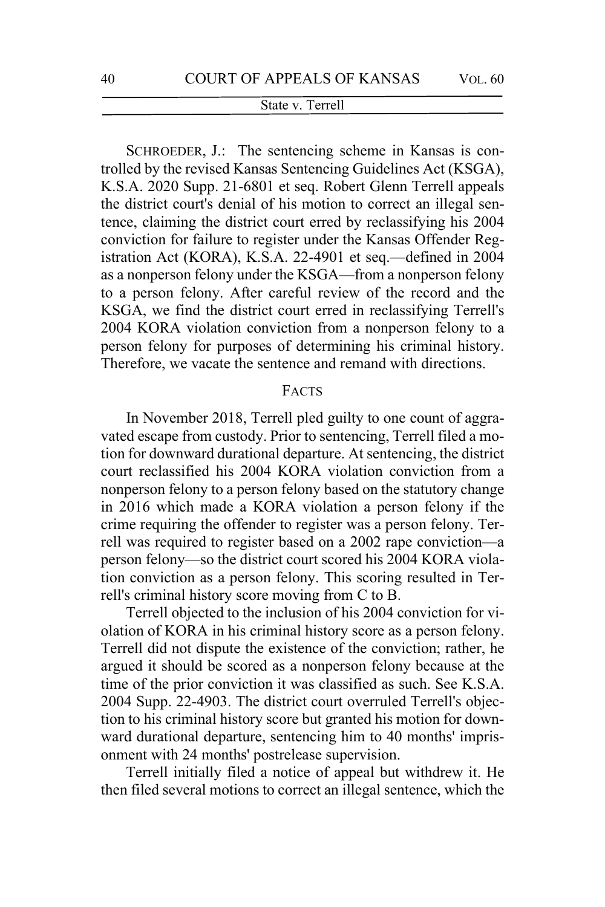SCHROEDER, J.: The sentencing scheme in Kansas is controlled by the revised Kansas Sentencing Guidelines Act (KSGA), K.S.A. 2020 Supp. 21-6801 et seq. Robert Glenn Terrell appeals the district court's denial of his motion to correct an illegal sentence, claiming the district court erred by reclassifying his 2004 conviction for failure to register under the Kansas Offender Registration Act (KORA), K.S.A. 22-4901 et seq.—defined in 2004 as a nonperson felony under the KSGA—from a nonperson felony to a person felony. After careful review of the record and the KSGA, we find the district court erred in reclassifying Terrell's 2004 KORA violation conviction from a nonperson felony to a person felony for purposes of determining his criminal history. Therefore, we vacate the sentence and remand with directions.

## FACTS

In November 2018, Terrell pled guilty to one count of aggravated escape from custody. Prior to sentencing, Terrell filed a motion for downward durational departure. At sentencing, the district court reclassified his 2004 KORA violation conviction from a nonperson felony to a person felony based on the statutory change in 2016 which made a KORA violation a person felony if the crime requiring the offender to register was a person felony. Terrell was required to register based on a 2002 rape conviction—a person felony—so the district court scored his 2004 KORA violation conviction as a person felony. This scoring resulted in Terrell's criminal history score moving from C to B.

Terrell objected to the inclusion of his 2004 conviction for violation of KORA in his criminal history score as a person felony. Terrell did not dispute the existence of the conviction; rather, he argued it should be scored as a nonperson felony because at the time of the prior conviction it was classified as such. See K.S.A. 2004 Supp. 22-4903. The district court overruled Terrell's objection to his criminal history score but granted his motion for downward durational departure, sentencing him to 40 months' imprisonment with 24 months' postrelease supervision.

Terrell initially filed a notice of appeal but withdrew it. He then filed several motions to correct an illegal sentence, which the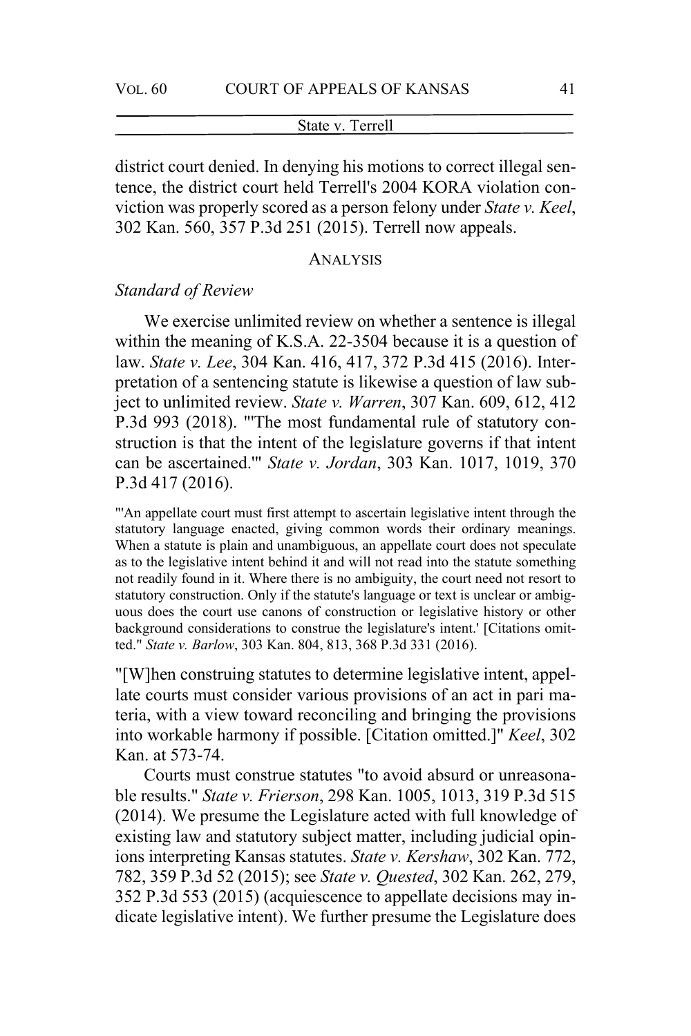district court denied. In denying his motions to correct illegal sentence, the district court held Terrell's 2004 KORA violation conviction was properly scored as a person felony under *State v. Keel*, 302 Kan. 560, 357 P.3d 251 (2015). Terrell now appeals.

## ANALYSIS

### *Standard of Review*

We exercise unlimited review on whether a sentence is illegal within the meaning of K.S.A. 22-3504 because it is a question of law. *State v. Lee*, 304 Kan. 416, 417, 372 P.3d 415 (2016). Interpretation of a sentencing statute is likewise a question of law subject to unlimited review. *State v. Warren*, 307 Kan. 609, 612, 412 P.3d 993 (2018). "'The most fundamental rule of statutory construction is that the intent of the legislature governs if that intent can be ascertained.'" *State v. Jordan*, 303 Kan. 1017, 1019, 370 P.3d 417 (2016).

> "'An appellate court must first attempt to ascertain legislative intent through the statutory language enacted, giving common words their ordinary meanings. When a statute is plain and unambiguous, an appellate court does not speculate as to the legislative intent behind it and will not read into the statute something not readily found in it. Where there is no ambiguity, the court need not resort to statutory construction. Only if the statute's language or text is unclear or ambiguous does the court use canons of construction or legislative history or other background considerations to construe the legislature's intent.' [Citations omitted." *State v. Barlow*, 303 Kan. 804, 813, 368 P.3d 331 (2016).

"[W]hen construing statutes to determine legislative intent, appellate courts must consider various provisions of an act in pari materia, with a view toward reconciling and bringing the provisions into workable harmony if possible. [Citation omitted.]" *Keel*, 302 Kan. at 573-74.

Courts must construe statutes "to avoid absurd or unreasonable results." *State v. Frierson*, 298 Kan. 1005, 1013, 319 P.3d 515 (2014). We presume the Legislature acted with full knowledge of existing law and statutory subject matter, including judicial opinions interpreting Kansas statutes. *State v. Kershaw*, 302 Kan. 772, 782, 359 P.3d 52 (2015); see *State v. Quested*, 302 Kan. 262, 279, 352 P.3d 553 (2015) (acquiescence to appellate decisions may indicate legislative intent). We further presume the Legislature does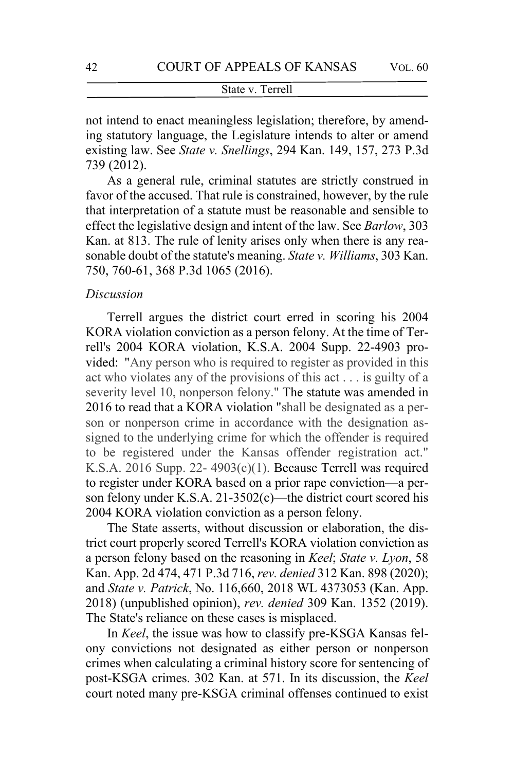not intend to enact meaningless legislation; therefore, by amending statutory language, the Legislature intends to alter or amend existing law. See *State v. Snellings*, 294 Kan. 149, 157, 273 P.3d 739 (2012).

As a general rule, criminal statutes are strictly construed in favor of the accused. That rule is constrained, however, by the rule that interpretation of a statute must be reasonable and sensible to effect the legislative design and intent of the law. See *Barlow*, 303 Kan. at 813. The rule of lenity arises only when there is any reasonable doubt of the statute's meaning. *State v. Williams*, 303 Kan. 750, 760-61, 368 P.3d 1065 (2016).

*Discussion*

Terrell argues the district court erred in scoring his 2004 KORA violation conviction as a person felony. At the time of Terrell's 2004 KORA violation, K.S.A. 2004 Supp. 22-4903 provided: "Any person who is required to register as provided in this act who violates any of the provisions of this act . . . is guilty of a severity level 10, nonperson felony." The statute was amended in 2016 to read that a KORA violation "shall be designated as a person or nonperson crime in accordance with the designation assigned to the underlying crime for which the offender is required to be registered under the Kansas offender registration act." K.S.A. 2016 Supp. 22- 4903(c)(1). Because Terrell was required to register under KORA based on a prior rape conviction—a person felony under K.S.A. 21-3502(c)—the district court scored his 2004 KORA violation conviction as a person felony.

The State asserts, without discussion or elaboration, the district court properly scored Terrell's KORA violation conviction as a person felony based on the reasoning in *Keel*; *State v. Lyon*, 58 Kan. App. 2d 474, 471 P.3d 716, *rev. denied* 312 Kan. 898 (2020); and *State v. Patrick*, No. 116,660, 2018 WL 4373053 (Kan. App. 2018) (unpublished opinion), *rev. denied* 309 Kan. 1352 (2019). The State's reliance on these cases is misplaced.

In *Keel*, the issue was how to classify pre-KSGA Kansas felony convictions not designated as either person or nonperson crimes when calculating a criminal history score for sentencing of post-KSGA crimes. 302 Kan. at 571. In its discussion, the *Keel* court noted many pre-KSGA criminal offenses continued to exist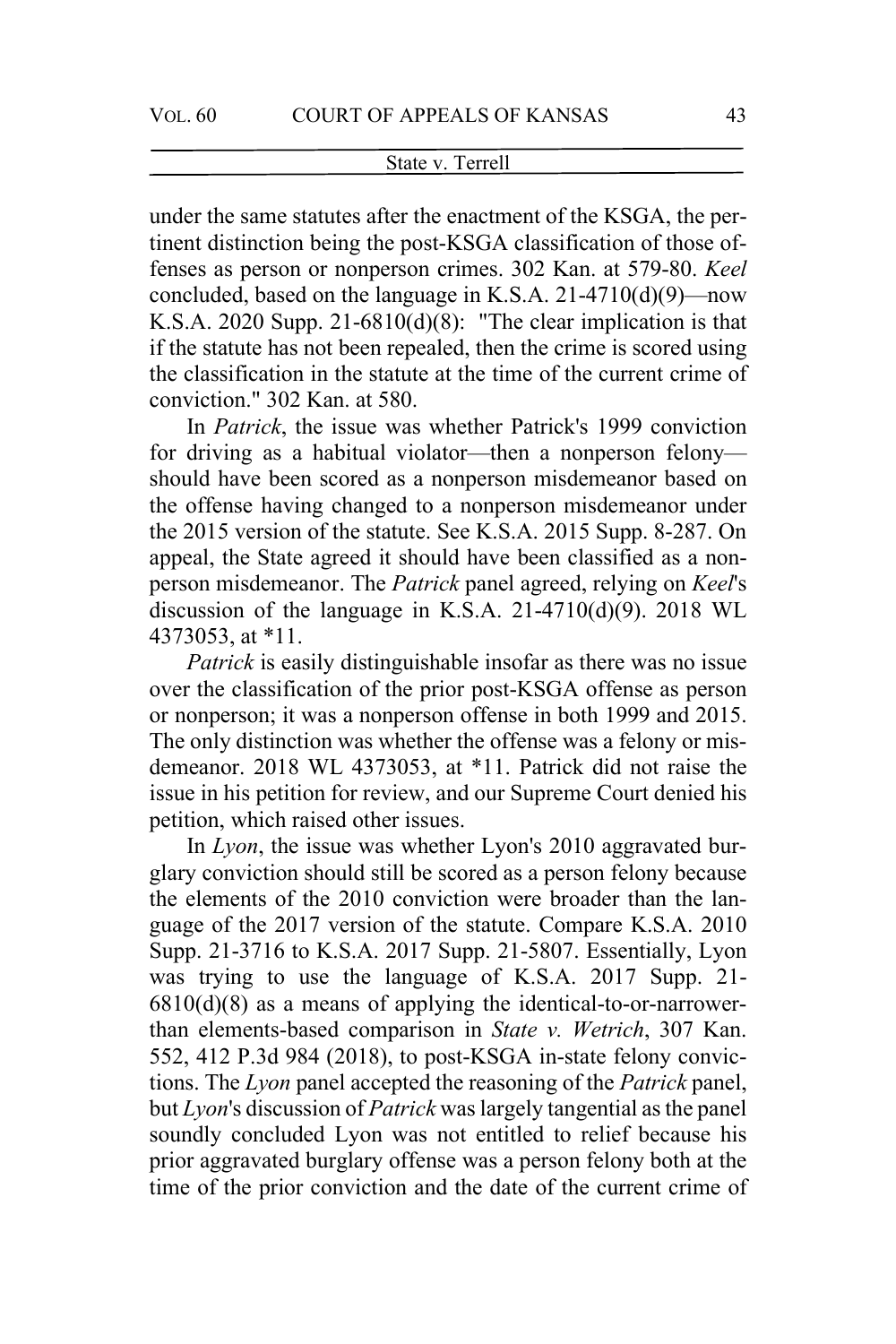under the same statutes after the enactment of the KSGA, the pertinent distinction being the post-KSGA classification of those offenses as person or nonperson crimes. 302 Kan. at 579-80. *Keel* concluded, based on the language in K.S.A. 21-4710(d)(9)—now K.S.A. 2020 Supp. 21-6810(d)(8): "The clear implication is that if the statute has not been repealed, then the crime is scored using the classification in the statute at the time of the current crime of conviction." 302 Kan. at 580.

In *Patrick*, the issue was whether Patrick's 1999 conviction for driving as a habitual violator—then a nonperson felony—should have been scored as a nonperson misdemeanor based on the offense having changed to a nonperson misdemeanor under the 2015 version of the statute. See K.S.A. 2015 Supp. 8-287. On appeal, the State agreed it should have been classified as a nonperson misdemeanor. The *Patrick* panel agreed, relying on *Keel*'s discussion of the language in K.S.A. 21-4710(d)(9). 2018 WL 4373053, at *11.

*Patrick* is easily distinguishable insofar as there was no issue over the classification of the prior post-KSGA offense as person or nonperson; it was a nonperson offense in both 1999 and 2015. The only distinction was whether the offense was a felony or misdemeanor. 2018 WL 4373053, at *11. Patrick did not raise the issue in his petition for review, and our Supreme Court denied his petition, which raised other issues.

In *Lyon*, the issue was whether Lyon's 2010 aggravated burglary conviction should still be scored as a person felony because the elements of the 2010 conviction were broader than the language of the 2017 version of the statute. Compare K.S.A. 2010 Supp. 21-3716 to K.S.A. 2017 Supp. 21-5807. Essentially, Lyon was trying to use the language of K.S.A. 2017 Supp. 21-6810(d)(8) as a means of applying the identical-to-or-narrower-than elements-based comparison in *State v. Wetrich*, 307 Kan. 552, 412 P.3d 984 (2018), to post-KSGA in-state felony convictions. The *Lyon* panel accepted the reasoning of the *Patrick* panel, but *Lyon*'s discussion of *Patrick* was largely tangential as the panel soundly concluded Lyon was not entitled to relief because his prior aggravated burglary offense was a person felony both at the time of the prior conviction and the date of the current crime of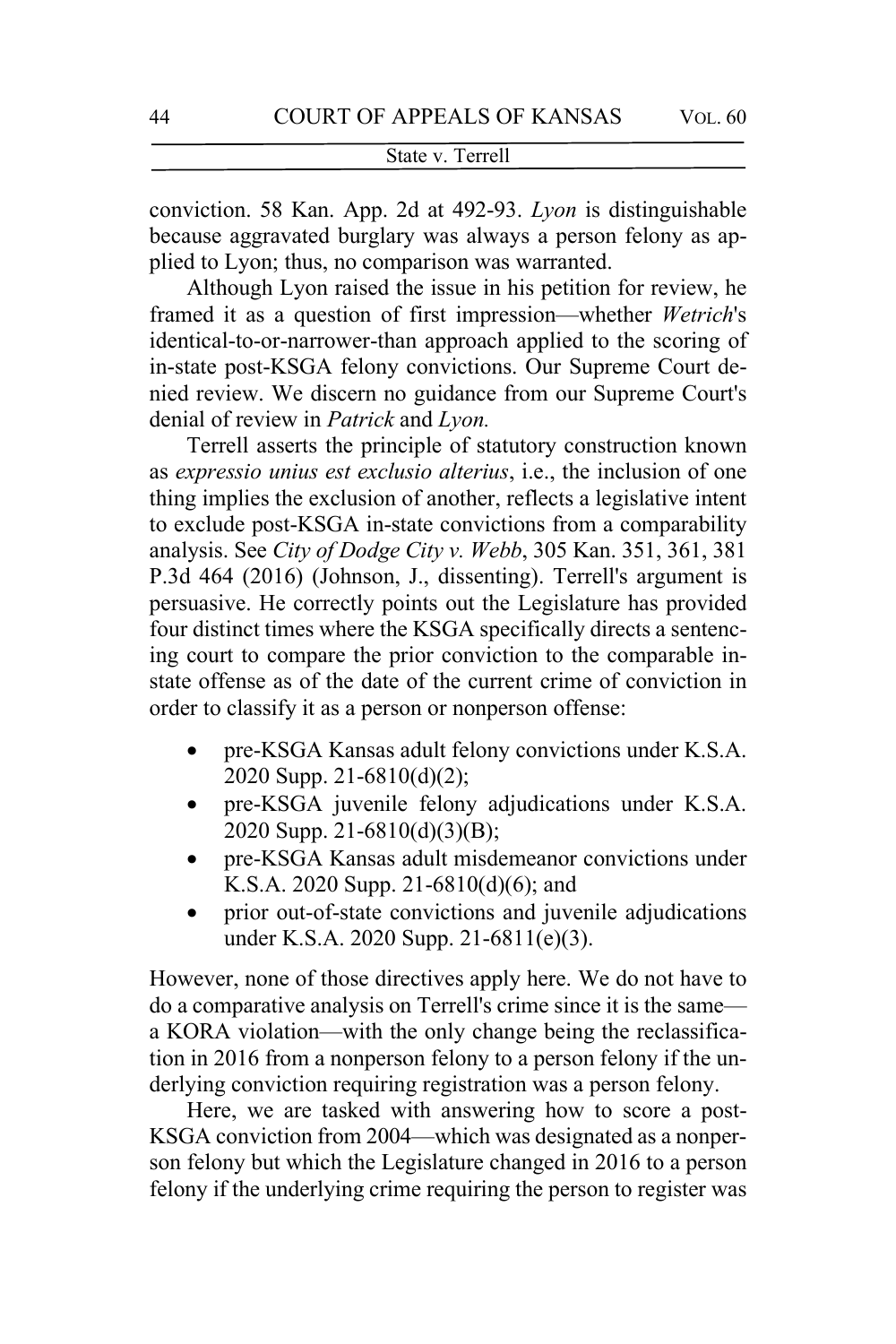conviction. 58 Kan. App. 2d at 492-93. *Lyon* is distinguishable because aggravated burglary was always a person felony as applied to Lyon; thus, no comparison was warranted.

Although Lyon raised the issue in his petition for review, he framed it as a question of first impression—whether *Wetrich*'s identical-to-or-narrower-than approach applied to the scoring of in-state post-KSGA felony convictions. Our Supreme Court denied review. We discern no guidance from our Supreme Court's denial of review in *Patrick* and *Lyon.*

Terrell asserts the principle of statutory construction known as *expressio unius est exclusio alterius*, i.e., the inclusion of one thing implies the exclusion of another, reflects a legislative intent to exclude post-KSGA in-state convictions from a comparability analysis. See *City of Dodge City v. Webb*, 305 Kan. 351, 361, 381 P.3d 464 (2016) (Johnson, J., dissenting). Terrell's argument is persuasive. He correctly points out the Legislature has provided four distinct times where the KSGA specifically directs a sentencing court to compare the prior conviction to the comparable in-state offense as of the date of the current crime of conviction in order to classify it as a person or nonperson offense:

- pre-KSGA Kansas adult felony convictions under K.S.A. 2020 Supp. 21-6810(d)(2);
- pre-KSGA juvenile felony adjudications under K.S.A. 2020 Supp. 21-6810(d)(3)(B);
- pre-KSGA Kansas adult misdemeanor convictions under K.S.A. 2020 Supp. 21-6810(d)(6); and
- prior out-of-state convictions and juvenile adjudications under K.S.A. 2020 Supp. 21-6811(e)(3).

However, none of those directives apply here. We do not have to do a comparative analysis on Terrell's crime since it is the same—a KORA violation—with the only change being the reclassification in 2016 from a nonperson felony to a person felony if the underlying conviction requiring registration was a person felony.

Here, we are tasked with answering how to score a post-KSGA conviction from 2004—which was designated as a nonperson felony but which the Legislature changed in 2016 to a person felony if the underlying crime requiring the person to register was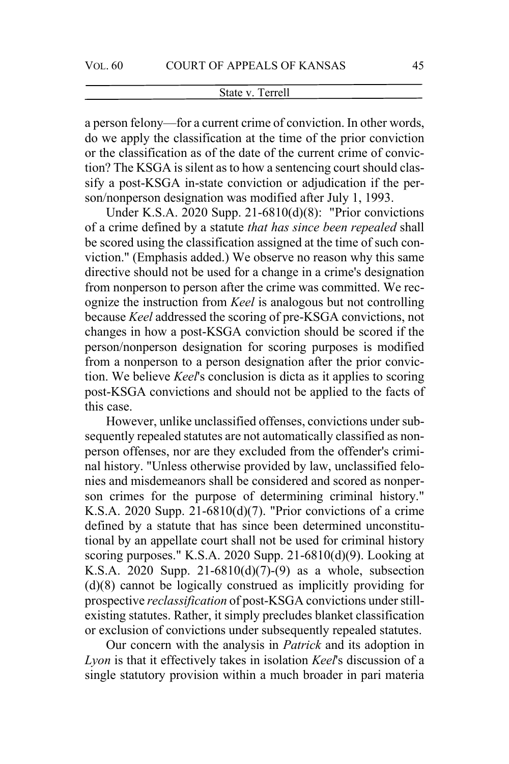a person felony—for a current crime of conviction. In other words, do we apply the classification at the time of the prior conviction or the classification as of the date of the current crime of conviction? The KSGA is silent as to how a sentencing court should classify a post-KSGA in-state conviction or adjudication if the person/nonperson designation was modified after July 1, 1993.

Under K.S.A. 2020 Supp. 21-6810(d)(8): "Prior convictions of a crime defined by a statute *that has since been repealed* shall be scored using the classification assigned at the time of such conviction." (Emphasis added.) We observe no reason why this same directive should not be used for a change in a crime's designation from nonperson to person after the crime was committed. We recognize the instruction from *Keel* is analogous but not controlling because *Keel* addressed the scoring of pre-KSGA convictions, not changes in how a post-KSGA conviction should be scored if the person/nonperson designation for scoring purposes is modified from a nonperson to a person designation after the prior conviction. We believe *Keel*'s conclusion is dicta as it applies to scoring post-KSGA convictions and should not be applied to the facts of this case.

However, unlike unclassified offenses, convictions under subsequently repealed statutes are not automatically classified as nonperson offenses, nor are they excluded from the offender's criminal history. "Unless otherwise provided by law, unclassified felonies and misdemeanors shall be considered and scored as nonperson crimes for the purpose of determining criminal history." K.S.A. 2020 Supp. 21-6810(d)(7). "Prior convictions of a crime defined by a statute that has since been determined unconstitutional by an appellate court shall not be used for criminal history scoring purposes." K.S.A. 2020 Supp. 21-6810(d)(9). Looking at K.S.A. 2020 Supp. 21-6810(d)(7)-(9) as a whole, subsection (d)(8) cannot be logically construed as implicitly providing for prospective *reclassification* of post-KSGA convictions under still-existing statutes. Rather, it simply precludes blanket classification or exclusion of convictions under subsequently repealed statutes.

Our concern with the analysis in *Patrick* and its adoption in *Lyon* is that it effectively takes in isolation *Keel*'s discussion of a single statutory provision within a much broader in pari materia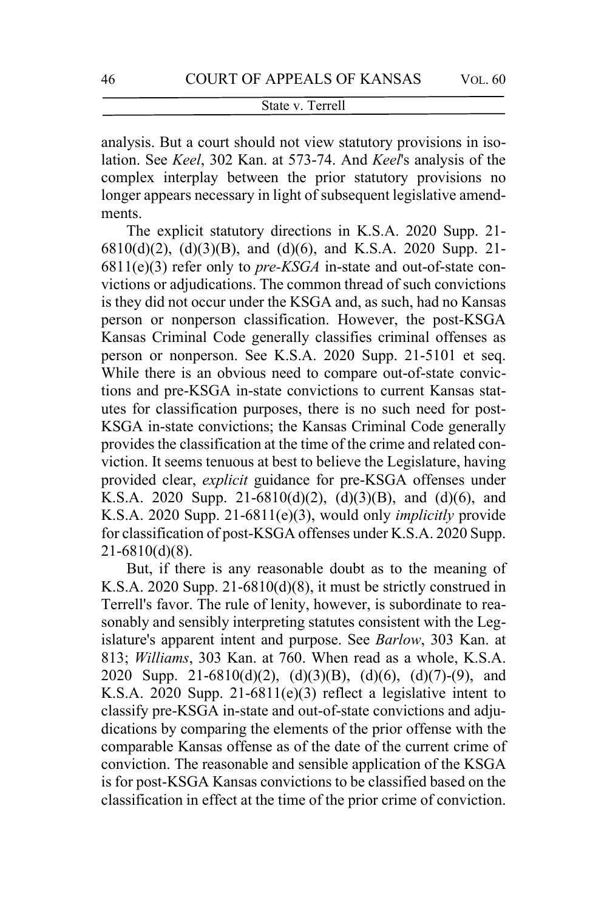analysis. But a court should not view statutory provisions in isolation. See *Keel*, 302 Kan. at 573-74. And *Keel*'s analysis of the complex interplay between the prior statutory provisions no longer appears necessary in light of subsequent legislative amendments.

The explicit statutory directions in K.S.A. 2020 Supp. 21-6810(d)(2), (d)(3)(B), and (d)(6), and K.S.A. 2020 Supp. 21-6811(e)(3) refer only to *pre-KSGA* in-state and out-of-state convictions or adjudications. The common thread of such convictions is they did not occur under the KSGA and, as such, had no Kansas person or nonperson classification. However, the post-KSGA Kansas Criminal Code generally classifies criminal offenses as person or nonperson. See K.S.A. 2020 Supp. 21-5101 et seq. While there is an obvious need to compare out-of-state convictions and pre-KSGA in-state convictions to current Kansas statutes for classification purposes, there is no such need for post-KSGA in-state convictions; the Kansas Criminal Code generally provides the classification at the time of the crime and related conviction. It seems tenuous at best to believe the Legislature, having provided clear, *explicit* guidance for pre-KSGA offenses under K.S.A. 2020 Supp. 21-6810(d)(2), (d)(3)(B), and (d)(6), and K.S.A. 2020 Supp. 21-6811(e)(3), would only *implicitly* provide for classification of post-KSGA offenses under K.S.A. 2020 Supp. 21-6810(d)(8).

But, if there is any reasonable doubt as to the meaning of K.S.A. 2020 Supp. 21-6810(d)(8), it must be strictly construed in Terrell's favor. The rule of lenity, however, is subordinate to reasonably and sensibly interpreting statutes consistent with the Legislature's apparent intent and purpose. See *Barlow*, 303 Kan. at 813; *Williams*, 303 Kan. at 760. When read as a whole, K.S.A. 2020 Supp. 21-6810(d)(2), (d)(3)(B), (d)(6), (d)(7)-(9), and K.S.A. 2020 Supp. 21-6811(e)(3) reflect a legislative intent to classify pre-KSGA in-state and out-of-state convictions and adjudications by comparing the elements of the prior offense with the comparable Kansas offense as of the date of the current crime of conviction. The reasonable and sensible application of the KSGA is for post-KSGA Kansas convictions to be classified based on the classification in effect at the time of the prior crime of conviction.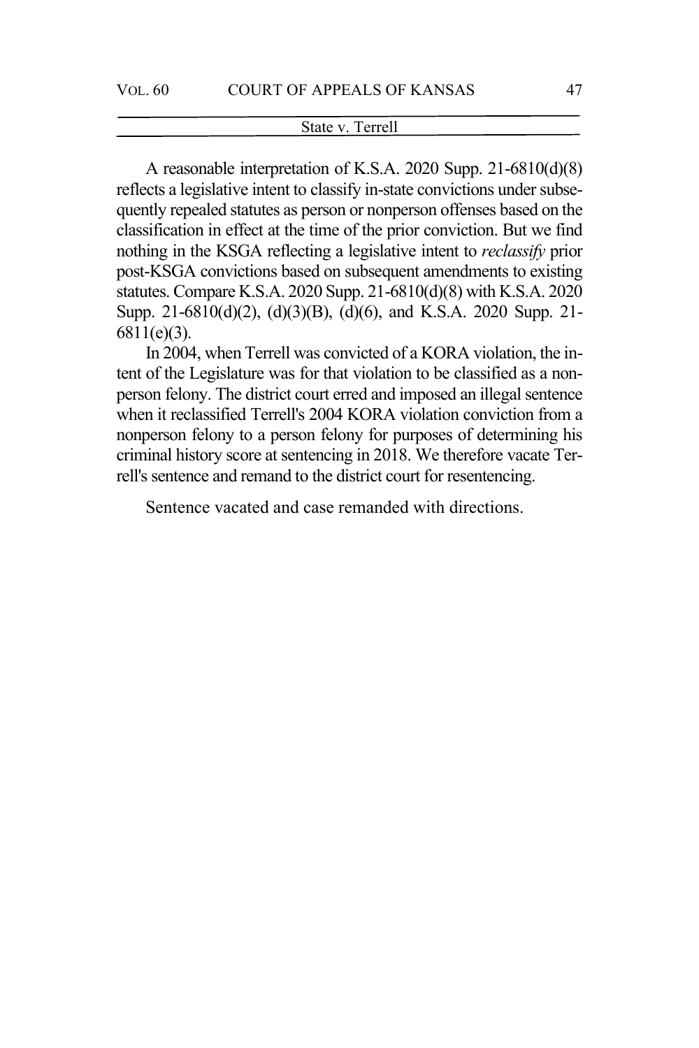A reasonable interpretation of K.S.A. 2020 Supp. 21-6810(d)(8) reflects a legislative intent to classify in-state convictions under subsequently repealed statutes as person or nonperson offenses based on the classification in effect at the time of the prior conviction. But we find nothing in the KSGA reflecting a legislative intent to *reclassify* prior post-KSGA convictions based on subsequent amendments to existing statutes. Compare K.S.A. 2020 Supp. 21-6810(d)(8) with K.S.A. 2020 Supp. 21-6810(d)(2), (d)(3)(B), (d)(6), and K.S.A. 2020 Supp. 21-6811(e)(3).

In 2004, when Terrell was convicted of a KORA violation, the intent of the Legislature was for that violation to be classified as a nonperson felony. The district court erred and imposed an illegal sentence when it reclassified Terrell's 2004 KORA violation conviction from a nonperson felony to a person felony for purposes of determining his criminal history score at sentencing in 2018. We therefore vacate Terrell's sentence and remand to the district court for resentencing.

Sentence vacated and case remanded with directions.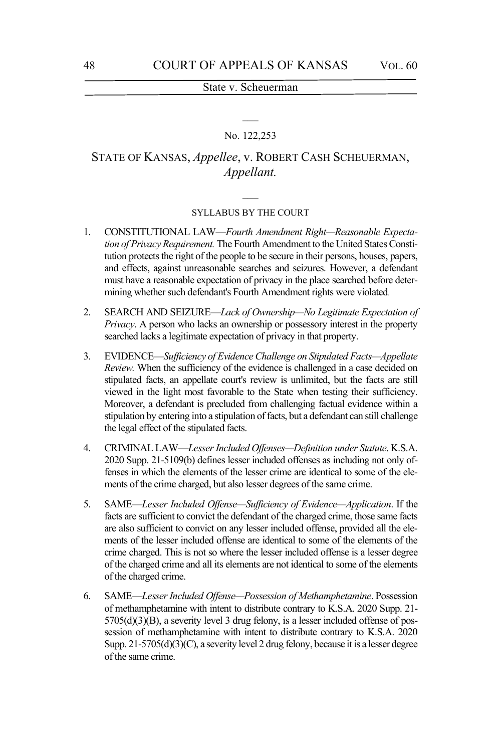No. 122,253

STATE OF KANSAS, *Appellee*, v. ROBERT CASH SCHEUERMAN, *Appellant.*

SYLLABUS BY THE COURT

1. CONSTITUTIONAL LAW—*Fourth Amendment Right—Reasonable Expectation of Privacy Requirement.* The Fourth Amendment to the United States Constitution protects the right of the people to be secure in their persons, houses, papers, and effects, against unreasonable searches and seizures. However, a defendant must have a reasonable expectation of privacy in the place searched before determining whether such defendant's Fourth Amendment rights were violated.

2. SEARCH AND SEIZURE—*Lack of Ownership—No Legitimate Expectation of Privacy*. A person who lacks an ownership or possessory interest in the property searched lacks a legitimate expectation of privacy in that property.

3. EVIDENCE—*Sufficiency of Evidence Challenge on Stipulated Facts—Appellate Review.* When the sufficiency of the evidence is challenged in a case decided on stipulated facts, an appellate court's review is unlimited, but the facts are still viewed in the light most favorable to the State when testing their sufficiency. Moreover, a defendant is precluded from challenging factual evidence within a stipulation by entering into a stipulation of facts, but a defendant can still challenge the legal effect of the stipulated facts.

4. CRIMINAL LAW—*Lesser Included Offenses—Definition under Statute*. K.S.A. 2020 Supp. 21-5109(b) defines lesser included offenses as including not only offenses in which the elements of the lesser crime are identical to some of the elements of the crime charged, but also lesser degrees of the same crime.

5. SAME—*Lesser Included Offense—Sufficiency of Evidence—Application*. If the facts are sufficient to convict the defendant of the charged crime, those same facts are also sufficient to convict on any lesser included offense, provided all the elements of the lesser included offense are identical to some of the elements of the crime charged. This is not so where the lesser included offense is a lesser degree of the charged crime and all its elements are not identical to some of the elements of the charged crime.

6. SAME—*Lesser Included Offense—Possession of Methamphetamine*. Possession of methamphetamine with intent to distribute contrary to K.S.A. 2020 Supp. 21-5705(d)(3)(B), a severity level 3 drug felony, is a lesser included offense of possession of methamphetamine with intent to distribute contrary to K.S.A. 2020 Supp. 21-5705(d)(3)(C), a severity level 2 drug felony, because it is a lesser degree of the same crime.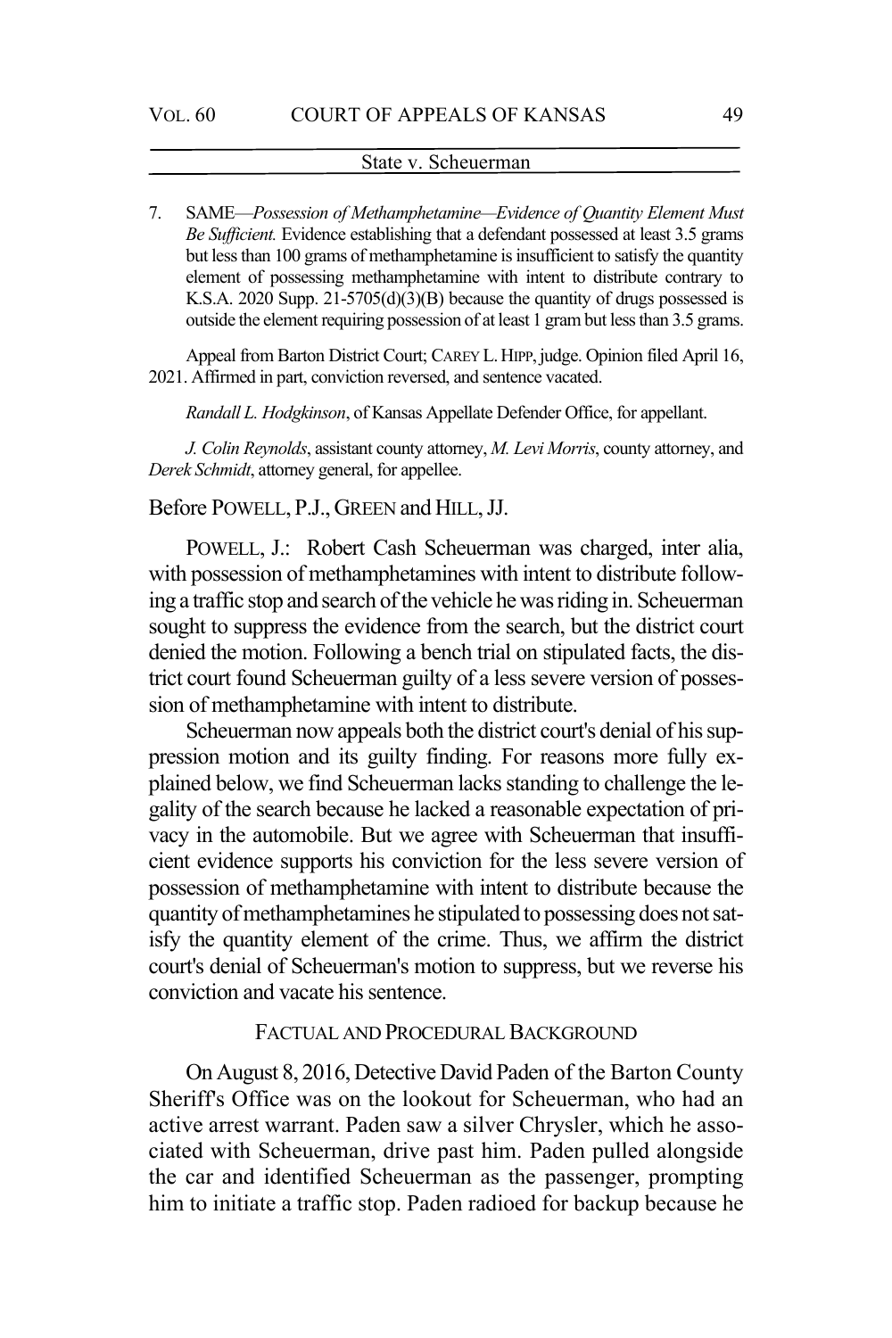7. SAME—*Possession of Methamphetamine—Evidence of Quantity Element Must Be Sufficient.* Evidence establishing that a defendant possessed at least 3.5 grams but less than 100 grams of methamphetamine is insufficient to satisfy the quantity element of possessing methamphetamine with intent to distribute contrary to K.S.A. 2020 Supp. 21-5705(d)(3)(B) because the quantity of drugs possessed is outside the element requiring possession of at least 1 gram but less than 3.5 grams.

Appeal from Barton District Court; CAREY L. HIPP, judge. Opinion filed April 16, 2021. Affirmed in part, conviction reversed, and sentence vacated.

*Randall L. Hodgkinson*, of Kansas Appellate Defender Office, for appellant.

*J. Colin Reynolds*, assistant county attorney, *M. Levi Morris*, county attorney, and *Derek Schmidt*, attorney general, for appellee.

Before POWELL, P.J., GREEN and HILL, JJ.

POWELL, J.: Robert Cash Scheuerman was charged, inter alia, with possession of methamphetamines with intent to distribute following a traffic stop and search of the vehicle he was riding in. Scheuerman sought to suppress the evidence from the search, but the district court denied the motion. Following a bench trial on stipulated facts, the district court found Scheuerman guilty of a less severe version of possession of methamphetamine with intent to distribute.

Scheuerman now appeals both the district court's denial of his suppression motion and its guilty finding. For reasons more fully explained below, we find Scheuerman lacks standing to challenge the legality of the search because he lacked a reasonable expectation of privacy in the automobile. But we agree with Scheuerman that insufficient evidence supports his conviction for the less severe version of possession of methamphetamine with intent to distribute because the quantity of methamphetamines he stipulated to possessing does not satisfy the quantity element of the crime. Thus, we affirm the district court's denial of Scheuerman's motion to suppress, but we reverse his conviction and vacate his sentence.

## FACTUAL AND PROCEDURAL BACKGROUND

On August 8, 2016, Detective David Paden of the Barton County Sheriff's Office was on the lookout for Scheuerman, who had an active arrest warrant. Paden saw a silver Chrysler, which he associated with Scheuerman, drive past him. Paden pulled alongside the car and identified Scheuerman as the passenger, prompting him to initiate a traffic stop. Paden radioed for backup because he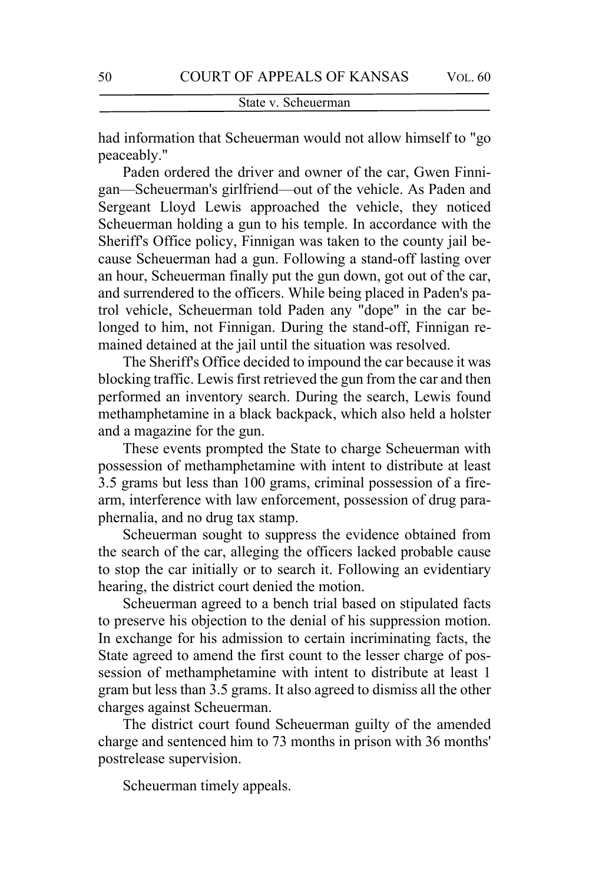had information that Scheuerman would not allow himself to "go peaceably."

Paden ordered the driver and owner of the car, Gwen Finnigan—Scheuerman's girlfriend—out of the vehicle. As Paden and Sergeant Lloyd Lewis approached the vehicle, they noticed Scheuerman holding a gun to his temple. In accordance with the Sheriff's Office policy, Finnigan was taken to the county jail because Scheuerman had a gun. Following a stand-off lasting over an hour, Scheuerman finally put the gun down, got out of the car, and surrendered to the officers. While being placed in Paden's patrol vehicle, Scheuerman told Paden any "dope" in the car belonged to him, not Finnigan. During the stand-off, Finnigan remained detained at the jail until the situation was resolved.

The Sheriff's Office decided to impound the car because it was blocking traffic. Lewis first retrieved the gun from the car and then performed an inventory search. During the search, Lewis found methamphetamine in a black backpack, which also held a holster and a magazine for the gun.

These events prompted the State to charge Scheuerman with possession of methamphetamine with intent to distribute at least 3.5 grams but less than 100 grams, criminal possession of a firearm, interference with law enforcement, possession of drug paraphernalia, and no drug tax stamp.

Scheuerman sought to suppress the evidence obtained from the search of the car, alleging the officers lacked probable cause to stop the car initially or to search it. Following an evidentiary hearing, the district court denied the motion.

Scheuerman agreed to a bench trial based on stipulated facts to preserve his objection to the denial of his suppression motion. In exchange for his admission to certain incriminating facts, the State agreed to amend the first count to the lesser charge of possession of methamphetamine with intent to distribute at least 1 gram but less than 3.5 grams. It also agreed to dismiss all the other charges against Scheuerman.

The district court found Scheuerman guilty of the amended charge and sentenced him to 73 months in prison with 36 months' postrelease supervision.

Scheuerman timely appeals.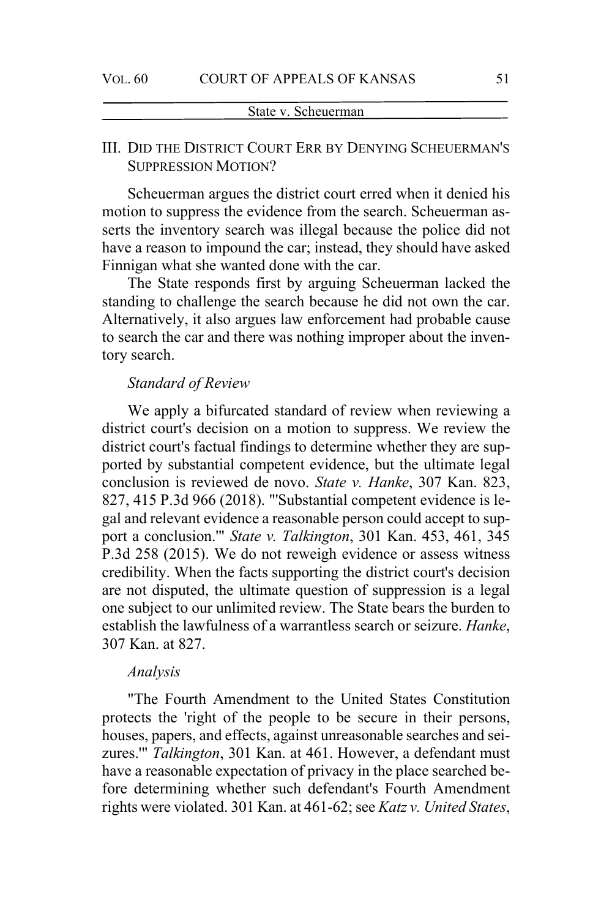## III. DID THE DISTRICT COURT ERR BY DENYING SCHEUERMAN'S SUPPRESSION MOTION?

Scheuerman argues the district court erred when it denied his motion to suppress the evidence from the search. Scheuerman asserts the inventory search was illegal because the police did not have a reason to impound the car; instead, they should have asked Finnigan what she wanted done with the car.

The State responds first by arguing Scheuerman lacked the standing to challenge the search because he did not own the car. Alternatively, it also argues law enforcement had probable cause to search the car and there was nothing improper about the inventory search.

*Standard of Review*

We apply a bifurcated standard of review when reviewing a district court's decision on a motion to suppress. We review the district court's factual findings to determine whether they are supported by substantial competent evidence, but the ultimate legal conclusion is reviewed de novo. *State v. Hanke*, 307 Kan. 823, 827, 415 P.3d 966 (2018). "'Substantial competent evidence is legal and relevant evidence a reasonable person could accept to support a conclusion.'" *State v. Talkington*, 301 Kan. 453, 461, 345 P.3d 258 (2015). We do not reweigh evidence or assess witness credibility. When the facts supporting the district court's decision are not disputed, the ultimate question of suppression is a legal one subject to our unlimited review. The State bears the burden to establish the lawfulness of a warrantless search or seizure. *Hanke*, 307 Kan. at 827.

*Analysis*

"The Fourth Amendment to the United States Constitution protects the 'right of the people to be secure in their persons, houses, papers, and effects, against unreasonable searches and seizures.'" *Talkington*, 301 Kan. at 461. However, a defendant must have a reasonable expectation of privacy in the place searched before determining whether such defendant's Fourth Amendment rights were violated. 301 Kan. at 461-62; see *Katz v. United States*,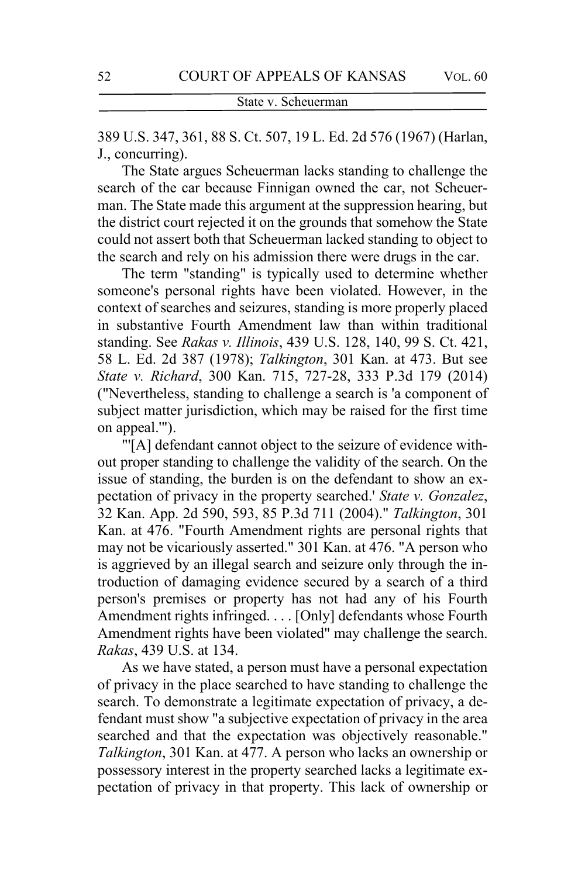389 U.S. 347, 361, 88 S. Ct. 507, 19 L. Ed. 2d 576 (1967) (Harlan, J., concurring).

The State argues Scheuerman lacks standing to challenge the search of the car because Finnigan owned the car, not Scheuerman. The State made this argument at the suppression hearing, but the district court rejected it on the grounds that somehow the State could not assert both that Scheuerman lacked standing to object to the search and rely on his admission there were drugs in the car.

The term "standing" is typically used to determine whether someone's personal rights have been violated. However, in the context of searches and seizures, standing is more properly placed in substantive Fourth Amendment law than within traditional standing. See *Rakas v. Illinois*, 439 U.S. 128, 140, 99 S. Ct. 421, 58 L. Ed. 2d 387 (1978); *Talkington*, 301 Kan. at 473. But see *State v. Richard*, 300 Kan. 715, 727-28, 333 P.3d 179 (2014) ("Nevertheless, standing to challenge a search is 'a component of subject matter jurisdiction, which may be raised for the first time on appeal.'").

"'[A] defendant cannot object to the seizure of evidence without proper standing to challenge the validity of the search. On the issue of standing, the burden is on the defendant to show an expectation of privacy in the property searched.' *State v. Gonzalez*, 32 Kan. App. 2d 590, 593, 85 P.3d 711 (2004)." *Talkington*, 301 Kan. at 476. "Fourth Amendment rights are personal rights that may not be vicariously asserted." 301 Kan. at 476. "A person who is aggrieved by an illegal search and seizure only through the introduction of damaging evidence secured by a search of a third person's premises or property has not had any of his Fourth Amendment rights infringed. . . . [Only] defendants whose Fourth Amendment rights have been violated" may challenge the search. *Rakas*, 439 U.S. at 134.

As we have stated, a person must have a personal expectation of privacy in the place searched to have standing to challenge the search. To demonstrate a legitimate expectation of privacy, a defendant must show "a subjective expectation of privacy in the area searched and that the expectation was objectively reasonable." *Talkington*, 301 Kan. at 477. A person who lacks an ownership or possessory interest in the property searched lacks a legitimate expectation of privacy in that property. This lack of ownership or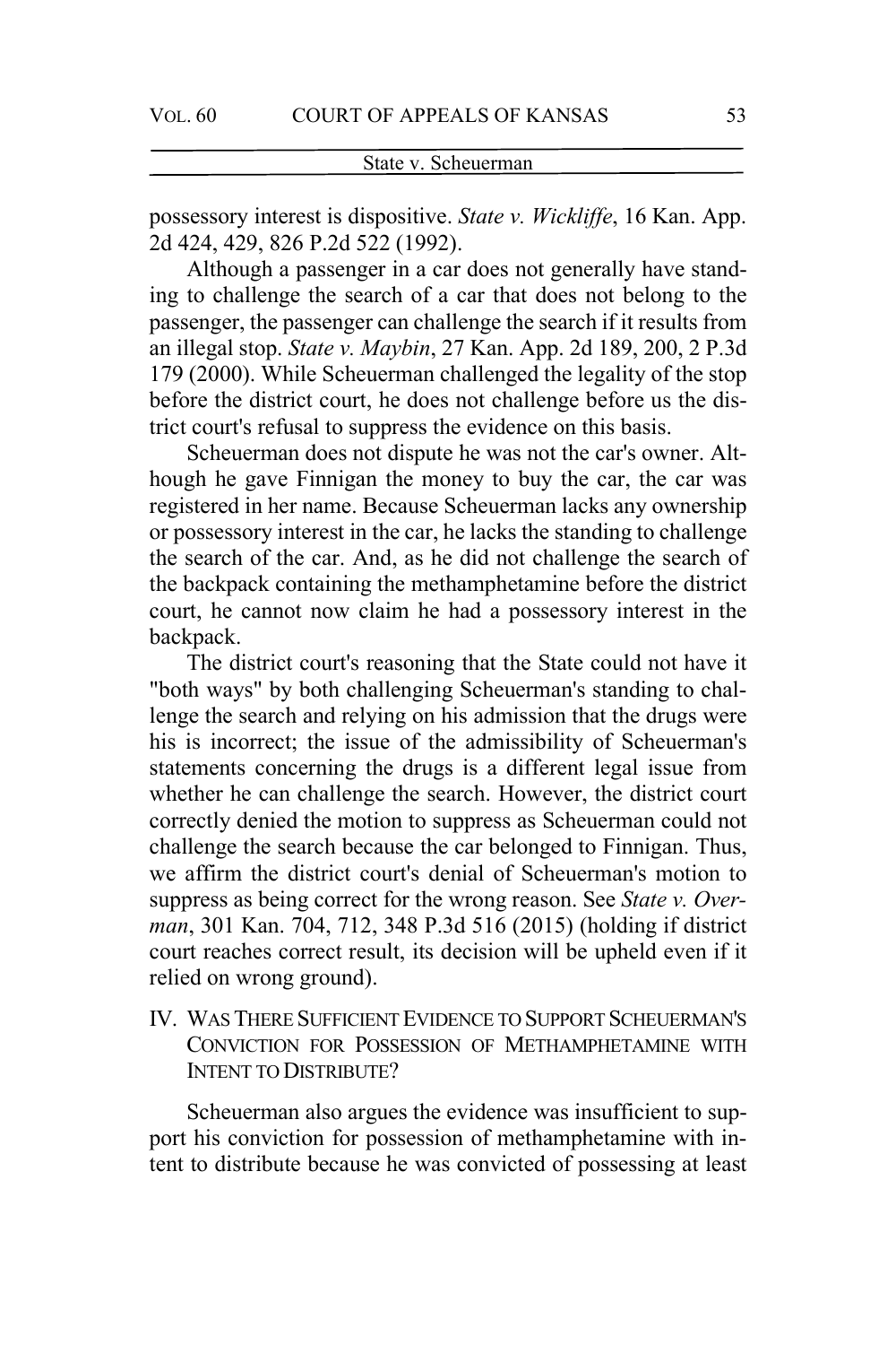possessory interest is dispositive. *State v. Wickliffe*, 16 Kan. App. 2d 424, 429, 826 P.2d 522 (1992).

Although a passenger in a car does not generally have standing to challenge the search of a car that does not belong to the passenger, the passenger can challenge the search if it results from an illegal stop. *State v. Maybin*, 27 Kan. App. 2d 189, 200, 2 P.3d 179 (2000). While Scheuerman challenged the legality of the stop before the district court, he does not challenge before us the district court's refusal to suppress the evidence on this basis.

Scheuerman does not dispute he was not the car's owner. Although he gave Finnigan the money to buy the car, the car was registered in her name. Because Scheuerman lacks any ownership or possessory interest in the car, he lacks the standing to challenge the search of the car. And, as he did not challenge the search of the backpack containing the methamphetamine before the district court, he cannot now claim he had a possessory interest in the backpack.

The district court's reasoning that the State could not have it "both ways" by both challenging Scheuerman's standing to challenge the search and relying on his admission that the drugs were his is incorrect; the issue of the admissibility of Scheuerman's statements concerning the drugs is a different legal issue from whether he can challenge the search. However, the district court correctly denied the motion to suppress as Scheuerman could not challenge the search because the car belonged to Finnigan. Thus, we affirm the district court's denial of Scheuerman's motion to suppress as being correct for the wrong reason. See *State v. Overman*, 301 Kan. 704, 712, 348 P.3d 516 (2015) (holding if district court reaches correct result, its decision will be upheld even if it relied on wrong ground).

## IV. Was There Sufficient Evidence to Support Scheuerman's Conviction for Possession of Methamphetamine with Intent to Distribute?

Scheuerman also argues the evidence was insufficient to support his conviction for possession of methamphetamine with intent to distribute because he was convicted of possessing at least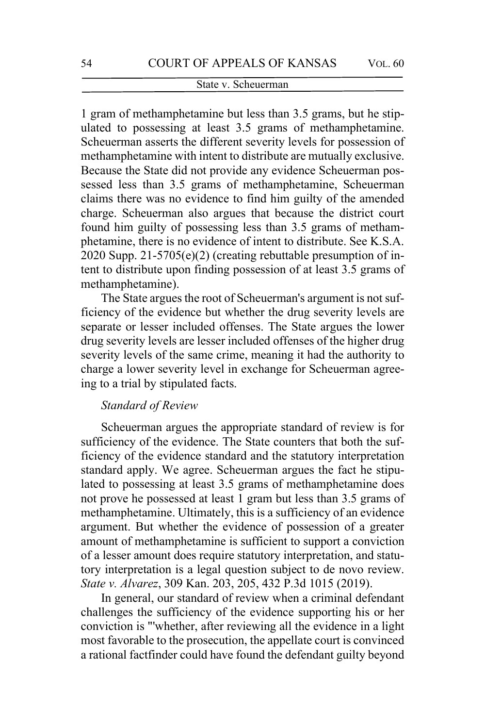1 gram of methamphetamine but less than 3.5 grams, but he stipulated to possessing at least 3.5 grams of methamphetamine. Scheuerman asserts the different severity levels for possession of methamphetamine with intent to distribute are mutually exclusive. Because the State did not provide any evidence Scheuerman possessed less than 3.5 grams of methamphetamine, Scheuerman claims there was no evidence to find him guilty of the amended charge. Scheuerman also argues that because the district court found him guilty of possessing less than 3.5 grams of methamphetamine, there is no evidence of intent to distribute. See K.S.A. 2020 Supp. 21-5705(e)(2) (creating rebuttable presumption of intent to distribute upon finding possession of at least 3.5 grams of methamphetamine).

The State argues the root of Scheuerman's argument is not sufficiency of the evidence but whether the drug severity levels are separate or lesser included offenses. The State argues the lower drug severity levels are lesser included offenses of the higher drug severity levels of the same crime, meaning it had the authority to charge a lower severity level in exchange for Scheuerman agreeing to a trial by stipulated facts.

*Standard of Review*

Scheuerman argues the appropriate standard of review is for sufficiency of the evidence. The State counters that both the sufficiency of the evidence standard and the statutory interpretation standard apply. We agree. Scheuerman argues the fact he stipulated to possessing at least 3.5 grams of methamphetamine does not prove he possessed at least 1 gram but less than 3.5 grams of methamphetamine. Ultimately, this is a sufficiency of an evidence argument. But whether the evidence of possession of a greater amount of methamphetamine is sufficient to support a conviction of a lesser amount does require statutory interpretation, and statutory interpretation is a legal question subject to de novo review. *State v. Alvarez*, 309 Kan. 203, 205, 432 P.3d 1015 (2019).

In general, our standard of review when a criminal defendant challenges the sufficiency of the evidence supporting his or her conviction is "'whether, after reviewing all the evidence in a light most favorable to the prosecution, the appellate court is convinced a rational factfinder could have found the defendant guilty beyond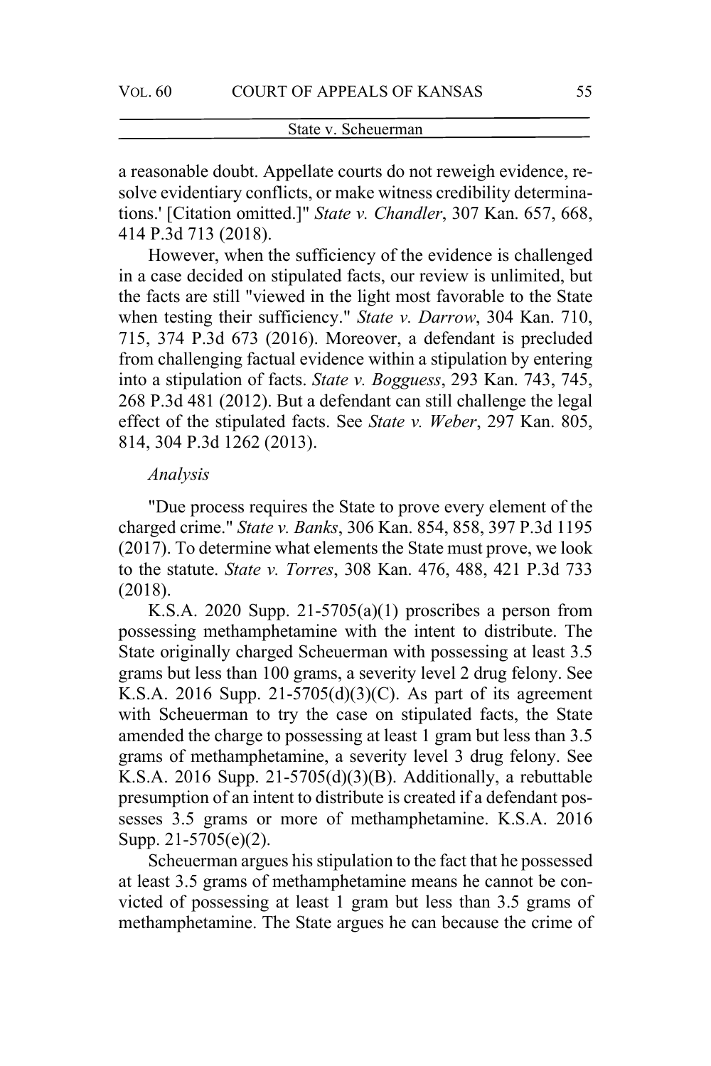a reasonable doubt. Appellate courts do not reweigh evidence, resolve evidentiary conflicts, or make witness credibility determinations.' [Citation omitted.]" *State v. Chandler*, 307 Kan. 657, 668, 414 P.3d 713 (2018).

However, when the sufficiency of the evidence is challenged in a case decided on stipulated facts, our review is unlimited, but the facts are still "viewed in the light most favorable to the State when testing their sufficiency." *State v. Darrow*, 304 Kan. 710, 715, 374 P.3d 673 (2016). Moreover, a defendant is precluded from challenging factual evidence within a stipulation by entering into a stipulation of facts. *State v. Bogguess*, 293 Kan. 743, 745, 268 P.3d 481 (2012). But a defendant can still challenge the legal effect of the stipulated facts. See *State v. Weber*, 297 Kan. 805, 814, 304 P.3d 1262 (2013).

*Analysis*

"Due process requires the State to prove every element of the charged crime." *State v. Banks*, 306 Kan. 854, 858, 397 P.3d 1195 (2017). To determine what elements the State must prove, we look to the statute. *State v. Torres*, 308 Kan. 476, 488, 421 P.3d 733 (2018).

K.S.A. 2020 Supp. 21-5705(a)(1) proscribes a person from possessing methamphetamine with the intent to distribute. The State originally charged Scheuerman with possessing at least 3.5 grams but less than 100 grams, a severity level 2 drug felony. See K.S.A. 2016 Supp. 21-5705(d)(3)(C). As part of its agreement with Scheuerman to try the case on stipulated facts, the State amended the charge to possessing at least 1 gram but less than 3.5 grams of methamphetamine, a severity level 3 drug felony. See K.S.A. 2016 Supp. 21-5705(d)(3)(B). Additionally, a rebuttable presumption of an intent to distribute is created if a defendant possesses 3.5 grams or more of methamphetamine. K.S.A. 2016 Supp. 21-5705(e)(2).

Scheuerman argues his stipulation to the fact that he possessed at least 3.5 grams of methamphetamine means he cannot be convicted of possessing at least 1 gram but less than 3.5 grams of methamphetamine. The State argues he can because the crime of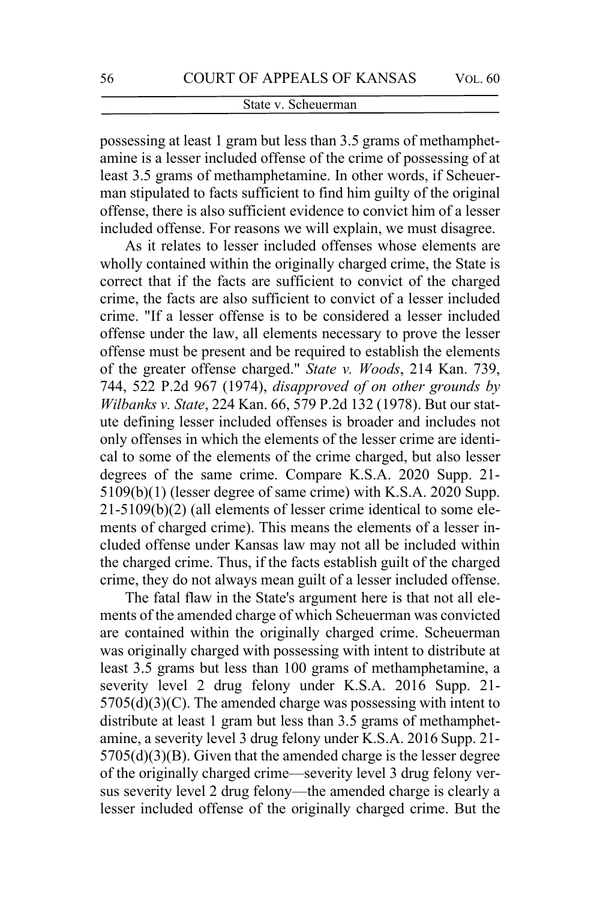possessing at least 1 gram but less than 3.5 grams of methamphetamine is a lesser included offense of the crime of possessing of at least 3.5 grams of methamphetamine. In other words, if Scheuerman stipulated to facts sufficient to find him guilty of the original offense, there is also sufficient evidence to convict him of a lesser included offense. For reasons we will explain, we must disagree.

As it relates to lesser included offenses whose elements are wholly contained within the originally charged crime, the State is correct that if the facts are sufficient to convict of the charged crime, the facts are also sufficient to convict of a lesser included crime. "If a lesser offense is to be considered a lesser included offense under the law, all elements necessary to prove the lesser offense must be present and be required to establish the elements of the greater offense charged." *State v. Woods*, 214 Kan. 739, 744, 522 P.2d 967 (1974), *disapproved of on other grounds by Wilbanks v. State*, 224 Kan. 66, 579 P.2d 132 (1978). But our statute defining lesser included offenses is broader and includes not only offenses in which the elements of the lesser crime are identical to some of the elements of the crime charged, but also lesser degrees of the same crime. Compare K.S.A. 2020 Supp. 21-5109(b)(1) (lesser degree of same crime) with K.S.A. 2020 Supp. 21-5109(b)(2) (all elements of lesser crime identical to some elements of charged crime). This means the elements of a lesser included offense under Kansas law may not all be included within the charged crime. Thus, if the facts establish guilt of the charged crime, they do not always mean guilt of a lesser included offense.

The fatal flaw in the State's argument here is that not all elements of the amended charge of which Scheuerman was convicted are contained within the originally charged crime. Scheuerman was originally charged with possessing with intent to distribute at least 3.5 grams but less than 100 grams of methamphetamine, a severity level 2 drug felony under K.S.A. 2016 Supp. 21-5705(d)(3)(C). The amended charge was possessing with intent to distribute at least 1 gram but less than 3.5 grams of methamphetamine, a severity level 3 drug felony under K.S.A. 2016 Supp. 21-5705(d)(3)(B). Given that the amended charge is the lesser degree of the originally charged crime—severity level 3 drug felony versus severity level 2 drug felony—the amended charge is clearly a lesser included offense of the originally charged crime. But the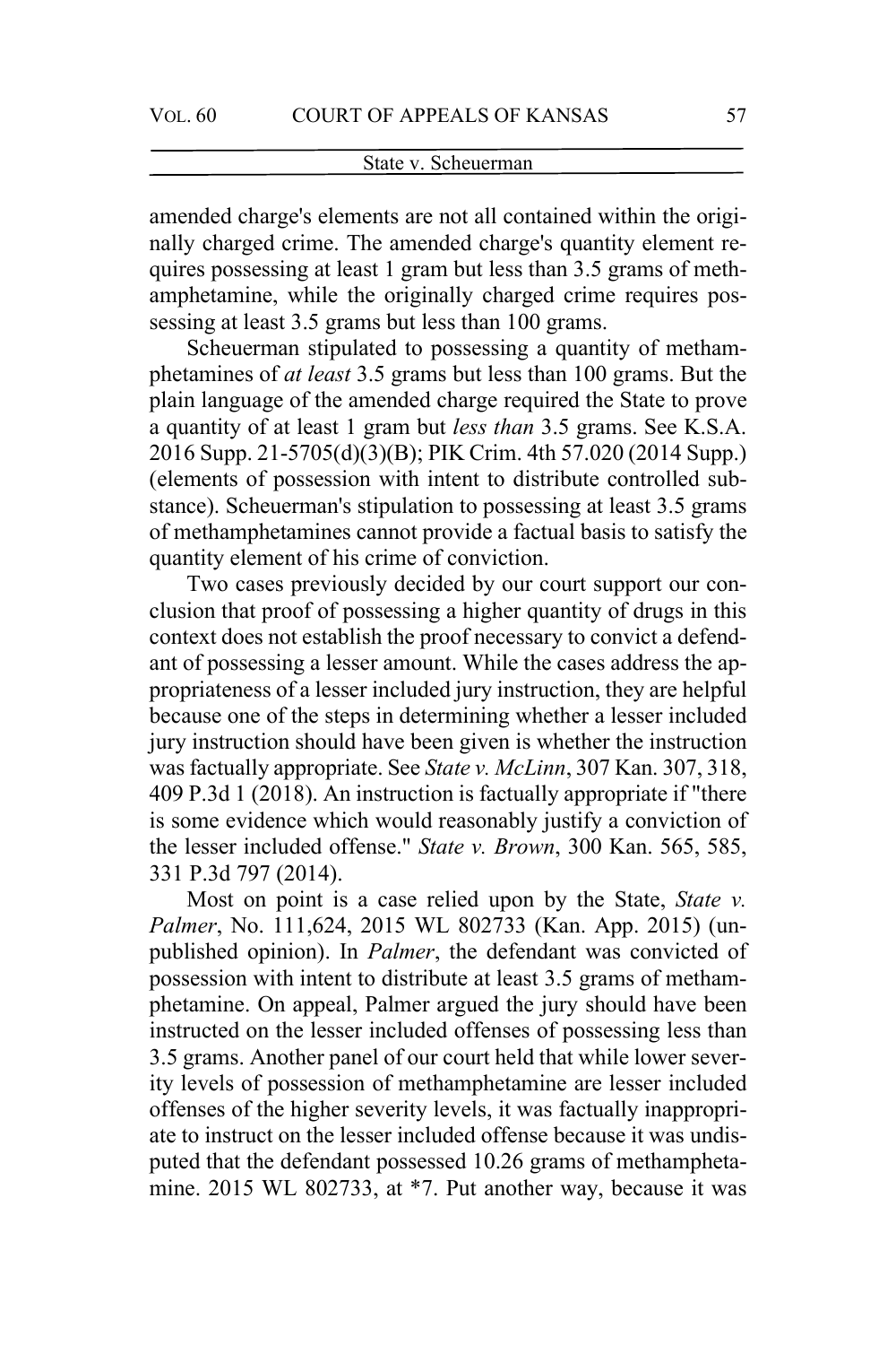amended charge's elements are not all contained within the originally charged crime. The amended charge's quantity element requires possessing at least 1 gram but less than 3.5 grams of methamphetamine, while the originally charged crime requires possessing at least 3.5 grams but less than 100 grams.

Scheuerman stipulated to possessing a quantity of methamphetamines of *at least* 3.5 grams but less than 100 grams. But the plain language of the amended charge required the State to prove a quantity of at least 1 gram but *less than* 3.5 grams. See K.S.A. 2016 Supp. 21-5705(d)(3)(B); PIK Crim. 4th 57.020 (2014 Supp.) (elements of possession with intent to distribute controlled substance). Scheuerman's stipulation to possessing at least 3.5 grams of methamphetamines cannot provide a factual basis to satisfy the quantity element of his crime of conviction.

Two cases previously decided by our court support our conclusion that proof of possessing a higher quantity of drugs in this context does not establish the proof necessary to convict a defendant of possessing a lesser amount. While the cases address the appropriateness of a lesser included jury instruction, they are helpful because one of the steps in determining whether a lesser included jury instruction should have been given is whether the instruction was factually appropriate. See *State v. McLinn*, 307 Kan. 307, 318, 409 P.3d 1 (2018). An instruction is factually appropriate if "there is some evidence which would reasonably justify a conviction of the lesser included offense." *State v. Brown*, 300 Kan. 565, 585, 331 P.3d 797 (2014).

Most on point is a case relied upon by the State, *State v. Palmer*, No. 111,624, 2015 WL 802733 (Kan. App. 2015) (unpublished opinion). In *Palmer*, the defendant was convicted of possession with intent to distribute at least 3.5 grams of methamphetamine. On appeal, Palmer argued the jury should have been instructed on the lesser included offenses of possessing less than 3.5 grams. Another panel of our court held that while lower severity levels of possession of methamphetamine are lesser included offenses of the higher severity levels, it was factually inappropriate to instruct on the lesser included offense because it was undisputed that the defendant possessed 10.26 grams of methamphetamine. 2015 WL 802733, at *7. Put another way, because it was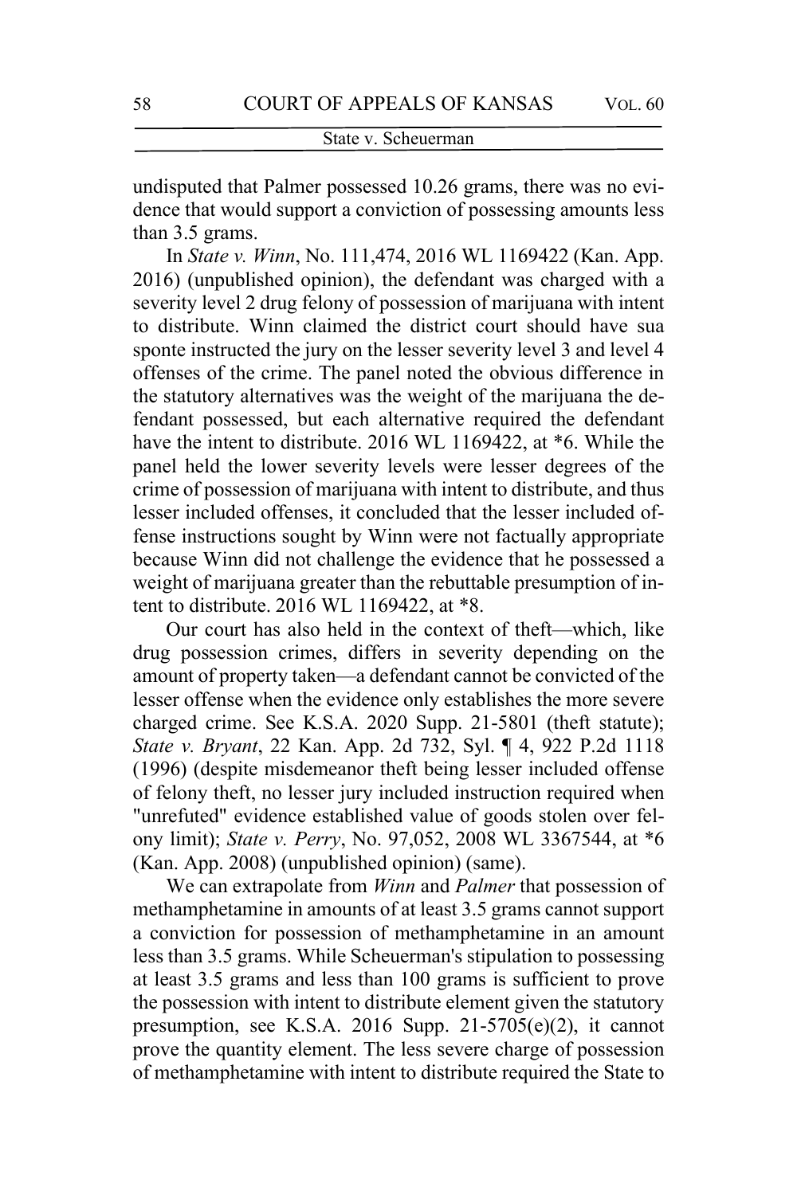undisputed that Palmer possessed 10.26 grams, there was no evidence that would support a conviction of possessing amounts less than 3.5 grams.

In *State v. Winn*, No. 111,474, 2016 WL 1169422 (Kan. App. 2016) (unpublished opinion), the defendant was charged with a severity level 2 drug felony of possession of marijuana with intent to distribute. Winn claimed the district court should have sua sponte instructed the jury on the lesser severity level 3 and level 4 offenses of the crime. The panel noted the obvious difference in the statutory alternatives was the weight of the marijuana the defendant possessed, but each alternative required the defendant have the intent to distribute. 2016 WL 1169422, at *6. While the panel held the lower severity levels were lesser degrees of the crime of possession of marijuana with intent to distribute, and thus lesser included offenses, it concluded that the lesser included offense instructions sought by Winn were not factually appropriate because Winn did not challenge the evidence that he possessed a weight of marijuana greater than the rebuttable presumption of intent to distribute. 2016 WL 1169422, at *8.

Our court has also held in the context of theft—which, like drug possession crimes, differs in severity depending on the amount of property taken—a defendant cannot be convicted of the lesser offense when the evidence only establishes the more severe charged crime. See K.S.A. 2020 Supp. 21-5801 (theft statute); *State v. Bryant*, 22 Kan. App. 2d 732, Syl. ¶ 4, 922 P.2d 1118 (1996) (despite misdemeanor theft being lesser included offense of felony theft, no lesser jury included instruction required when "unrefuted" evidence established value of goods stolen over felony limit); *State v. Perry*, No. 97,052, 2008 WL 3367544, at *6 (Kan. App. 2008) (unpublished opinion) (same).

We can extrapolate from *Winn* and *Palmer* that possession of methamphetamine in amounts of at least 3.5 grams cannot support a conviction for possession of methamphetamine in an amount less than 3.5 grams. While Scheuerman's stipulation to possessing at least 3.5 grams and less than 100 grams is sufficient to prove the possession with intent to distribute element given the statutory presumption, see K.S.A. 2016 Supp. 21-5705(e)(2), it cannot prove the quantity element. The less severe charge of possession of methamphetamine with intent to distribute required the State to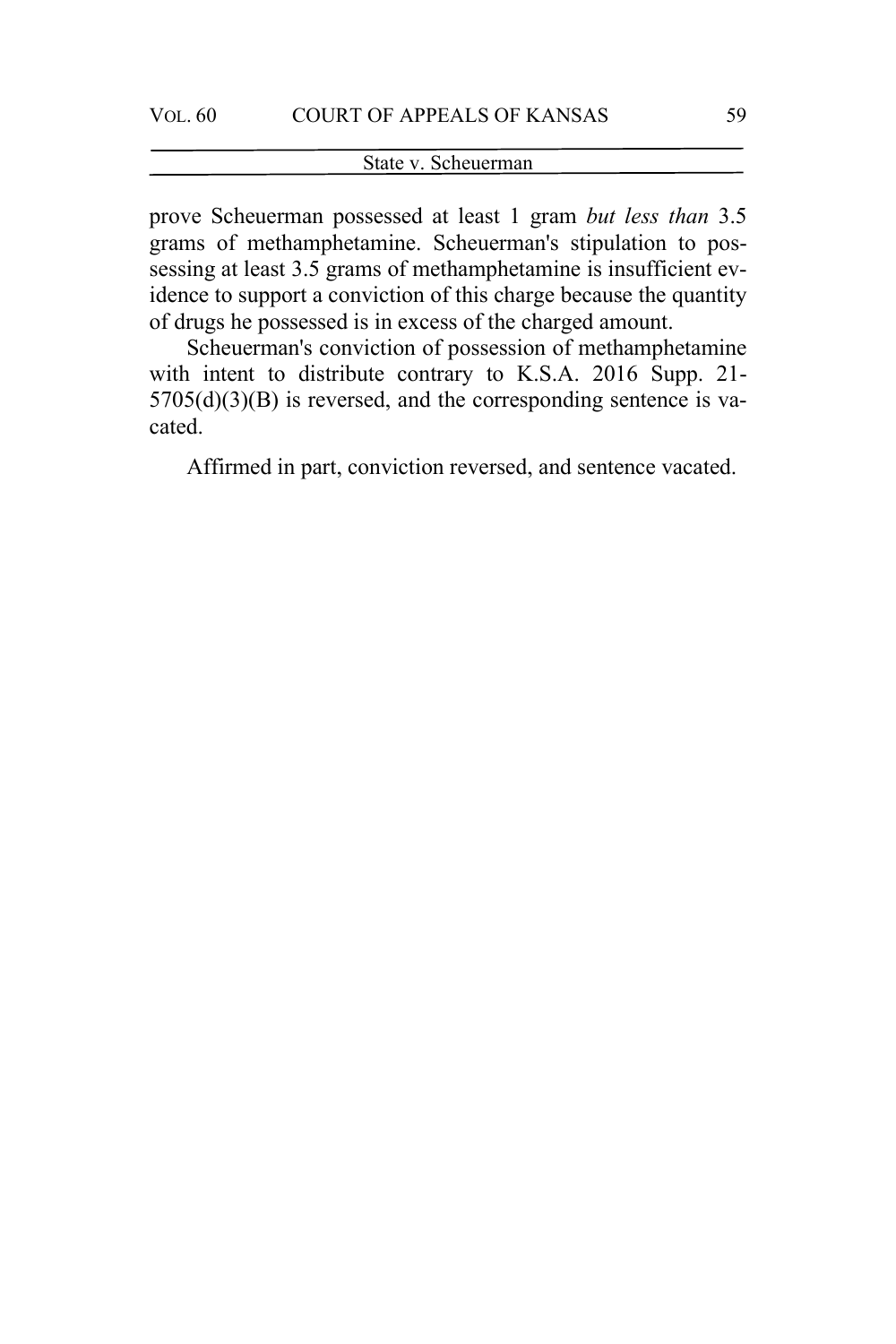prove Scheuerman possessed at least 1 gram *but less than* 3.5 grams of methamphetamine. Scheuerman's stipulation to possessing at least 3.5 grams of methamphetamine is insufficient evidence to support a conviction of this charge because the quantity of drugs he possessed is in excess of the charged amount.

Scheuerman's conviction of possession of methamphetamine with intent to distribute contrary to K.S.A. 2016 Supp. 21-5705(d)(3)(B) is reversed, and the corresponding sentence is vacated.

Affirmed in part, conviction reversed, and sentence vacated.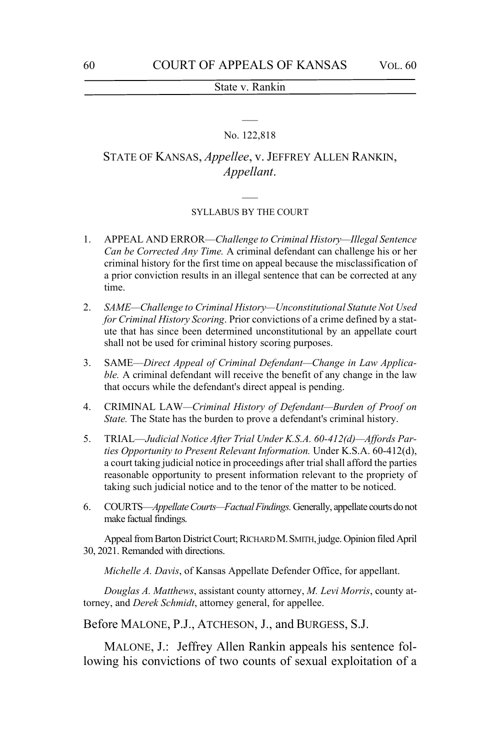No. 122,818

STATE OF KANSAS, *Appellee*, v. JEFFREY ALLEN RANKIN, *Appellant*.

SYLLABUS BY THE COURT

1. APPEAL AND ERROR—*Challenge to Criminal History—Illegal Sentence Can be Corrected Any Time.* A criminal defendant can challenge his or her criminal history for the first time on appeal because the misclassification of a prior conviction results in an illegal sentence that can be corrected at any time.

2. *SAME—Challenge to Criminal History—Unconstitutional Statute Not Used for Criminal History Scoring*. Prior convictions of a crime defined by a statute that has since been determined unconstitutional by an appellate court shall not be used for criminal history scoring purposes.

3. SAME—*Direct Appeal of Criminal Defendant—Change in Law Applicable.* A criminal defendant will receive the benefit of any change in the law that occurs while the defendant's direct appeal is pending.

4. CRIMINAL LAW—*Criminal History of Defendant—Burden of Proof on State.* The State has the burden to prove a defendant's criminal history.

5. TRIAL—*Judicial Notice After Trial Under K.S.A. 60-412(d)—Affords Parties Opportunity to Present Relevant Information.* Under K.S.A. 60-412(d), a court taking judicial notice in proceedings after trial shall afford the parties reasonable opportunity to present information relevant to the propriety of taking such judicial notice and to the tenor of the matter to be noticed.

6. COURTS—*Appellate Courts—Factual Findings.* Generally, appellate courts do not make factual findings.

Appeal from Barton District Court; RICHARD M. SMITH, judge. Opinion filed April 30, 2021. Remanded with directions.

*Michelle A. Davis*, of Kansas Appellate Defender Office, for appellant.

*Douglas A. Matthews*, assistant county attorney, *M. Levi Morris*, county attorney, and *Derek Schmidt*, attorney general, for appellee.

Before MALONE, P.J., ATCHESON, J., and BURGESS, S.J.

MALONE, J.: Jeffrey Allen Rankin appeals his sentence following his convictions of two counts of sexual exploitation of a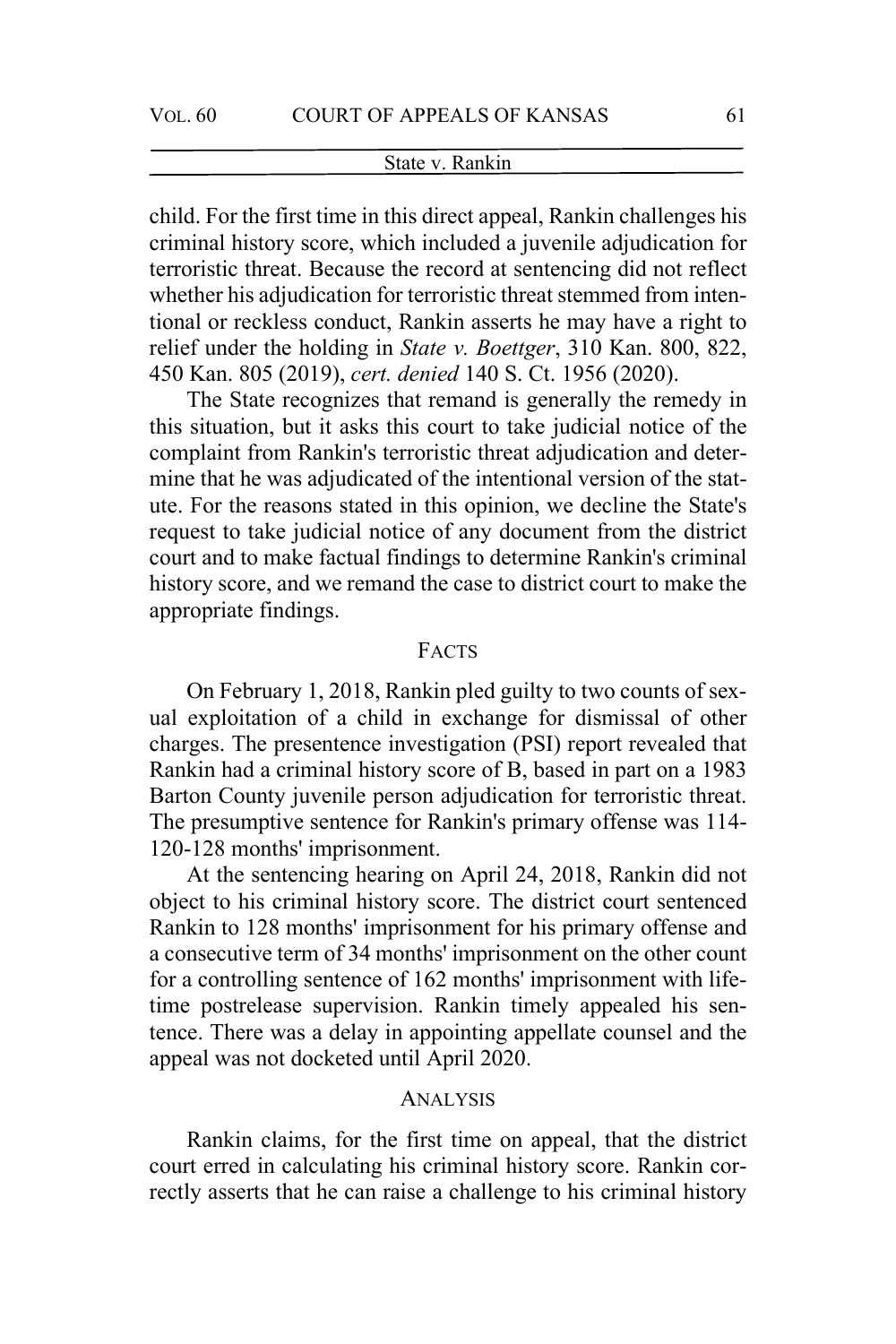child. For the first time in this direct appeal, Rankin challenges his criminal history score, which included a juvenile adjudication for terroristic threat. Because the record at sentencing did not reflect whether his adjudication for terroristic threat stemmed from intentional or reckless conduct, Rankin asserts he may have a right to relief under the holding in *State v. Boettger*, 310 Kan. 800, 822, 450 Kan. 805 (2019), *cert. denied* 140 S. Ct. 1956 (2020).

The State recognizes that remand is generally the remedy in this situation, but it asks this court to take judicial notice of the complaint from Rankin's terroristic threat adjudication and determine that he was adjudicated of the intentional version of the statute. For the reasons stated in this opinion, we decline the State's request to take judicial notice of any document from the district court and to make factual findings to determine Rankin's criminal history score, and we remand the case to district court to make the appropriate findings.

## FACTS

On February 1, 2018, Rankin pled guilty to two counts of sexual exploitation of a child in exchange for dismissal of other charges. The presentence investigation (PSI) report revealed that Rankin had a criminal history score of B, based in part on a 1983 Barton County juvenile person adjudication for terroristic threat. The presumptive sentence for Rankin's primary offense was 114-120-128 months' imprisonment.

At the sentencing hearing on April 24, 2018, Rankin did not object to his criminal history score. The district court sentenced Rankin to 128 months' imprisonment for his primary offense and a consecutive term of 34 months' imprisonment on the other count for a controlling sentence of 162 months' imprisonment with lifetime postrelease supervision. Rankin timely appealed his sentence. There was a delay in appointing appellate counsel and the appeal was not docketed until April 2020.

## ANALYSIS

Rankin claims, for the first time on appeal, that the district court erred in calculating his criminal history score. Rankin correctly asserts that he can raise a challenge to his criminal history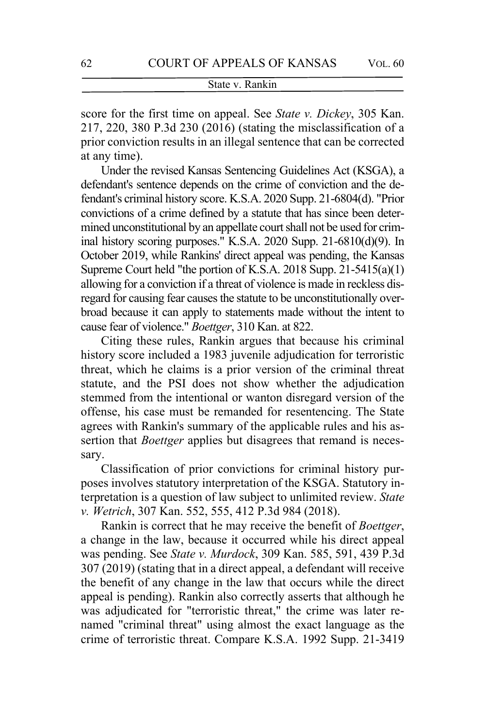score for the first time on appeal. See *State v. Dickey*, 305 Kan. 217, 220, 380 P.3d 230 (2016) (stating the misclassification of a prior conviction results in an illegal sentence that can be corrected at any time).

Under the revised Kansas Sentencing Guidelines Act (KSGA), a defendant's sentence depends on the crime of conviction and the defendant's criminal history score. K.S.A. 2020 Supp. 21-6804(d). "Prior convictions of a crime defined by a statute that has since been determined unconstitutional by an appellate court shall not be used for criminal history scoring purposes." K.S.A. 2020 Supp. 21-6810(d)(9). In October 2019, while Rankins' direct appeal was pending, the Kansas Supreme Court held "the portion of K.S.A. 2018 Supp. 21-5415(a)(1) allowing for a conviction if a threat of violence is made in reckless disregard for causing fear causes the statute to be unconstitutionally overbroad because it can apply to statements made without the intent to cause fear of violence." *Boettger*, 310 Kan. at 822.

Citing these rules, Rankin argues that because his criminal history score included a 1983 juvenile adjudication for terroristic threat, which he claims is a prior version of the criminal threat statute, and the PSI does not show whether the adjudication stemmed from the intentional or wanton disregard version of the offense, his case must be remanded for resentencing. The State agrees with Rankin's summary of the applicable rules and his assertion that *Boettger* applies but disagrees that remand is necessary.

Classification of prior convictions for criminal history purposes involves statutory interpretation of the KSGA. Statutory interpretation is a question of law subject to unlimited review. *State v. Wetrich*, 307 Kan. 552, 555, 412 P.3d 984 (2018).

Rankin is correct that he may receive the benefit of *Boettger*, a change in the law, because it occurred while his direct appeal was pending. See *State v. Murdock*, 309 Kan. 585, 591, 439 P.3d 307 (2019) (stating that in a direct appeal, a defendant will receive the benefit of any change in the law that occurs while the direct appeal is pending). Rankin also correctly asserts that although he was adjudicated for "terroristic threat," the crime was later renamed "criminal threat" using almost the exact language as the crime of terroristic threat. Compare K.S.A. 1992 Supp. 21-3419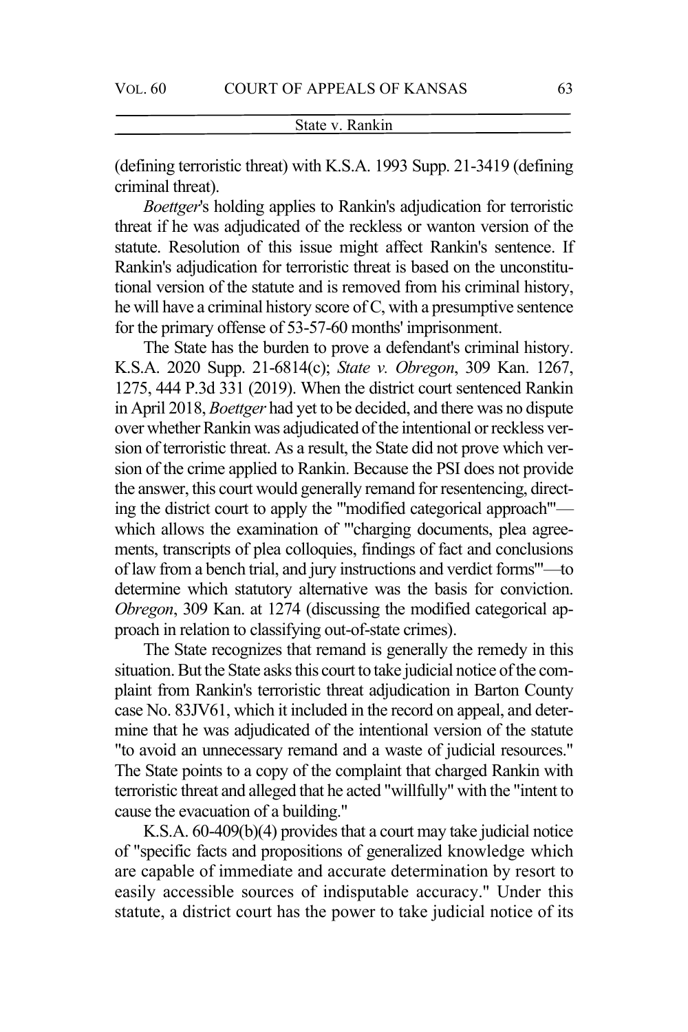(defining terroristic threat) with K.S.A. 1993 Supp. 21-3419 (defining criminal threat).

*Boettger*'s holding applies to Rankin's adjudication for terroristic threat if he was adjudicated of the reckless or wanton version of the statute. Resolution of this issue might affect Rankin's sentence. If Rankin's adjudication for terroristic threat is based on the unconstitutional version of the statute and is removed from his criminal history, he will have a criminal history score of C, with a presumptive sentence for the primary offense of 53-57-60 months' imprisonment.

The State has the burden to prove a defendant's criminal history. K.S.A. 2020 Supp. 21-6814(c); *State v. Obregon*, 309 Kan. 1267, 1275, 444 P.3d 331 (2019). When the district court sentenced Rankin in April 2018, *Boettger* had yet to be decided, and there was no dispute over whether Rankin was adjudicated of the intentional or reckless version of terroristic threat. As a result, the State did not prove which version of the crime applied to Rankin. Because the PSI does not provide the answer, this court would generally remand for resentencing, directing the district court to apply the "'modified categorical approach'"—which allows the examination of "'charging documents, plea agreements, transcripts of plea colloquies, findings of fact and conclusions of law from a bench trial, and jury instructions and verdict forms'"—to determine which statutory alternative was the basis for conviction. *Obregon*, 309 Kan. at 1274 (discussing the modified categorical approach in relation to classifying out-of-state crimes).

The State recognizes that remand is generally the remedy in this situation. But the State asks this court to take judicial notice of the complaint from Rankin's terroristic threat adjudication in Barton County case No. 83JV61, which it included in the record on appeal, and determine that he was adjudicated of the intentional version of the statute "to avoid an unnecessary remand and a waste of judicial resources." The State points to a copy of the complaint that charged Rankin with terroristic threat and alleged that he acted "willfully" with the "intent to cause the evacuation of a building."

K.S.A. 60-409(b)(4) provides that a court may take judicial notice of "specific facts and propositions of generalized knowledge which are capable of immediate and accurate determination by resort to easily accessible sources of indisputable accuracy." Under this statute, a district court has the power to take judicial notice of its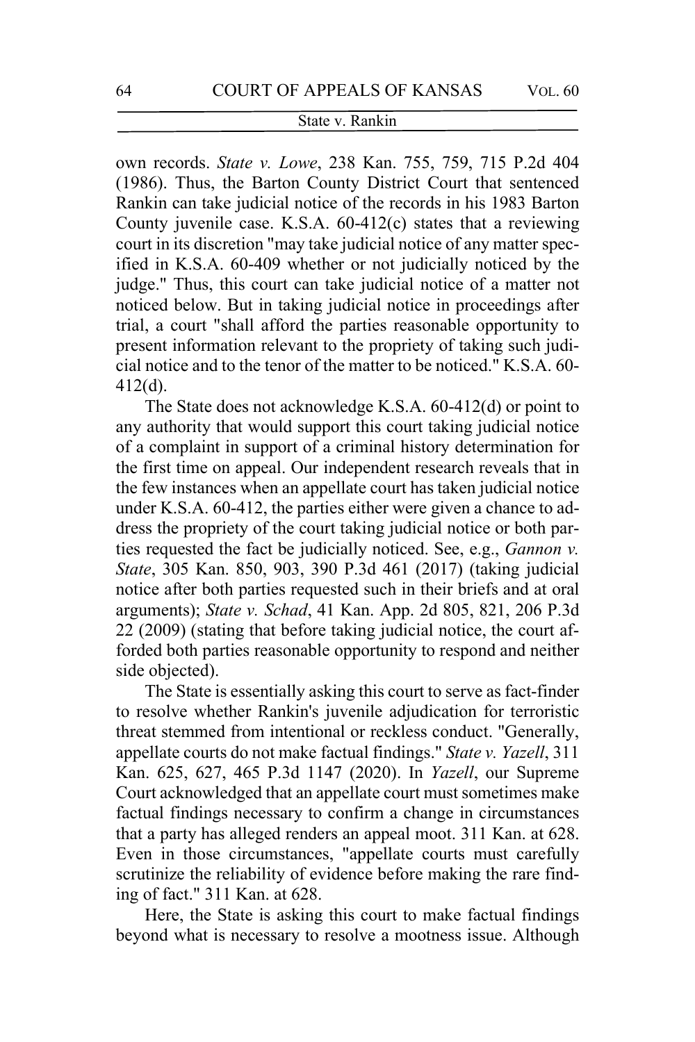own records. *State v. Lowe*, 238 Kan. 755, 759, 715 P.2d 404 (1986). Thus, the Barton County District Court that sentenced Rankin can take judicial notice of the records in his 1983 Barton County juvenile case. K.S.A. 60-412(c) states that a reviewing court in its discretion "may take judicial notice of any matter specified in K.S.A. 60-409 whether or not judicially noticed by the judge." Thus, this court can take judicial notice of a matter not noticed below. But in taking judicial notice in proceedings after trial, a court "shall afford the parties reasonable opportunity to present information relevant to the propriety of taking such judicial notice and to the tenor of the matter to be noticed." K.S.A. 60-412(d).

The State does not acknowledge K.S.A. 60-412(d) or point to any authority that would support this court taking judicial notice of a complaint in support of a criminal history determination for the first time on appeal. Our independent research reveals that in the few instances when an appellate court has taken judicial notice under K.S.A. 60-412, the parties either were given a chance to address the propriety of the court taking judicial notice or both parties requested the fact be judicially noticed. See, e.g., *Gannon v. State*, 305 Kan. 850, 903, 390 P.3d 461 (2017) (taking judicial notice after both parties requested such in their briefs and at oral arguments); *State v. Schad*, 41 Kan. App. 2d 805, 821, 206 P.3d 22 (2009) (stating that before taking judicial notice, the court afforded both parties reasonable opportunity to respond and neither side objected).

The State is essentially asking this court to serve as fact-finder to resolve whether Rankin's juvenile adjudication for terroristic threat stemmed from intentional or reckless conduct. "Generally, appellate courts do not make factual findings." *State v. Yazell*, 311 Kan. 625, 627, 465 P.3d 1147 (2020). In *Yazell*, our Supreme Court acknowledged that an appellate court must sometimes make factual findings necessary to confirm a change in circumstances that a party has alleged renders an appeal moot. 311 Kan. at 628. Even in those circumstances, "appellate courts must carefully scrutinize the reliability of evidence before making the rare finding of fact." 311 Kan. at 628.

Here, the State is asking this court to make factual findings beyond what is necessary to resolve a mootness issue. Although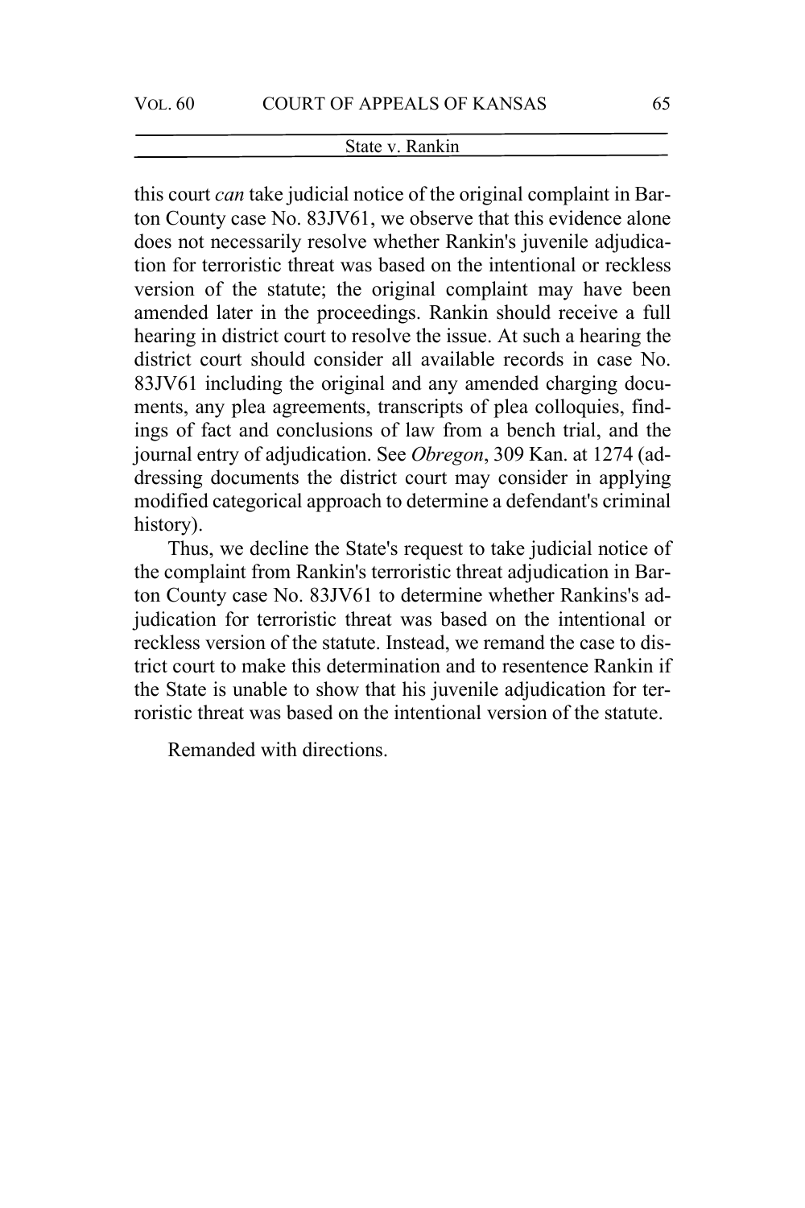this court *can* take judicial notice of the original complaint in Barton County case No. 83JV61, we observe that this evidence alone does not necessarily resolve whether Rankin's juvenile adjudication for terroristic threat was based on the intentional or reckless version of the statute; the original complaint may have been amended later in the proceedings. Rankin should receive a full hearing in district court to resolve the issue. At such a hearing the district court should consider all available records in case No. 83JV61 including the original and any amended charging documents, any plea agreements, transcripts of plea colloquies, findings of fact and conclusions of law from a bench trial, and the journal entry of adjudication. See *Obregon*, 309 Kan. at 1274 (addressing documents the district court may consider in applying modified categorical approach to determine a defendant's criminal history).

Thus, we decline the State's request to take judicial notice of the complaint from Rankin's terroristic threat adjudication in Barton County case No. 83JV61 to determine whether Rankins's adjudication for terroristic threat was based on the intentional or reckless version of the statute. Instead, we remand the case to district court to make this determination and to resentence Rankin if the State is unable to show that his juvenile adjudication for terroristic threat was based on the intentional version of the statute.

Remanded with directions.